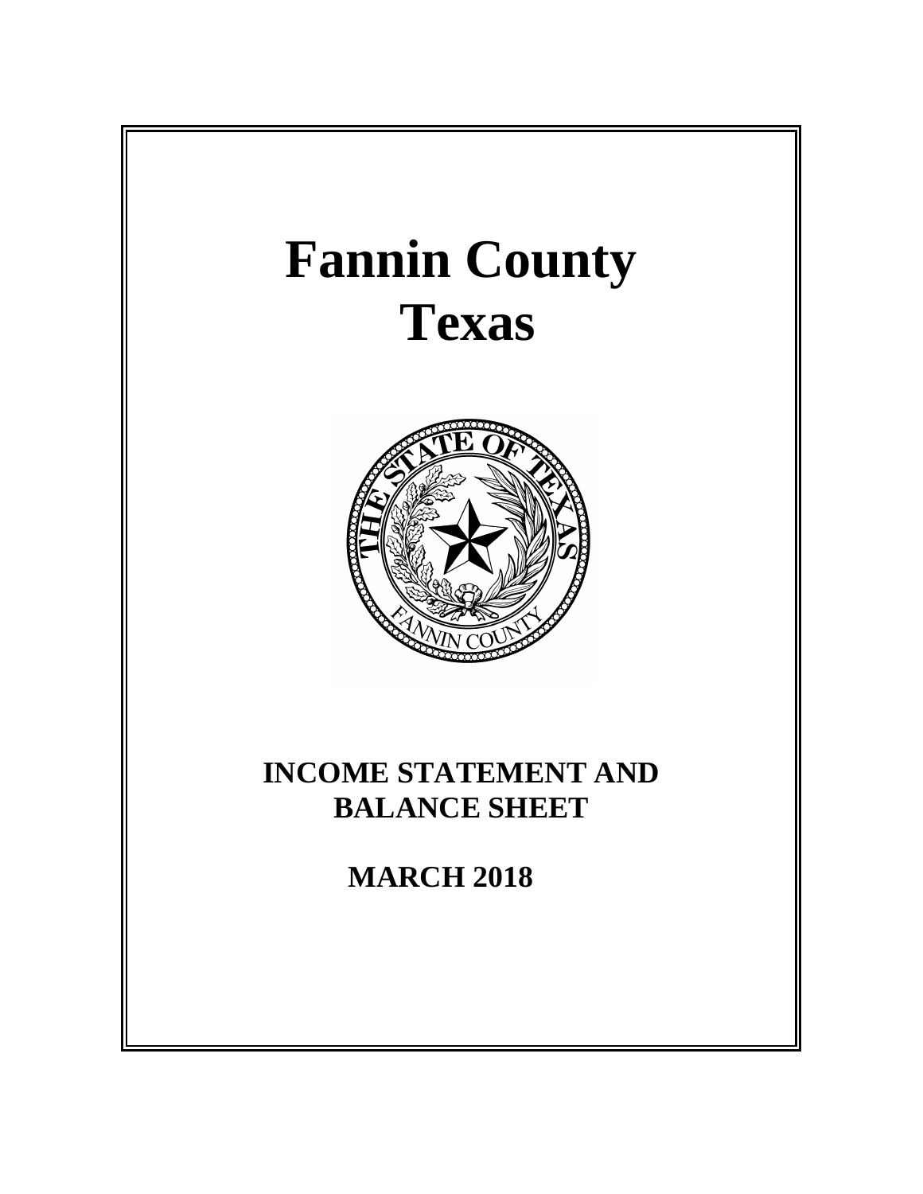# Fannin County
# Texas

## INCOME STATEMENT AND BALANCE SHEET

## MARCH 2018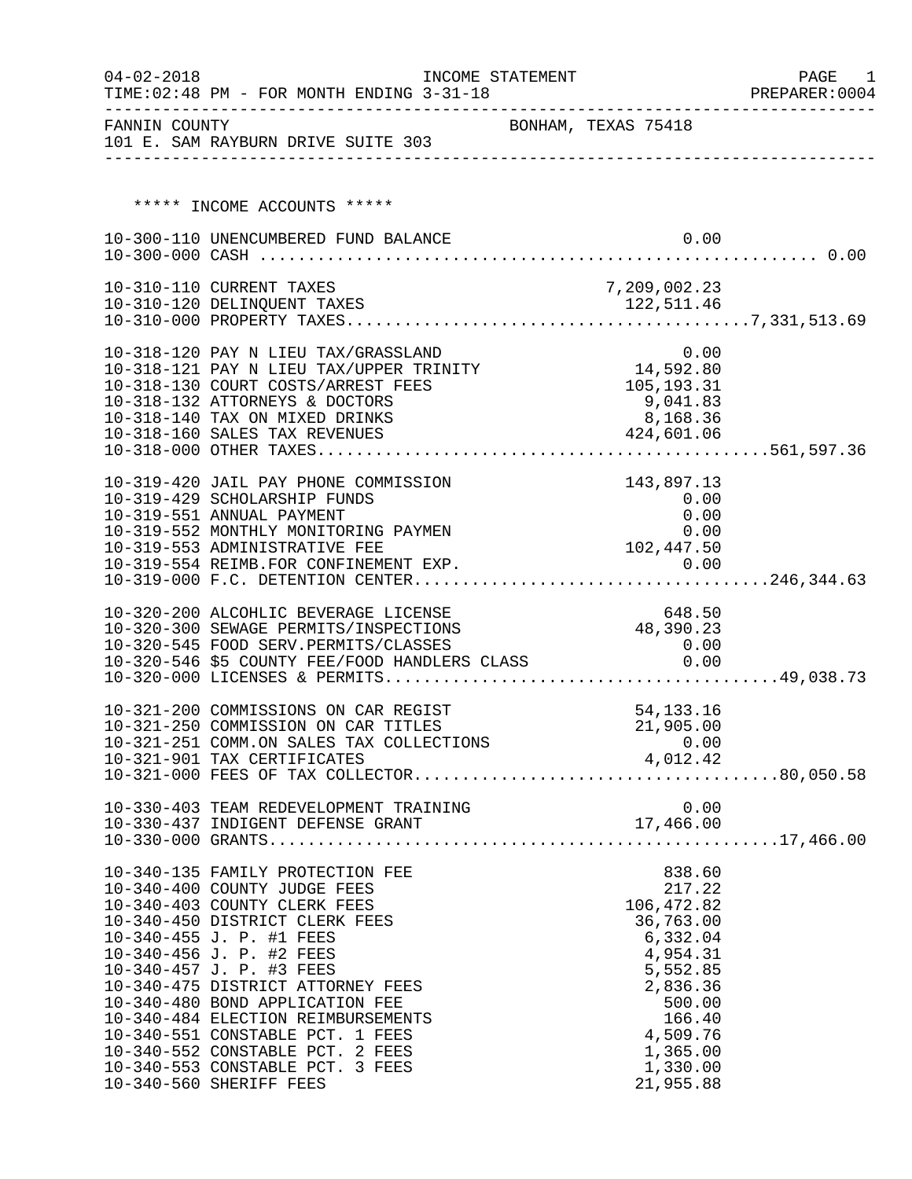04-02-2018 INCOME STATEMENT
TIME:02:48 PM - FOR MONTH ENDING 3-31-18

FANNIN COUNTY — BONHAM, TEXAS 75418
101 E. SAM RAYBURN DRIVE SUITE 303

## ***** INCOME ACCOUNTS *****

| Account | Description | Amount | Total |
|---|---|---|---|
| 10-300-110 | UNENCUMBERED FUND BALANCE | 0.00 | |
| 10-300-000 | CASH | | 0.00 |
| 10-310-110 | CURRENT TAXES | 7,209,002.23 | |
| 10-310-120 | DELINQUENT TAXES | 122,511.46 | |
| 10-310-000 | PROPERTY TAXES | | 7,331,513.69 |
| 10-318-120 | PAY N LIEU TAX/GRASSLAND | 0.00 | |
| 10-318-121 | PAY N LIEU TAX/UPPER TRINITY | 14,592.80 | |
| 10-318-130 | COURT COSTS/ARREST FEES | 105,193.31 | |
| 10-318-132 | ATTORNEYS & DOCTORS | 9,041.83 | |
| 10-318-140 | TAX ON MIXED DRINKS | 8,168.36 | |
| 10-318-160 | SALES TAX REVENUES | 424,601.06 | |
| 10-318-000 | OTHER TAXES | | 561,597.36 |
| 10-319-420 | JAIL PAY PHONE COMMISSION | 143,897.13 | |
| 10-319-429 | SCHOLARSHIP FUNDS | 0.00 | |
| 10-319-551 | ANNUAL PAYMENT | 0.00 | |
| 10-319-552 | MONTHLY MONITORING PAYMEN | 0.00 | |
| 10-319-553 | ADMINISTRATIVE FEE | 102,447.50 | |
| 10-319-554 | REIMB.FOR CONFINEMENT EXP. | 0.00 | |
| 10-319-000 | F.C. DETENTION CENTER | | 246,344.63 |
| 10-320-200 | ALCOHLIC BEVERAGE LICENSE | 648.50 | |
| 10-320-300 | SEWAGE PERMITS/INSPECTIONS | 48,390.23 | |
| 10-320-545 | FOOD SERV.PERMITS/CLASSES | 0.00 | |
| 10-320-546 | $5 COUNTY FEE/FOOD HANDLERS CLASS | 0.00 | |
| 10-320-000 | LICENSES & PERMITS | | 49,038.73 |
| 10-321-200 | COMMISSIONS ON CAR REGIST | 54,133.16 | |
| 10-321-250 | COMMISSION ON CAR TITLES | 21,905.00 | |
| 10-321-251 | COMM.ON SALES TAX COLLECTIONS | 0.00 | |
| 10-321-901 | TAX CERTIFICATES | 4,012.42 | |
| 10-321-000 | FEES OF TAX COLLECTOR | | 80,050.58 |
| 10-330-403 | TEAM REDEVELOPMENT TRAINING | 0.00 | |
| 10-330-437 | INDIGENT DEFENSE GRANT | 17,466.00 | |
| 10-330-000 | GRANTS | | 17,466.00 |
| 10-340-135 | FAMILY PROTECTION FEE | 838.60 | |
| 10-340-400 | COUNTY JUDGE FEES | 217.22 | |
| 10-340-403 | COUNTY CLERK FEES | 106,472.82 | |
| 10-340-450 | DISTRICT CLERK FEES | 36,763.00 | |
| 10-340-455 | J. P. #1 FEES | 6,332.04 | |
| 10-340-456 | J. P. #2 FEES | 4,954.31 | |
| 10-340-457 | J. P. #3 FEES | 5,552.85 | |
| 10-340-475 | DISTRICT ATTORNEY FEES | 2,836.36 | |
| 10-340-480 | BOND APPLICATION FEE | 500.00 | |
| 10-340-484 | ELECTION REIMBURSEMENTS | 166.40 | |
| 10-340-551 | CONSTABLE PCT. 1 FEES | 4,509.76 | |
| 10-340-552 | CONSTABLE PCT. 2 FEES | 1,365.00 | |
| 10-340-553 | CONSTABLE PCT. 3 FEES | 1,330.00 | |
| 10-340-560 | SHERIFF FEES | 21,955.88 | |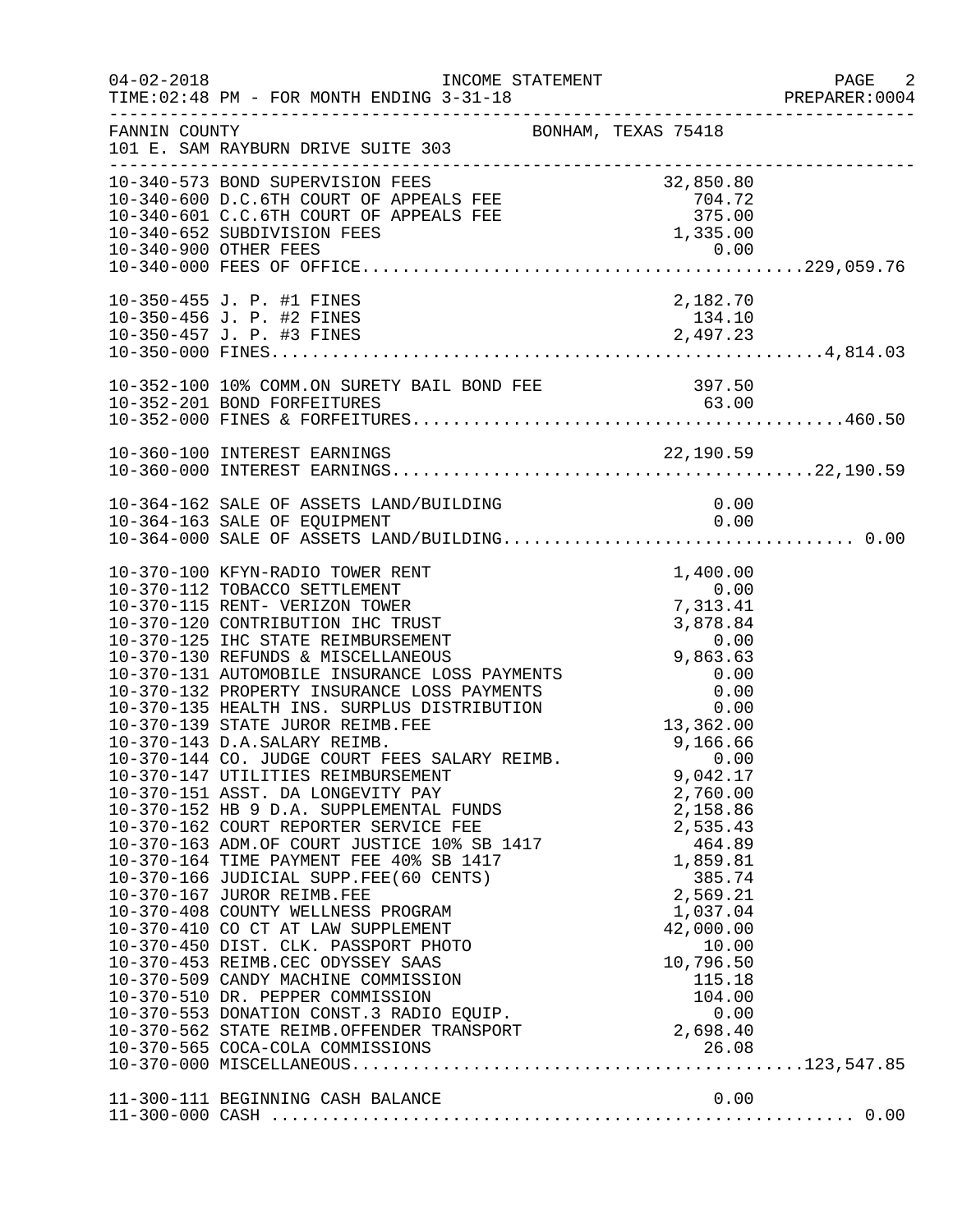FANNIN COUNTY BONHAM, TEXAS 75418
101 E. SAM RAYBURN DRIVE SUITE 303

04-02-2018 INCOME STATEMENT
TIME:02:48 PM - FOR MONTH ENDING 3-31-18
PREPARER:0004

| Account | Description | Amount | Total |
|---|---|---|---|
| 10-340-573 | BOND SUPERVISION FEES | 32,850.80 | |
| 10-340-600 | D.C.6TH COURT OF APPEALS FEE | 704.72 | |
| 10-340-601 | C.C.6TH COURT OF APPEALS FEE | 375.00 | |
| 10-340-652 | SUBDIVISION FEES | 1,335.00 | |
| 10-340-900 | OTHER FEES | 0.00 | |
| 10-340-000 | FEES OF OFFICE | | 229,059.76 |
| 10-350-455 | J. P. #1 FINES | 2,182.70 | |
| 10-350-456 | J. P. #2 FINES | 134.10 | |
| 10-350-457 | J. P. #3 FINES | 2,497.23 | |
| 10-350-000 | FINES | | 4,814.03 |
| 10-352-100 | 10% COMM.ON SURETY BAIL BOND FEE | 397.50 | |
| 10-352-201 | BOND FORFEITURES | 63.00 | |
| 10-352-000 | FINES & FORFEITURES | | 460.50 |
| 10-360-100 | INTEREST EARNINGS | 22,190.59 | |
| 10-360-000 | INTEREST EARNINGS | | 22,190.59 |
| 10-364-162 | SALE OF ASSETS LAND/BUILDING | 0.00 | |
| 10-364-163 | SALE OF EQUIPMENT | 0.00 | |
| 10-364-000 | SALE OF ASSETS LAND/BUILDING | | 0.00 |
| 10-370-100 | KFYN-RADIO TOWER RENT | 1,400.00 | |
| 10-370-112 | TOBACCO SETTLEMENT | 0.00 | |
| 10-370-115 | RENT- VERIZON TOWER | 7,313.41 | |
| 10-370-120 | CONTRIBUTION IHC TRUST | 3,878.84 | |
| 10-370-125 | IHC STATE REIMBURSEMENT | 0.00 | |
| 10-370-130 | REFUNDS & MISCELLANEOUS | 9,863.63 | |
| 10-370-131 | AUTOMOBILE INSURANCE LOSS PAYMENTS | 0.00 | |
| 10-370-132 | PROPERTY INSURANCE LOSS PAYMENTS | 0.00 | |
| 10-370-135 | HEALTH INS. SURPLUS DISTRIBUTION | 0.00 | |
| 10-370-139 | STATE JUROR REIMB.FEE | 13,362.00 | |
| 10-370-143 | D.A.SALARY REIMB. | 9,166.66 | |
| 10-370-144 | CO. JUDGE COURT FEES SALARY REIMB. | 0.00 | |
| 10-370-147 | UTILITIES REIMBURSEMENT | 9,042.17 | |
| 10-370-151 | ASST. DA LONGEVITY PAY | 2,760.00 | |
| 10-370-152 | HB 9 D.A. SUPPLEMENTAL FUNDS | 2,158.86 | |
| 10-370-162 | COURT REPORTER SERVICE FEE | 2,535.43 | |
| 10-370-163 | ADM.OF COURT JUSTICE 10% SB 1417 | 464.89 | |
| 10-370-164 | TIME PAYMENT FEE 40% SB 1417 | 1,859.81 | |
| 10-370-166 | JUDICIAL SUPP.FEE(60 CENTS) | 385.74 | |
| 10-370-167 | JUROR REIMB.FEE | 2,569.21 | |
| 10-370-408 | COUNTY WELLNESS PROGRAM | 1,037.04 | |
| 10-370-410 | CO CT AT LAW SUPPLEMENT | 42,000.00 | |
| 10-370-450 | DIST. CLK. PASSPORT PHOTO | 10.00 | |
| 10-370-453 | REIMB.CEC ODYSSEY SAAS | 10,796.50 | |
| 10-370-509 | CANDY MACHINE COMMISSION | 115.18 | |
| 10-370-510 | DR. PEPPER COMMISSION | 104.00 | |
| 10-370-553 | DONATION CONST.3 RADIO EQUIP. | 0.00 | |
| 10-370-562 | STATE REIMB.OFFENDER TRANSPORT | 2,698.40 | |
| 10-370-565 | COCA-COLA COMMISSIONS | 26.08 | |
| 10-370-000 | MISCELLANEOUS | | 123,547.85 |
| 11-300-111 | BEGINNING CASH BALANCE | 0.00 | |
| 11-300-000 | CASH | | 0.00 |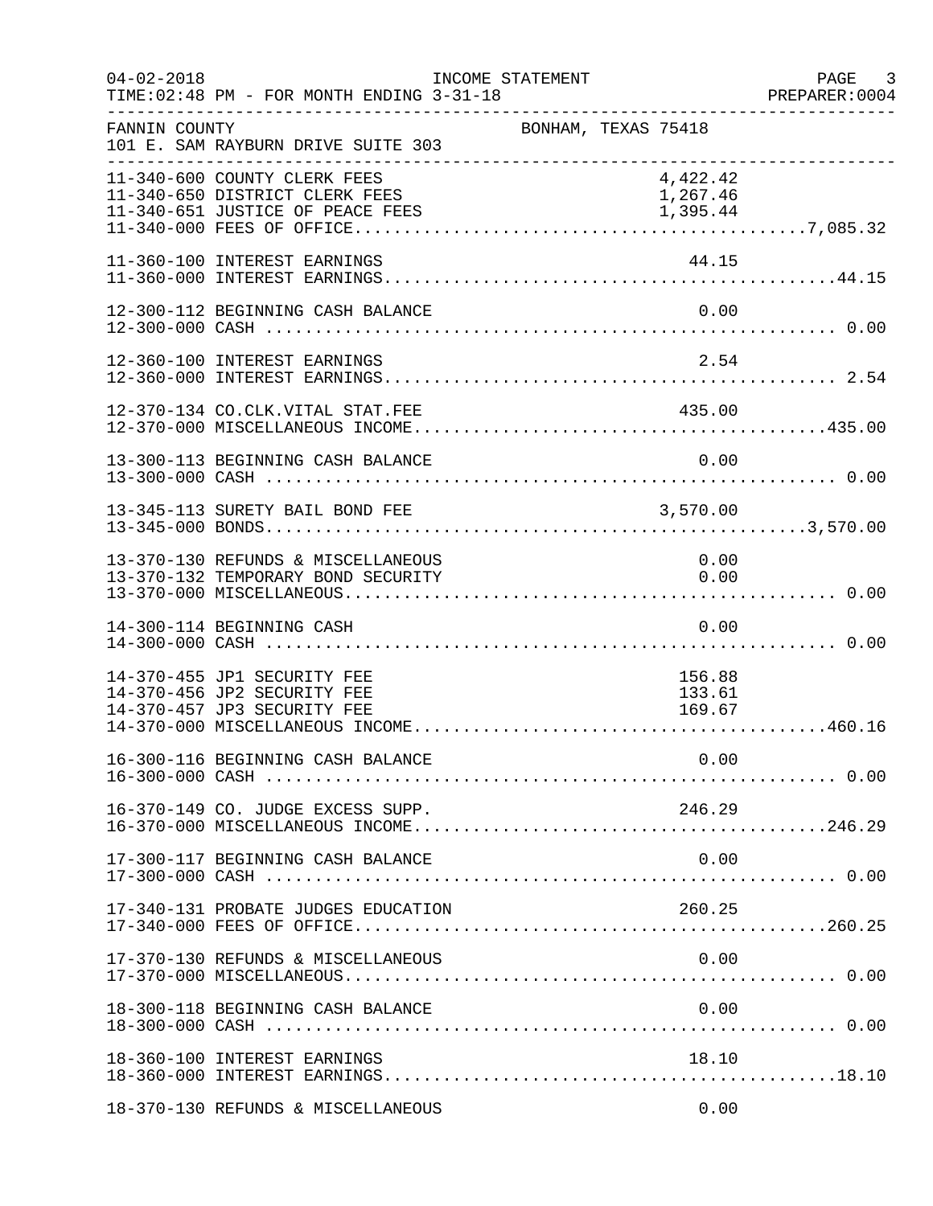FANNIN COUNTY — BONHAM, TEXAS 75418
101 E. SAM RAYBURN DRIVE SUITE 303

INCOME STATEMENT — FOR MONTH ENDING 3-31-18

| Account | Description | Amount | Total |
|---|---|---|---|
| 11-340-600 | COUNTY CLERK FEES | 4,422.42 | |
| 11-340-650 | DISTRICT CLERK FEES | 1,267.46 | |
| 11-340-651 | JUSTICE OF PEACE FEES | 1,395.44 | |
| 11-340-000 | FEES OF OFFICE | | 7,085.32 |
| 11-360-100 | INTEREST EARNINGS | 44.15 | |
| 11-360-000 | INTEREST EARNINGS | | 44.15 |
| 12-300-112 | BEGINNING CASH BALANCE | 0.00 | |
| 12-300-000 | CASH | | 0.00 |
| 12-360-100 | INTEREST EARNINGS | 2.54 | |
| 12-360-000 | INTEREST EARNINGS | | 2.54 |
| 12-370-134 | CO.CLK.VITAL STAT.FEE | 435.00 | |
| 12-370-000 | MISCELLANEOUS INCOME | | 435.00 |
| 13-300-113 | BEGINNING CASH BALANCE | 0.00 | |
| 13-300-000 | CASH | | 0.00 |
| 13-345-113 | SURETY BAIL BOND FEE | 3,570.00 | |
| 13-345-000 | BONDS | | 3,570.00 |
| 13-370-130 | REFUNDS & MISCELLANEOUS | 0.00 | |
| 13-370-132 | TEMPORARY BOND SECURITY | 0.00 | |
| 13-370-000 | MISCELLANEOUS | | 0.00 |
| 14-300-114 | BEGINNING CASH | 0.00 | |
| 14-300-000 | CASH | | 0.00 |
| 14-370-455 | JP1 SECURITY FEE | 156.88 | |
| 14-370-456 | JP2 SECURITY FEE | 133.61 | |
| 14-370-457 | JP3 SECURITY FEE | 169.67 | |
| 14-370-000 | MISCELLANEOUS INCOME | | 460.16 |
| 16-300-116 | BEGINNING CASH BALANCE | 0.00 | |
| 16-300-000 | CASH | | 0.00 |
| 16-370-149 | CO. JUDGE EXCESS SUPP. | 246.29 | |
| 16-370-000 | MISCELLANEOUS INCOME | | 246.29 |
| 17-300-117 | BEGINNING CASH BALANCE | 0.00 | |
| 17-300-000 | CASH | | 0.00 |
| 17-340-131 | PROBATE JUDGES EDUCATION | 260.25 | |
| 17-340-000 | FEES OF OFFICE | | 260.25 |
| 17-370-130 | REFUNDS & MISCELLANEOUS | 0.00 | |
| 17-370-000 | MISCELLANEOUS | | 0.00 |
| 18-300-118 | BEGINNING CASH BALANCE | 0.00 | |
| 18-300-000 | CASH | | 0.00 |
| 18-360-100 | INTEREST EARNINGS | 18.10 | |
| 18-360-000 | INTEREST EARNINGS | | 18.10 |
| 18-370-130 | REFUNDS & MISCELLANEOUS | 0.00 | |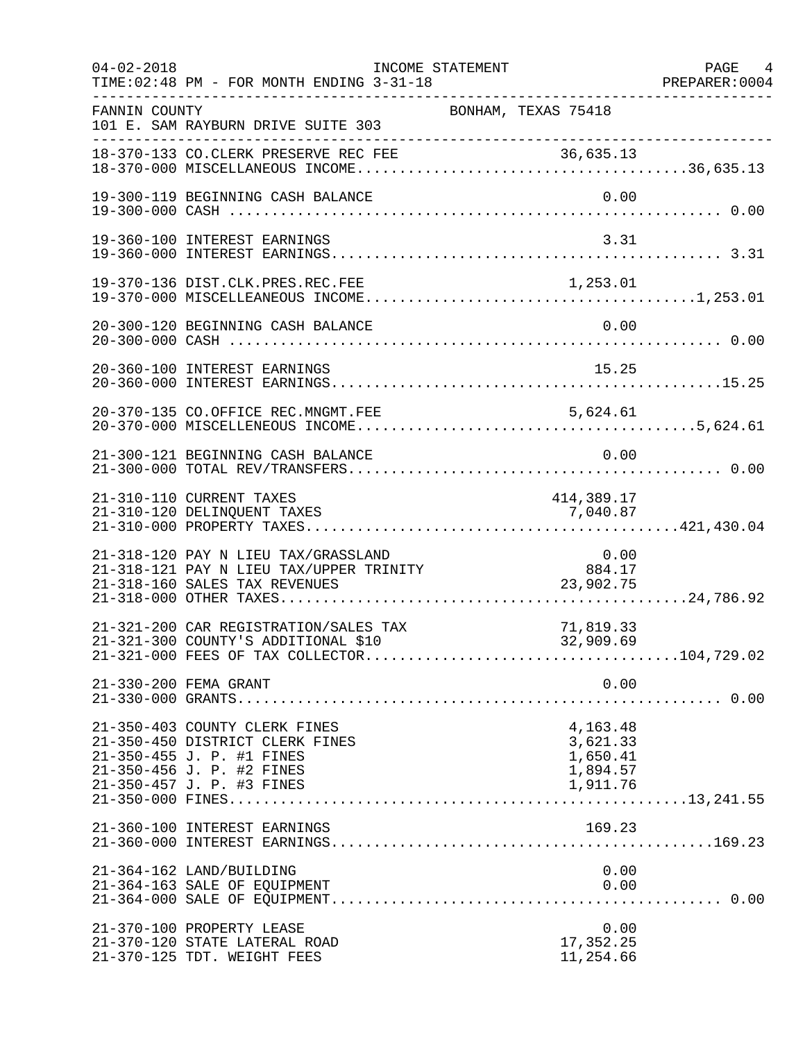INCOME STATEMENT

04-02-2018 TIME:02:48 PM - FOR MONTH ENDING 3-31-18 PREPARER:0004

FANNIN COUNTY — BONHAM, TEXAS 75418
101 E. SAM RAYBURN DRIVE SUITE 303

| Account | Description | Amount | Total |
|---|---|---|---|
| 18-370-133 | CO.CLERK PRESERVE REC FEE | 36,635.13 | |
| 18-370-000 | MISCELLANEOUS INCOME | | 36,635.13 |
| 19-300-119 | BEGINNING CASH BALANCE | 0.00 | |
| 19-300-000 | CASH | | 0.00 |
| 19-360-100 | INTEREST EARNINGS | 3.31 | |
| 19-360-000 | INTEREST EARNINGS | | 3.31 |
| 19-370-136 | DIST.CLK.PRES.REC.FEE | 1,253.01 | |
| 19-370-000 | MISCELLEANEOUS INCOME | | 1,253.01 |
| 20-300-120 | BEGINNING CASH BALANCE | 0.00 | |
| 20-300-000 | CASH | | 0.00 |
| 20-360-100 | INTEREST EARNINGS | 15.25 | |
| 20-360-000 | INTEREST EARNINGS | | 15.25 |
| 20-370-135 | CO.OFFICE REC.MNGMT.FEE | 5,624.61 | |
| 20-370-000 | MISCELLENEOUS INCOME | | 5,624.61 |
| 21-300-121 | BEGINNING CASH BALANCE | 0.00 | |
| 21-300-000 | TOTAL REV/TRANSFERS | | 0.00 |
| 21-310-110 | CURRENT TAXES | 414,389.17 | |
| 21-310-120 | DELINQUENT TAXES | 7,040.87 | |
| 21-310-000 | PROPERTY TAXES | | 421,430.04 |
| 21-318-120 | PAY N LIEU TAX/GRASSLAND | 0.00 | |
| 21-318-121 | PAY N LIEU TAX/UPPER TRINITY | 884.17 | |
| 21-318-160 | SALES TAX REVENUES | 23,902.75 | |
| 21-318-000 | OTHER TAXES | | 24,786.92 |
| 21-321-200 | CAR REGISTRATION/SALES TAX | 71,819.33 | |
| 21-321-300 | COUNTY'S ADDITIONAL $10 | 32,909.69 | |
| 21-321-000 | FEES OF TAX COLLECTOR | | 104,729.02 |
| 21-330-200 | FEMA GRANT | 0.00 | |
| 21-330-000 | GRANTS | | 0.00 |
| 21-350-403 | COUNTY CLERK FINES | 4,163.48 | |
| 21-350-450 | DISTRICT CLERK FINES | 3,621.33 | |
| 21-350-455 | J. P. #1 FINES | 1,650.41 | |
| 21-350-456 | J. P. #2 FINES | 1,894.57 | |
| 21-350-457 | J. P. #3 FINES | 1,911.76 | |
| 21-350-000 | FINES | | 13,241.55 |
| 21-360-100 | INTEREST EARNINGS | 169.23 | |
| 21-360-000 | INTEREST EARNINGS | | 169.23 |
| 21-364-162 | LAND/BUILDING | 0.00 | |
| 21-364-163 | SALE OF EQUIPMENT | 0.00 | |
| 21-364-000 | SALE OF EQUIPMENT | | 0.00 |
| 21-370-100 | PROPERTY LEASE | 0.00 | |
| 21-370-120 | STATE LATERAL ROAD | 17,352.25 | |
| 21-370-125 | TDT. WEIGHT FEES | 11,254.66 | |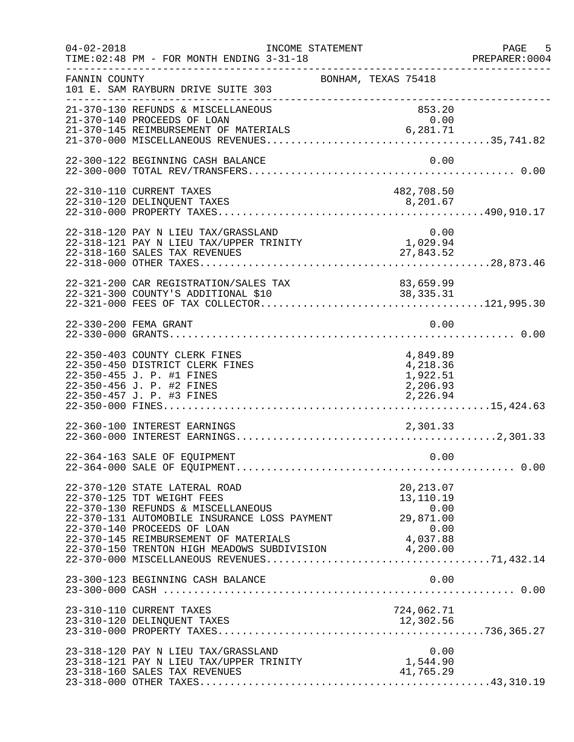INCOME STATEMENT

04-02-2018
TIME:02:48 PM - FOR MONTH ENDING 3-31-18
PREPARER:0004

FANNIN COUNTY — BONHAM, TEXAS 75418
101 E. SAM RAYBURN DRIVE SUITE 303

| Account | Description | Amount | Total |
|---|---|---|---|
| 21-370-130 | REFUNDS & MISCELLANEOUS | 853.20 | |
| 21-370-140 | PROCEEDS OF LOAN | 0.00 | |
| 21-370-145 | REIMBURSEMENT OF MATERIALS | 6,281.71 | |
| 21-370-000 | MISCELLANEOUS REVENUES | | 35,741.82 |
| 22-300-122 | BEGINNING CASH BALANCE | 0.00 | |
| 22-300-000 | TOTAL REV/TRANSFERS | | 0.00 |
| 22-310-110 | CURRENT TAXES | 482,708.50 | |
| 22-310-120 | DELINQUENT TAXES | 8,201.67 | |
| 22-310-000 | PROPERTY TAXES | | 490,910.17 |
| 22-318-120 | PAY N LIEU TAX/GRASSLAND | 0.00 | |
| 22-318-121 | PAY N LIEU TAX/UPPER TRINITY | 1,029.94 | |
| 22-318-160 | SALES TAX REVENUES | 27,843.52 | |
| 22-318-000 | OTHER TAXES | | 28,873.46 |
| 22-321-200 | CAR REGISTRATION/SALES TAX | 83,659.99 | |
| 22-321-300 | COUNTY'S ADDITIONAL $10 | 38,335.31 | |
| 22-321-000 | FEES OF TAX COLLECTOR | | 121,995.30 |
| 22-330-200 | FEMA GRANT | 0.00 | |
| 22-330-000 | GRANTS | | 0.00 |
| 22-350-403 | COUNTY CLERK FINES | 4,849.89 | |
| 22-350-450 | DISTRICT CLERK FINES | 4,218.36 | |
| 22-350-455 | J. P. #1 FINES | 1,922.51 | |
| 22-350-456 | J. P. #2 FINES | 2,206.93 | |
| 22-350-457 | J. P. #3 FINES | 2,226.94 | |
| 22-350-000 | FINES | | 15,424.63 |
| 22-360-100 | INTEREST EARNINGS | 2,301.33 | |
| 22-360-000 | INTEREST EARNINGS | | 2,301.33 |
| 22-364-163 | SALE OF EQUIPMENT | 0.00 | |
| 22-364-000 | SALE OF EQUIPMENT | | 0.00 |
| 22-370-120 | STATE LATERAL ROAD | 20,213.07 | |
| 22-370-125 | TDT WEIGHT FEES | 13,110.19 | |
| 22-370-130 | REFUNDS & MISCELLANEOUS | 0.00 | |
| 22-370-131 | AUTOMOBILE INSURANCE LOSS PAYMENT | 29,871.00 | |
| 22-370-140 | PROCEEDS OF LOAN | 0.00 | |
| 22-370-145 | REIMBURSEMENT OF MATERIALS | 4,037.88 | |
| 22-370-150 | TRENTON HIGH MEADOWS SUBDIVISION | 4,200.00 | |
| 22-370-000 | MISCELLANEOUS REVENUES | | 71,432.14 |
| 23-300-123 | BEGINNING CASH BALANCE | 0.00 | |
| 23-300-000 | CASH | | 0.00 |
| 23-310-110 | CURRENT TAXES | 724,062.71 | |
| 23-310-120 | DELINQUENT TAXES | 12,302.56 | |
| 23-310-000 | PROPERTY TAXES | | 736,365.27 |
| 23-318-120 | PAY N LIEU TAX/GRASSLAND | 0.00 | |
| 23-318-121 | PAY N LIEU TAX/UPPER TRINITY | 1,544.90 | |
| 23-318-160 | SALES TAX REVENUES | 41,765.29 | |
| 23-318-000 | OTHER TAXES | | 43,310.19 |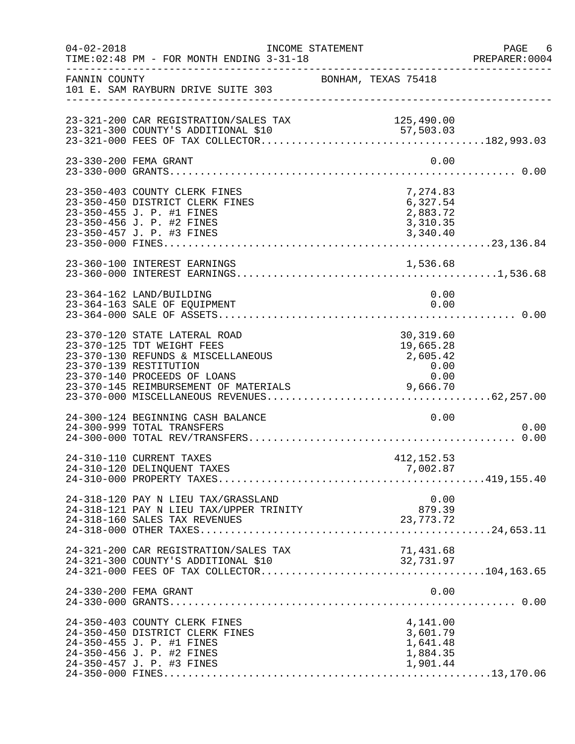FANNIN COUNTY BONHAM, TEXAS 75418
101 E. SAM RAYBURN DRIVE SUITE 303

INCOME STATEMENT — FOR MONTH ENDING 3-31-18

| Account | Description | Amount | Total |
|---|---|---|---|
| 23-321-200 | CAR REGISTRATION/SALES TAX | 125,490.00 | |
| 23-321-300 | COUNTY'S ADDITIONAL $10 | 57,503.03 | |
| 23-321-000 | FEES OF TAX COLLECTOR | | 182,993.03 |
| 23-330-200 | FEMA GRANT | 0.00 | |
| 23-330-000 | GRANTS | | 0.00 |
| 23-350-403 | COUNTY CLERK FINES | 7,274.83 | |
| 23-350-450 | DISTRICT CLERK FINES | 6,327.54 | |
| 23-350-455 | J. P. #1 FINES | 2,883.72 | |
| 23-350-456 | J. P. #2 FINES | 3,310.35 | |
| 23-350-457 | J. P. #3 FINES | 3,340.40 | |
| 23-350-000 | FINES | | 23,136.84 |
| 23-360-100 | INTEREST EARNINGS | 1,536.68 | |
| 23-360-000 | INTEREST EARNINGS | | 1,536.68 |
| 23-364-162 | LAND/BUILDING | 0.00 | |
| 23-364-163 | SALE OF EQUIPMENT | 0.00 | |
| 23-364-000 | SALE OF ASSETS | | 0.00 |
| 23-370-120 | STATE LATERAL ROAD | 30,319.60 | |
| 23-370-125 | TDT WEIGHT FEES | 19,665.28 | |
| 23-370-130 | REFUNDS & MISCELLANEOUS | 2,605.42 | |
| 23-370-139 | RESTITUTION | 0.00 | |
| 23-370-140 | PROCEEDS OF LOANS | 0.00 | |
| 23-370-145 | REIMBURSEMENT OF MATERIALS | 9,666.70 | |
| 23-370-000 | MISCELLANEOUS REVENUES | | 62,257.00 |
| 24-300-124 | BEGINNING CASH BALANCE | 0.00 | |
| 24-300-999 | TOTAL TRANSFERS | | 0.00 |
| 24-300-000 | TOTAL REV/TRANSFERS | | 0.00 |
| 24-310-110 | CURRENT TAXES | 412,152.53 | |
| 24-310-120 | DELINQUENT TAXES | 7,002.87 | |
| 24-310-000 | PROPERTY TAXES | | 419,155.40 |
| 24-318-120 | PAY N LIEU TAX/GRASSLAND | 0.00 | |
| 24-318-121 | PAY N LIEU TAX/UPPER TRINITY | 879.39 | |
| 24-318-160 | SALES TAX REVENUES | 23,773.72 | |
| 24-318-000 | OTHER TAXES | | 24,653.11 |
| 24-321-200 | CAR REGISTRATION/SALES TAX | 71,431.68 | |
| 24-321-300 | COUNTY'S ADDITIONAL $10 | 32,731.97 | |
| 24-321-000 | FEES OF TAX COLLECTOR | | 104,163.65 |
| 24-330-200 | FEMA GRANT | 0.00 | |
| 24-330-000 | GRANTS | | 0.00 |
| 24-350-403 | COUNTY CLERK FINES | 4,141.00 | |
| 24-350-450 | DISTRICT CLERK FINES | 3,601.79 | |
| 24-350-455 | J. P. #1 FINES | 1,641.48 | |
| 24-350-456 | J. P. #2 FINES | 1,884.35 | |
| 24-350-457 | J. P. #3 FINES | 1,901.44 | |
| 24-350-000 | FINES | | 13,170.06 |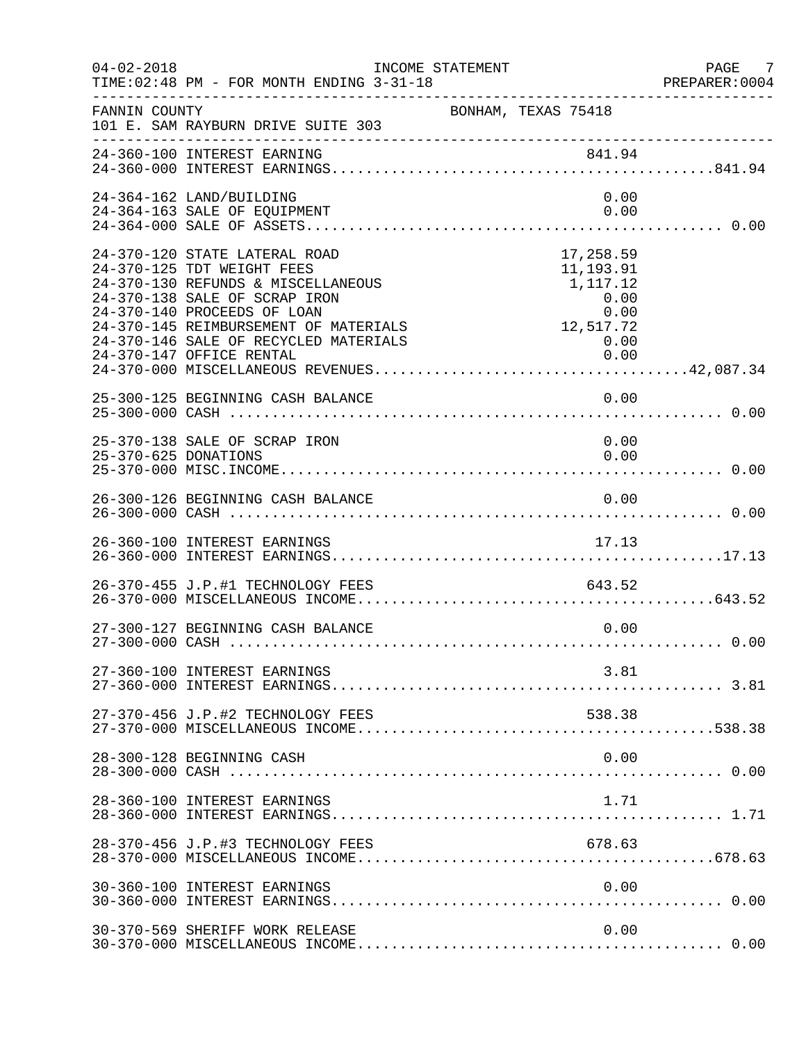FANNIN COUNTY — BONHAM, TEXAS 75418
101 E. SAM RAYBURN DRIVE SUITE 303

INCOME STATEMENT
TIME:02:48 PM - FOR MONTH ENDING 3-31-18

| Account | Description | Amount | Total |
|---|---|---|---|
| 24-360-100 | INTEREST EARNING | 841.94 | |
| 24-360-000 | INTEREST EARNINGS | | 841.94 |
| 24-364-162 | LAND/BUILDING | 0.00 | |
| 24-364-163 | SALE OF EQUIPMENT | 0.00 | |
| 24-364-000 | SALE OF ASSETS | | 0.00 |
| 24-370-120 | STATE LATERAL ROAD | 17,258.59 | |
| 24-370-125 | TDT WEIGHT FEES | 11,193.91 | |
| 24-370-130 | REFUNDS & MISCELLANEOUS | 1,117.12 | |
| 24-370-138 | SALE OF SCRAP IRON | 0.00 | |
| 24-370-140 | PROCEEDS OF LOAN | 0.00 | |
| 24-370-145 | REIMBURSEMENT OF MATERIALS | 12,517.72 | |
| 24-370-146 | SALE OF RECYCLED MATERIALS | 0.00 | |
| 24-370-147 | OFFICE RENTAL | 0.00 | |
| 24-370-000 | MISCELLANEOUS REVENUES | | 42,087.34 |
| 25-300-125 | BEGINNING CASH BALANCE | 0.00 | |
| 25-300-000 | CASH | | 0.00 |
| 25-370-138 | SALE OF SCRAP IRON | 0.00 | |
| 25-370-625 | DONATIONS | 0.00 | |
| 25-370-000 | MISC.INCOME | | 0.00 |
| 26-300-126 | BEGINNING CASH BALANCE | 0.00 | |
| 26-300-000 | CASH | | 0.00 |
| 26-360-100 | INTEREST EARNINGS | 17.13 | |
| 26-360-000 | INTEREST EARNINGS | | 17.13 |
| 26-370-455 | J.P.#1 TECHNOLOGY FEES | 643.52 | |
| 26-370-000 | MISCELLANEOUS INCOME | | 643.52 |
| 27-300-127 | BEGINNING CASH BALANCE | 0.00 | |
| 27-300-000 | CASH | | 0.00 |
| 27-360-100 | INTEREST EARNINGS | 3.81 | |
| 27-360-000 | INTEREST EARNINGS | | 3.81 |
| 27-370-456 | J.P.#2 TECHNOLOGY FEES | 538.38 | |
| 27-370-000 | MISCELLANEOUS INCOME | | 538.38 |
| 28-300-128 | BEGINNING CASH | 0.00 | |
| 28-300-000 | CASH | | 0.00 |
| 28-360-100 | INTEREST EARNINGS | 1.71 | |
| 28-360-000 | INTEREST EARNINGS | | 1.71 |
| 28-370-456 | J.P.#3 TECHNOLOGY FEES | 678.63 | |
| 28-370-000 | MISCELLANEOUS INCOME | | 678.63 |
| 30-360-100 | INTEREST EARNINGS | 0.00 | |
| 30-360-000 | INTEREST EARNINGS | | 0.00 |
| 30-370-569 | SHERIFF WORK RELEASE | 0.00 | |
| 30-370-000 | MISCELLANEOUS INCOME | | 0.00 |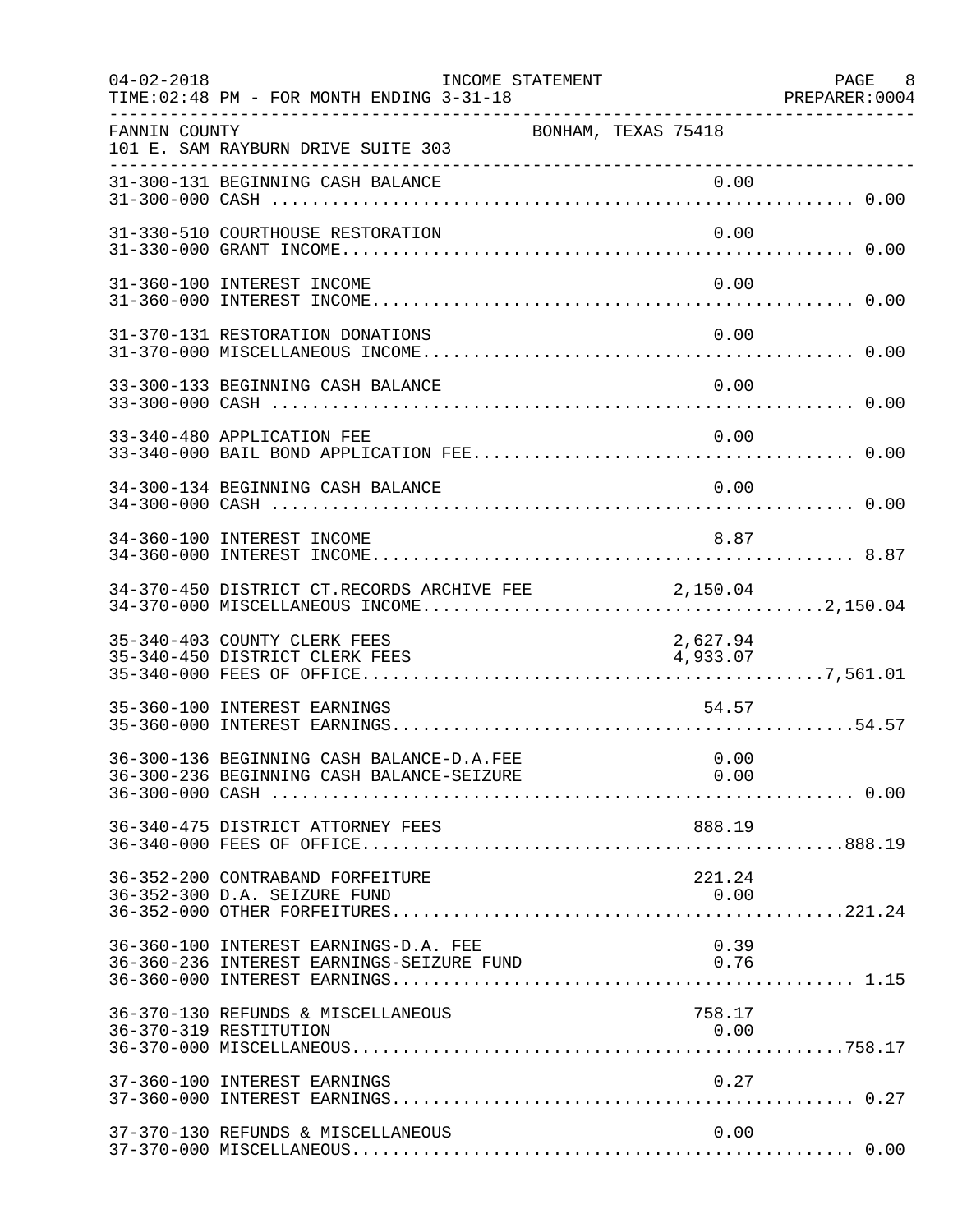FANNIN COUNTY — BONHAM, TEXAS 75418
101 E. SAM RAYBURN DRIVE SUITE 303

INCOME STATEMENT — TIME:02:48 PM - FOR MONTH ENDING 3-31-18

| Account | Description | Detail | Total |
|---|---|---|---|
| 31-300-131 | BEGINNING CASH BALANCE | 0.00 | |
| 31-300-000 | CASH | | 0.00 |
| 31-330-510 | COURTHOUSE RESTORATION | 0.00 | |
| 31-330-000 | GRANT INCOME | | 0.00 |
| 31-360-100 | INTEREST INCOME | 0.00 | |
| 31-360-000 | INTEREST INCOME | | 0.00 |
| 31-370-131 | RESTORATION DONATIONS | 0.00 | |
| 31-370-000 | MISCELLANEOUS INCOME | | 0.00 |
| 33-300-133 | BEGINNING CASH BALANCE | 0.00 | |
| 33-300-000 | CASH | | 0.00 |
| 33-340-480 | APPLICATION FEE | 0.00 | |
| 33-340-000 | BAIL BOND APPLICATION FEE | | 0.00 |
| 34-300-134 | BEGINNING CASH BALANCE | 0.00 | |
| 34-300-000 | CASH | | 0.00 |
| 34-360-100 | INTEREST INCOME | 8.87 | |
| 34-360-000 | INTEREST INCOME | | 8.87 |
| 34-370-450 | DISTRICT CT.RECORDS ARCHIVE FEE | 2,150.04 | |
| 34-370-000 | MISCELLANEOUS INCOME | | 2,150.04 |
| 35-340-403 | COUNTY CLERK FEES | 2,627.94 | |
| 35-340-450 | DISTRICT CLERK FEES | 4,933.07 | |
| 35-340-000 | FEES OF OFFICE | | 7,561.01 |
| 35-360-100 | INTEREST EARNINGS | 54.57 | |
| 35-360-000 | INTEREST EARNINGS | | 54.57 |
| 36-300-136 | BEGINNING CASH BALANCE-D.A.FEE | 0.00 | |
| 36-300-236 | BEGINNING CASH BALANCE-SEIZURE | 0.00 | |
| 36-300-000 | CASH | | 0.00 |
| 36-340-475 | DISTRICT ATTORNEY FEES | 888.19 | |
| 36-340-000 | FEES OF OFFICE | | 888.19 |
| 36-352-200 | CONTRABAND FORFEITURE | 221.24 | |
| 36-352-300 | D.A. SEIZURE FUND | 0.00 | |
| 36-352-000 | OTHER FORFEITURES | | 221.24 |
| 36-360-100 | INTEREST EARNINGS-D.A. FEE | 0.39 | |
| 36-360-236 | INTEREST EARNINGS-SEIZURE FUND | 0.76 | |
| 36-360-000 | INTEREST EARNINGS | | 1.15 |
| 36-370-130 | REFUNDS & MISCELLANEOUS | 758.17 | |
| 36-370-319 | RESTITUTION | 0.00 | |
| 36-370-000 | MISCELLANEOUS | | 758.17 |
| 37-360-100 | INTEREST EARNINGS | 0.27 | |
| 37-360-000 | INTEREST EARNINGS | | 0.27 |
| 37-370-130 | REFUNDS & MISCELLANEOUS | 0.00 | |
| 37-370-000 | MISCELLANEOUS | | 0.00 |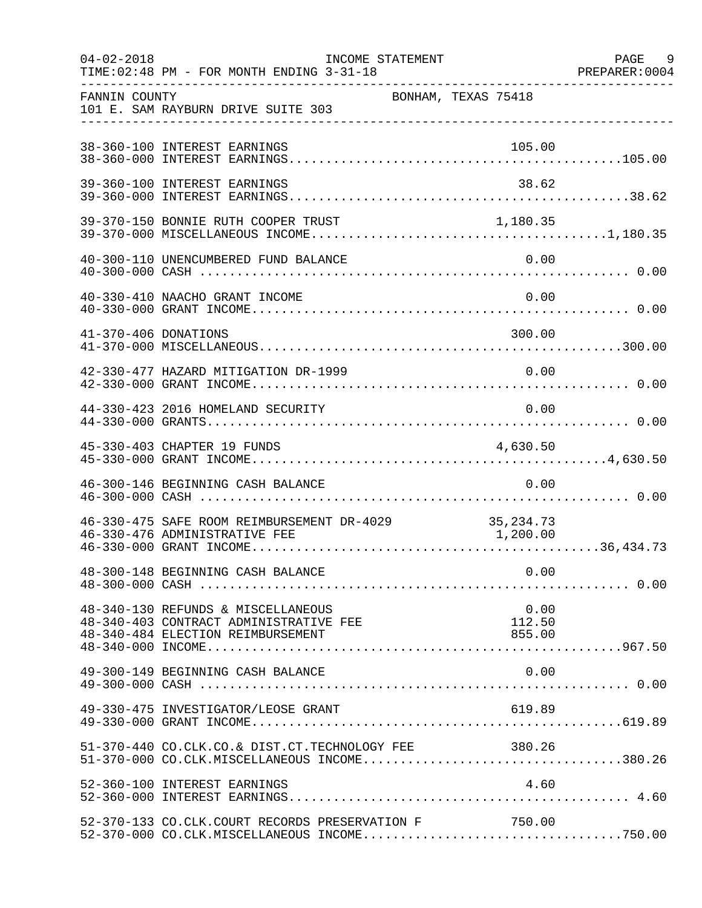FANNIN COUNTY BONHAM, TEXAS 75418
101 E. SAM RAYBURN DRIVE SUITE 303

INCOME STATEMENT — FOR MONTH ENDING 3-31-18

| Account | Description | Amount | Total |
|---|---|---|---|
| 38-360-100 | INTEREST EARNINGS | 105.00 | |
| 38-360-000 | INTEREST EARNINGS | | 105.00 |
| 39-360-100 | INTEREST EARNINGS | 38.62 | |
| 39-360-000 | INTEREST EARNINGS | | 38.62 |
| 39-370-150 | BONNIE RUTH COOPER TRUST | 1,180.35 | |
| 39-370-000 | MISCELLANEOUS INCOME | | 1,180.35 |
| 40-300-110 | UNENCUMBERED FUND BALANCE | 0.00 | |
| 40-300-000 | CASH | | 0.00 |
| 40-330-410 | NAACHO GRANT INCOME | 0.00 | |
| 40-330-000 | GRANT INCOME | | 0.00 |
| 41-370-406 | DONATIONS | 300.00 | |
| 41-370-000 | MISCELLANEOUS | | 300.00 |
| 42-330-477 | HAZARD MITIGATION DR-1999 | 0.00 | |
| 42-330-000 | GRANT INCOME | | 0.00 |
| 44-330-423 | 2016 HOMELAND SECURITY | 0.00 | |
| 44-330-000 | GRANTS | | 0.00 |
| 45-330-403 | CHAPTER 19 FUNDS | 4,630.50 | |
| 45-330-000 | GRANT INCOME | | 4,630.50 |
| 46-300-146 | BEGINNING CASH BALANCE | 0.00 | |
| 46-300-000 | CASH | | 0.00 |
| 46-330-475 | SAFE ROOM REIMBURSEMENT DR-4029 | 35,234.73 | |
| 46-330-476 | ADMINISTRATIVE FEE | 1,200.00 | |
| 46-330-000 | GRANT INCOME | | 36,434.73 |
| 48-300-148 | BEGINNING CASH BALANCE | 0.00 | |
| 48-300-000 | CASH | | 0.00 |
| 48-340-130 | REFUNDS & MISCELLANEOUS | 0.00 | |
| 48-340-403 | CONTRACT ADMINISTRATIVE FEE | 112.50 | |
| 48-340-484 | ELECTION REIMBURSEMENT | 855.00 | |
| 48-340-000 | INCOME | | 967.50 |
| 49-300-149 | BEGINNING CASH BALANCE | 0.00 | |
| 49-300-000 | CASH | | 0.00 |
| 49-330-475 | INVESTIGATOR/LEOSE GRANT | 619.89 | |
| 49-330-000 | GRANT INCOME | | 619.89 |
| 51-370-440 | CO.CLK.CO.& DIST.CT.TECHNOLOGY FEE | 380.26 | |
| 51-370-000 | CO.CLK.MISCELLANEOUS INCOME | | 380.26 |
| 52-360-100 | INTEREST EARNINGS | 4.60 | |
| 52-360-000 | INTEREST EARNINGS | | 4.60 |
| 52-370-133 | CO.CLK.COURT RECORDS PRESERVATION F | 750.00 | |
| 52-370-000 | CO.CLK.MISCELLANEOUS INCOME | | 750.00 |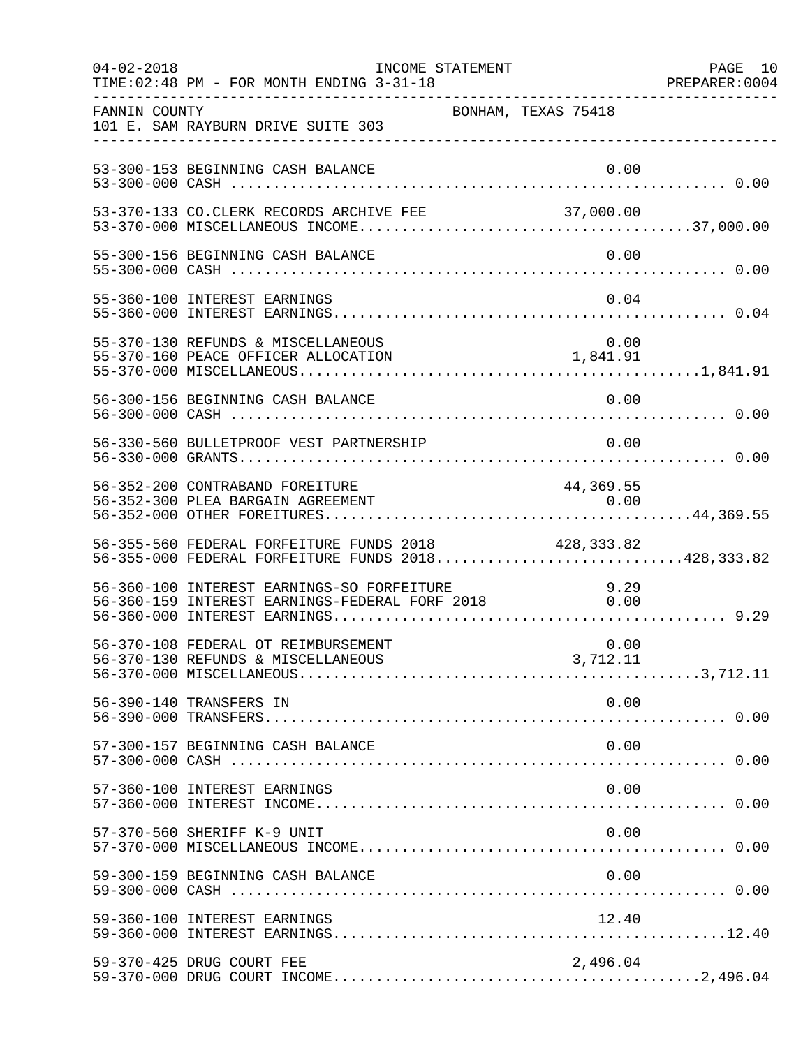INCOME STATEMENT

04-02-2018
TIME:02:48 PM - FOR MONTH ENDING 3-31-18

PREPARER:0004

FANNIN COUNTY
101 E. SAM RAYBURN DRIVE SUITE 303

BONHAM, TEXAS 75418

| Account | Description | Amount | Total |
|---|---|---|---|
| 53-300-153 | BEGINNING CASH BALANCE | 0.00 | |
| 53-300-000 | CASH | | 0.00 |
| 53-370-133 | CO.CLERK RECORDS ARCHIVE FEE | 37,000.00 | |
| 53-370-000 | MISCELLANEOUS INCOME | | 37,000.00 |
| 55-300-156 | BEGINNING CASH BALANCE | 0.00 | |
| 55-300-000 | CASH | | 0.00 |
| 55-360-100 | INTEREST EARNINGS | 0.04 | |
| 55-360-000 | INTEREST EARNINGS | | 0.04 |
| 55-370-130 | REFUNDS & MISCELLANEOUS | 0.00 | |
| 55-370-160 | PEACE OFFICER ALLOCATION | 1,841.91 | |
| 55-370-000 | MISCELLANEOUS | | 1,841.91 |
| 56-300-156 | BEGINNING CASH BALANCE | 0.00 | |
| 56-300-000 | CASH | | 0.00 |
| 56-330-560 | BULLETPROOF VEST PARTNERSHIP | 0.00 | |
| 56-330-000 | GRANTS | | 0.00 |
| 56-352-200 | CONTRABAND FOREITURE | 44,369.55 | |
| 56-352-300 | PLEA BARGAIN AGREEMENT | 0.00 | |
| 56-352-000 | OTHER FOREITURES | | 44,369.55 |
| 56-355-560 | FEDERAL FORFEITURE FUNDS 2018 | 428,333.82 | |
| 56-355-000 | FEDERAL FORFEITURE FUNDS 2018 | | 428,333.82 |
| 56-360-100 | INTEREST EARNINGS-SO FORFEITURE | 9.29 | |
| 56-360-159 | INTEREST EARNINGS-FEDERAL FORF 2018 | 0.00 | |
| 56-360-000 | INTEREST EARNINGS | | 9.29 |
| 56-370-108 | FEDERAL OT REIMBURSEMENT | 0.00 | |
| 56-370-130 | REFUNDS & MISCELLANEOUS | 3,712.11 | |
| 56-370-000 | MISCELLANEOUS | | 3,712.11 |
| 56-390-140 | TRANSFERS IN | 0.00 | |
| 56-390-000 | TRANSFERS | | 0.00 |
| 57-300-157 | BEGINNING CASH BALANCE | 0.00 | |
| 57-300-000 | CASH | | 0.00 |
| 57-360-100 | INTEREST EARNINGS | 0.00 | |
| 57-360-000 | INTEREST INCOME | | 0.00 |
| 57-370-560 | SHERIFF K-9 UNIT | 0.00 | |
| 57-370-000 | MISCELLANEOUS INCOME | | 0.00 |
| 59-300-159 | BEGINNING CASH BALANCE | 0.00 | |
| 59-300-000 | CASH | | 0.00 |
| 59-360-100 | INTEREST EARNINGS | 12.40 | |
| 59-360-000 | INTEREST EARNINGS | | 12.40 |
| 59-370-425 | DRUG COURT FEE | 2,496.04 | |
| 59-370-000 | DRUG COURT INCOME | | 2,496.04 |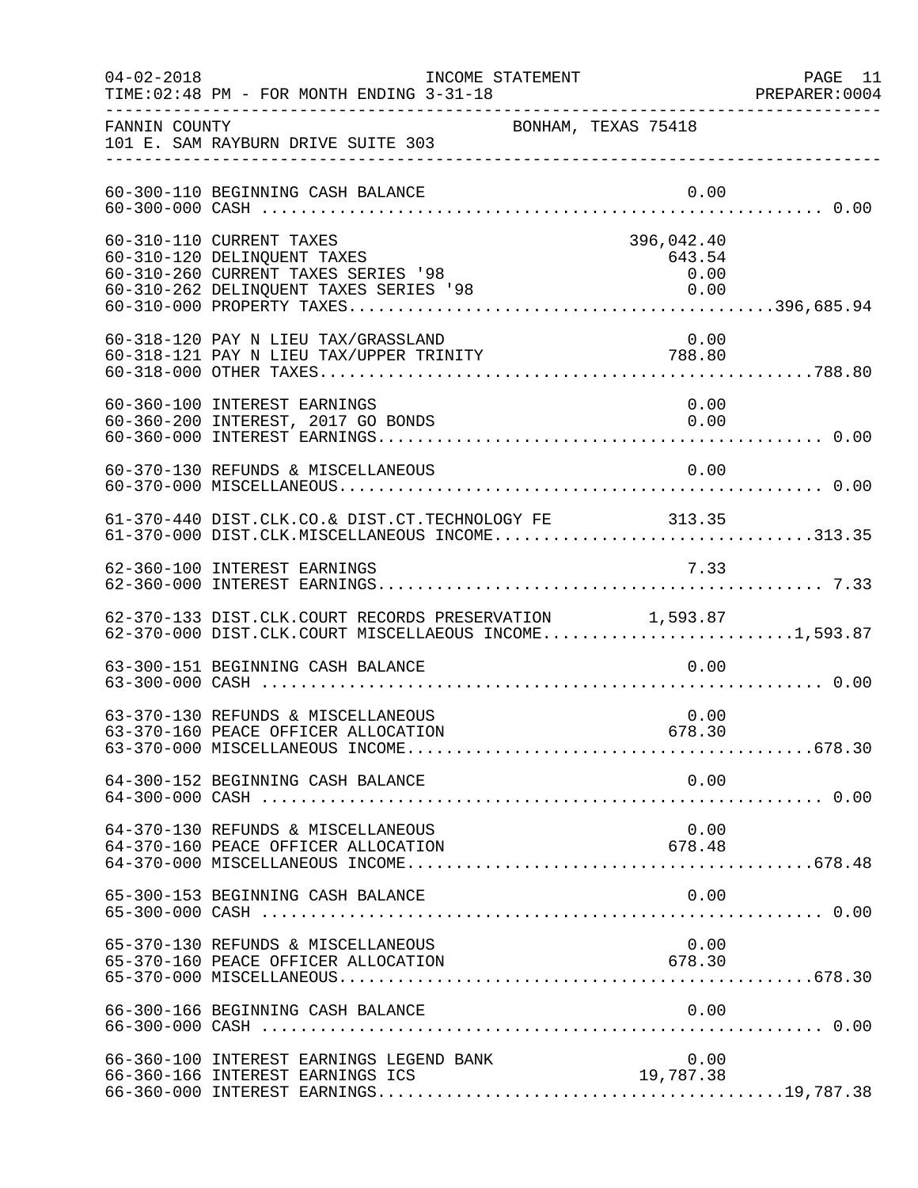FANNIN COUNTY BONHAM, TEXAS 75418
101 E. SAM RAYBURN DRIVE SUITE 303

INCOME STATEMENT — FOR MONTH ENDING 3-31-18

| Account | Description | Amount | Total |
|---|---|---|---|
| 60-300-110 | BEGINNING CASH BALANCE | 0.00 | |
| 60-300-000 | CASH | | 0.00 |
| 60-310-110 | CURRENT TAXES | 396,042.40 | |
| 60-310-120 | DELINQUENT TAXES | 643.54 | |
| 60-310-260 | CURRENT TAXES SERIES '98 | 0.00 | |
| 60-310-262 | DELINQUENT TAXES SERIES '98 | 0.00 | |
| 60-310-000 | PROPERTY TAXES | | 396,685.94 |
| 60-318-120 | PAY N LIEU TAX/GRASSLAND | 0.00 | |
| 60-318-121 | PAY N LIEU TAX/UPPER TRINITY | 788.80 | |
| 60-318-000 | OTHER TAXES | | 788.80 |
| 60-360-100 | INTEREST EARNINGS | 0.00 | |
| 60-360-200 | INTEREST, 2017 GO BONDS | 0.00 | |
| 60-360-000 | INTEREST EARNINGS | | 0.00 |
| 60-370-130 | REFUNDS & MISCELLANEOUS | 0.00 | |
| 60-370-000 | MISCELLANEOUS | | 0.00 |
| 61-370-440 | DIST.CLK.CO.& DIST.CT.TECHNOLOGY FE | 313.35 | |
| 61-370-000 | DIST.CLK.MISCELLANEOUS INCOME | | 313.35 |
| 62-360-100 | INTEREST EARNINGS | 7.33 | |
| 62-360-000 | INTEREST EARNINGS | | 7.33 |
| 62-370-133 | DIST.CLK.COURT RECORDS PRESERVATION | 1,593.87 | |
| 62-370-000 | DIST.CLK.COURT MISCELLAEOUS INCOME | | 1,593.87 |
| 63-300-151 | BEGINNING CASH BALANCE | 0.00 | |
| 63-300-000 | CASH | | 0.00 |
| 63-370-130 | REFUNDS & MISCELLANEOUS | 0.00 | |
| 63-370-160 | PEACE OFFICER ALLOCATION | 678.30 | |
| 63-370-000 | MISCELLANEOUS INCOME | | 678.30 |
| 64-300-152 | BEGINNING CASH BALANCE | 0.00 | |
| 64-300-000 | CASH | | 0.00 |
| 64-370-130 | REFUNDS & MISCELLANEOUS | 0.00 | |
| 64-370-160 | PEACE OFFICER ALLOCATION | 678.48 | |
| 64-370-000 | MISCELLANEOUS INCOME | | 678.48 |
| 65-300-153 | BEGINNING CASH BALANCE | 0.00 | |
| 65-300-000 | CASH | | 0.00 |
| 65-370-130 | REFUNDS & MISCELLANEOUS | 0.00 | |
| 65-370-160 | PEACE OFFICER ALLOCATION | 678.30 | |
| 65-370-000 | MISCELLANEOUS | | 678.30 |
| 66-300-166 | BEGINNING CASH BALANCE | 0.00 | |
| 66-300-000 | CASH | | 0.00 |
| 66-360-100 | INTEREST EARNINGS LEGEND BANK | 0.00 | |
| 66-360-166 | INTEREST EARNINGS ICS | 19,787.38 | |
| 66-360-000 | INTEREST EARNINGS | | 19,787.38 |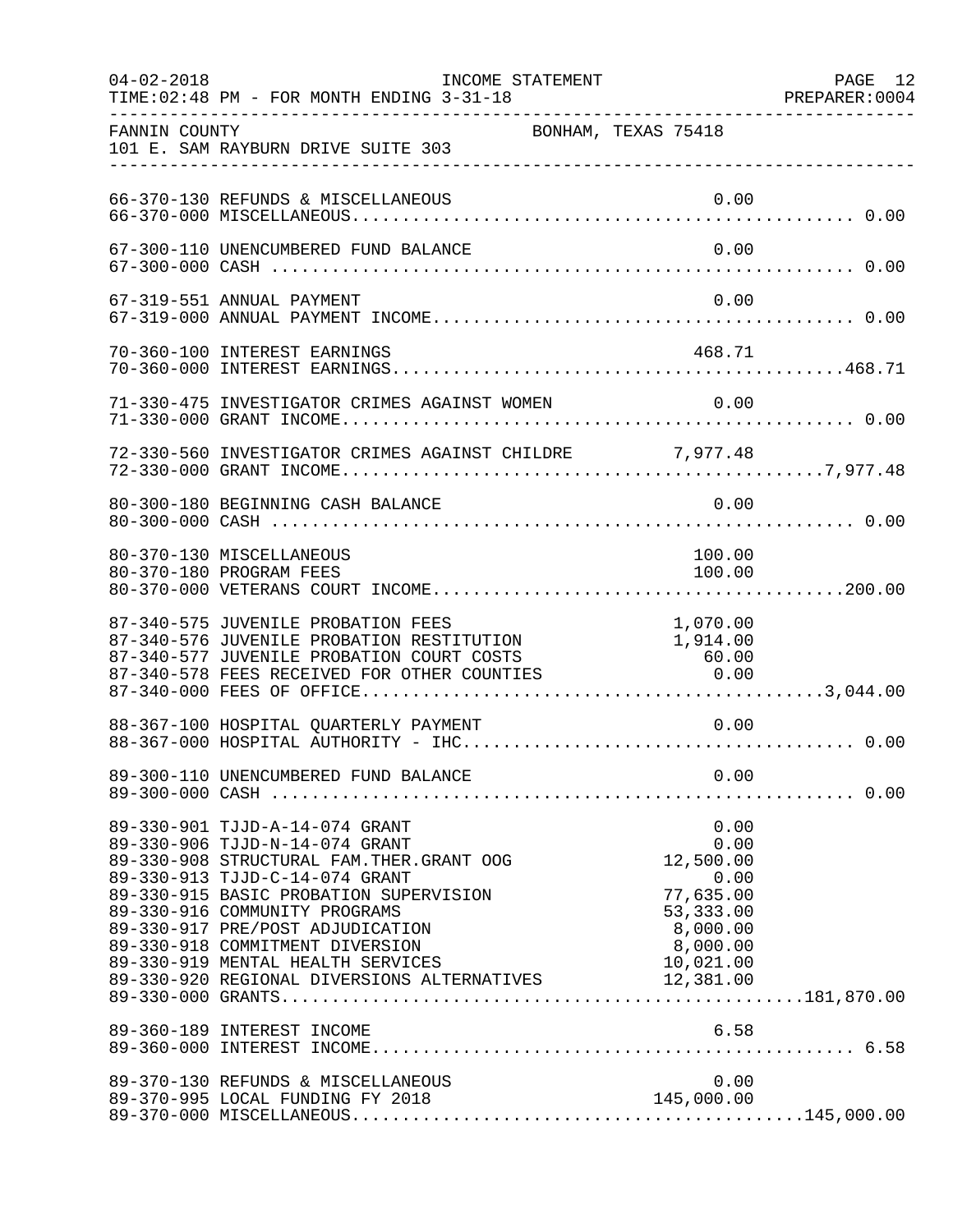FANNIN COUNTY BONHAM, TEXAS 75418
101 E. SAM RAYBURN DRIVE SUITE 303

| Account | Description | Amount | Total |
|---|---|---|---|
| 66-370-130 | REFUNDS & MISCELLANEOUS | 0.00 | |
| 66-370-000 | MISCELLANEOUS | | 0.00 |
| 67-300-110 | UNENCUMBERED FUND BALANCE | 0.00 | |
| 67-300-000 | CASH | | 0.00 |
| 67-319-551 | ANNUAL PAYMENT | 0.00 | |
| 67-319-000 | ANNUAL PAYMENT INCOME | | 0.00 |
| 70-360-100 | INTEREST EARNINGS | 468.71 | |
| 70-360-000 | INTEREST EARNINGS | | 468.71 |
| 71-330-475 | INVESTIGATOR CRIMES AGAINST WOMEN | 0.00 | |
| 71-330-000 | GRANT INCOME | | 0.00 |
| 72-330-560 | INVESTIGATOR CRIMES AGAINST CHILDRE | 7,977.48 | |
| 72-330-000 | GRANT INCOME | | 7,977.48 |
| 80-300-180 | BEGINNING CASH BALANCE | 0.00 | |
| 80-300-000 | CASH | | 0.00 |
| 80-370-130 | MISCELLANEOUS | 100.00 | |
| 80-370-180 | PROGRAM FEES | 100.00 | |
| 80-370-000 | VETERANS COURT INCOME | | 200.00 |
| 87-340-575 | JUVENILE PROBATION FEES | 1,070.00 | |
| 87-340-576 | JUVENILE PROBATION RESTITUTION | 1,914.00 | |
| 87-340-577 | JUVENILE PROBATION COURT COSTS | 60.00 | |
| 87-340-578 | FEES RECEIVED FOR OTHER COUNTIES | 0.00 | |
| 87-340-000 | FEES OF OFFICE | | 3,044.00 |
| 88-367-100 | HOSPITAL QUARTERLY PAYMENT | 0.00 | |
| 88-367-000 | HOSPITAL AUTHORITY - IHC | | 0.00 |
| 89-300-110 | UNENCUMBERED FUND BALANCE | 0.00 | |
| 89-300-000 | CASH | | 0.00 |
| 89-330-901 | TJJD-A-14-074 GRANT | 0.00 | |
| 89-330-906 | TJJD-N-14-074 GRANT | 0.00 | |
| 89-330-908 | STRUCTURAL FAM.THER.GRANT OOG | 12,500.00 | |
| 89-330-913 | TJJD-C-14-074 GRANT | 0.00 | |
| 89-330-915 | BASIC PROBATION SUPERVISION | 77,635.00 | |
| 89-330-916 | COMMUNITY PROGRAMS | 53,333.00 | |
| 89-330-917 | PRE/POST ADJUDICATION | 8,000.00 | |
| 89-330-918 | COMMITMENT DIVERSION | 8,000.00 | |
| 89-330-919 | MENTAL HEALTH SERVICES | 10,021.00 | |
| 89-330-920 | REGIONAL DIVERSIONS ALTERNATIVES | 12,381.00 | |
| 89-330-000 | GRANTS | | 181,870.00 |
| 89-360-189 | INTEREST INCOME | 6.58 | |
| 89-360-000 | INTEREST INCOME | | 6.58 |
| 89-370-130 | REFUNDS & MISCELLANEOUS | 0.00 | |
| 89-370-995 | LOCAL FUNDING FY 2018 | 145,000.00 | |
| 89-370-000 | MISCELLANEOUS | | 145,000.00 |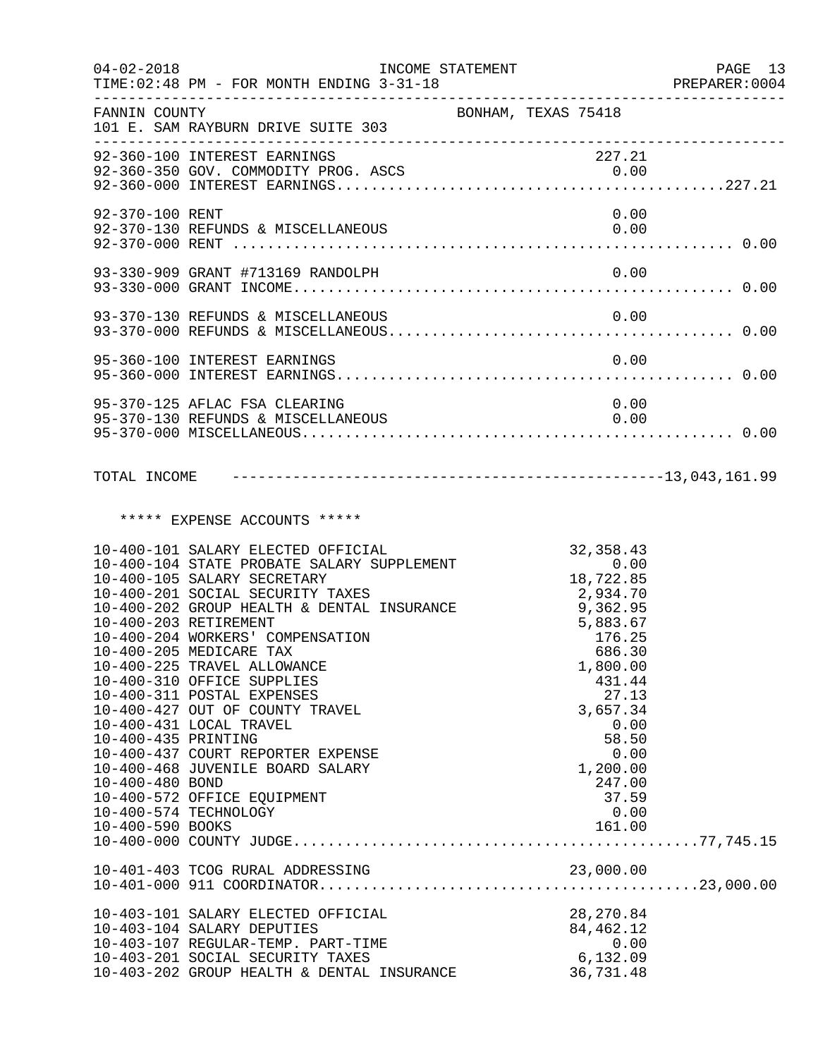FANNIN COUNTY BONHAM, TEXAS 75418
101 E. SAM RAYBURN DRIVE SUITE 303

INCOME STATEMENT
TIME: 02:48 PM - FOR MONTH ENDING 3-31-18

| Account | Description | Amount | Total |
|---|---|---|---|
| 92-360-100 | INTEREST EARNINGS | 227.21 | |
| 92-360-350 | GOV. COMMODITY PROG. ASCS | 0.00 | |
| 92-360-000 | INTEREST EARNINGS | | 227.21 |
| 92-370-100 | RENT | 0.00 | |
| 92-370-130 | REFUNDS & MISCELLANEOUS | 0.00 | |
| 92-370-000 | RENT | | 0.00 |
| 93-330-909 | GRANT #713169 RANDOLPH | 0.00 | |
| 93-330-000 | GRANT INCOME | | 0.00 |
| 93-370-130 | REFUNDS & MISCELLANEOUS | 0.00 | |
| 93-370-000 | REFUNDS & MISCELLANEOUS | | 0.00 |
| 95-360-100 | INTEREST EARNINGS | 0.00 | |
| 95-360-000 | INTEREST EARNINGS | | 0.00 |
| 95-370-125 | AFLAC FSA CLEARING | 0.00 | |
| 95-370-130 | REFUNDS & MISCELLANEOUS | 0.00 | |
| 95-370-000 | MISCELLANEOUS | | 0.00 |

TOTAL INCOME -------------------------------------------------- 13,043,161.99

***** EXPENSE ACCOUNTS *****

| Account | Description | Amount | Total |
|---|---|---|---|
| 10-400-101 | SALARY ELECTED OFFICIAL | 32,358.43 | |
| 10-400-104 | STATE PROBATE SALARY SUPPLEMENT | 0.00 | |
| 10-400-105 | SALARY SECRETARY | 18,722.85 | |
| 10-400-201 | SOCIAL SECURITY TAXES | 2,934.70 | |
| 10-400-202 | GROUP HEALTH & DENTAL INSURANCE | 9,362.95 | |
| 10-400-203 | RETIREMENT | 5,883.67 | |
| 10-400-204 | WORKERS' COMPENSATION | 176.25 | |
| 10-400-205 | MEDICARE TAX | 686.30 | |
| 10-400-225 | TRAVEL ALLOWANCE | 1,800.00 | |
| 10-400-310 | OFFICE SUPPLIES | 431.44 | |
| 10-400-311 | POSTAL EXPENSES | 27.13 | |
| 10-400-427 | OUT OF COUNTY TRAVEL | 3,657.34 | |
| 10-400-431 | LOCAL TRAVEL | 0.00 | |
| 10-400-435 | PRINTING | 58.50 | |
| 10-400-437 | COURT REPORTER EXPENSE | 0.00 | |
| 10-400-468 | JUVENILE BOARD SALARY | 1,200.00 | |
| 10-400-480 | BOND | 247.00 | |
| 10-400-572 | OFFICE EQUIPMENT | 37.59 | |
| 10-400-574 | TECHNOLOGY | 0.00 | |
| 10-400-590 | BOOKS | 161.00 | |
| 10-400-000 | COUNTY JUDGE | | 77,745.15 |
| 10-401-403 | TCOG RURAL ADDRESSING | 23,000.00 | |
| 10-401-000 | 911 COORDINATOR | | 23,000.00 |
| 10-403-101 | SALARY ELECTED OFFICIAL | 28,270.84 | |
| 10-403-104 | SALARY DEPUTIES | 84,462.12 | |
| 10-403-107 | REGULAR-TEMP. PART-TIME | 0.00 | |
| 10-403-201 | SOCIAL SECURITY TAXES | 6,132.09 | |
| 10-403-202 | GROUP HEALTH & DENTAL INSURANCE | 36,731.48 | |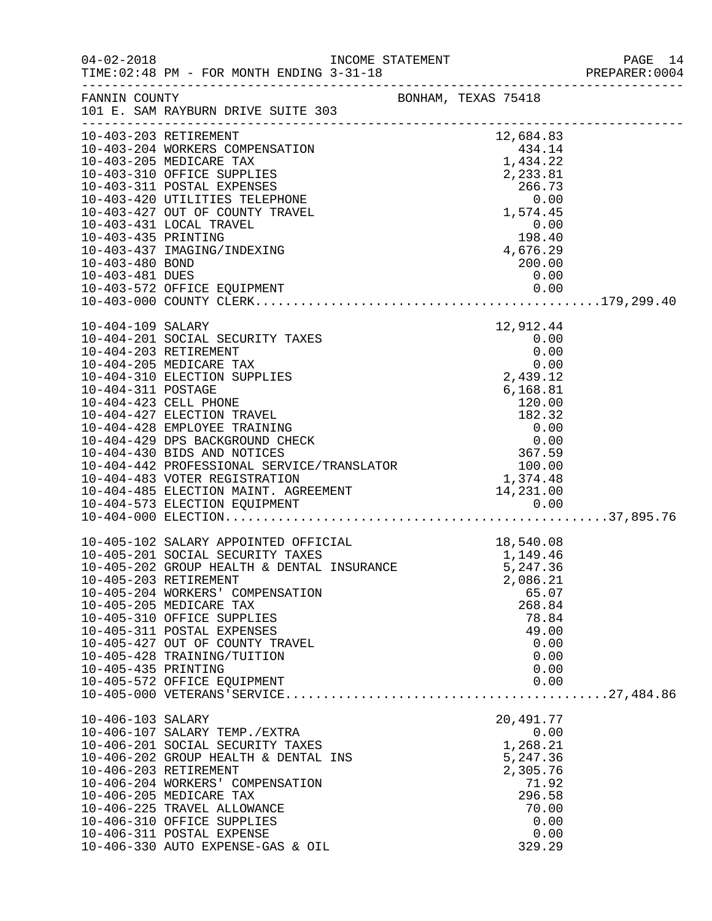INCOME STATEMENT

04-02-2018
TIME:02:48 PM - FOR MONTH ENDING 3-31-18

FANNIN COUNTY — BONHAM, TEXAS 75418
101 E. SAM RAYBURN DRIVE SUITE 303

| Account | Description | Amount | Total |
|---|---|---|---|
| 10-403-203 | RETIREMENT | 12,684.83 | |
| 10-403-204 | WORKERS COMPENSATION | 434.14 | |
| 10-403-205 | MEDICARE TAX | 1,434.22 | |
| 10-403-310 | OFFICE SUPPLIES | 2,233.81 | |
| 10-403-311 | POSTAL EXPENSES | 266.73 | |
| 10-403-420 | UTILITIES TELEPHONE | 0.00 | |
| 10-403-427 | OUT OF COUNTY TRAVEL | 1,574.45 | |
| 10-403-431 | LOCAL TRAVEL | 0.00 | |
| 10-403-435 | PRINTING | 198.40 | |
| 10-403-437 | IMAGING/INDEXING | 4,676.29 | |
| 10-403-480 | BOND | 200.00 | |
| 10-403-481 | DUES | 0.00 | |
| 10-403-572 | OFFICE EQUIPMENT | 0.00 | |
| 10-403-000 | COUNTY CLERK | | 179,299.40 |
| 10-404-109 | SALARY | 12,912.44 | |
| 10-404-201 | SOCIAL SECURITY TAXES | 0.00 | |
| 10-404-203 | RETIREMENT | 0.00 | |
| 10-404-205 | MEDICARE TAX | 0.00 | |
| 10-404-310 | ELECTION SUPPLIES | 2,439.12 | |
| 10-404-311 | POSTAGE | 6,168.81 | |
| 10-404-423 | CELL PHONE | 120.00 | |
| 10-404-427 | ELECTION TRAVEL | 182.32 | |
| 10-404-428 | EMPLOYEE TRAINING | 0.00 | |
| 10-404-429 | DPS BACKGROUND CHECK | 0.00 | |
| 10-404-430 | BIDS AND NOTICES | 367.59 | |
| 10-404-442 | PROFESSIONAL SERVICE/TRANSLATOR | 100.00 | |
| 10-404-483 | VOTER REGISTRATION | 1,374.48 | |
| 10-404-485 | ELECTION MAINT. AGREEMENT | 14,231.00 | |
| 10-404-573 | ELECTION EQUIPMENT | 0.00 | |
| 10-404-000 | ELECTION | | 37,895.76 |
| 10-405-102 | SALARY APPOINTED OFFICIAL | 18,540.08 | |
| 10-405-201 | SOCIAL SECURITY TAXES | 1,149.46 | |
| 10-405-202 | GROUP HEALTH & DENTAL INSURANCE | 5,247.36 | |
| 10-405-203 | RETIREMENT | 2,086.21 | |
| 10-405-204 | WORKERS' COMPENSATION | 65.07 | |
| 10-405-205 | MEDICARE TAX | 268.84 | |
| 10-405-310 | OFFICE SUPPLIES | 78.84 | |
| 10-405-311 | POSTAL EXPENSES | 49.00 | |
| 10-405-427 | OUT OF COUNTY TRAVEL | 0.00 | |
| 10-405-428 | TRAINING/TUITION | 0.00 | |
| 10-405-435 | PRINTING | 0.00 | |
| 10-405-572 | OFFICE EQUIPMENT | 0.00 | |
| 10-405-000 | VETERANS'SERVICE | | 27,484.86 |
| 10-406-103 | SALARY | 20,491.77 | |
| 10-406-107 | SALARY TEMP./EXTRA | 0.00 | |
| 10-406-201 | SOCIAL SECURITY TAXES | 1,268.21 | |
| 10-406-202 | GROUP HEALTH & DENTAL INS | 5,247.36 | |
| 10-406-203 | RETIREMENT | 2,305.76 | |
| 10-406-204 | WORKERS' COMPENSATION | 71.92 | |
| 10-406-205 | MEDICARE TAX | 296.58 | |
| 10-406-225 | TRAVEL ALLOWANCE | 70.00 | |
| 10-406-310 | OFFICE SUPPLIES | 0.00 | |
| 10-406-311 | POSTAL EXPENSE | 0.00 | |
| 10-406-330 | AUTO EXPENSE-GAS & OIL | 329.29 | |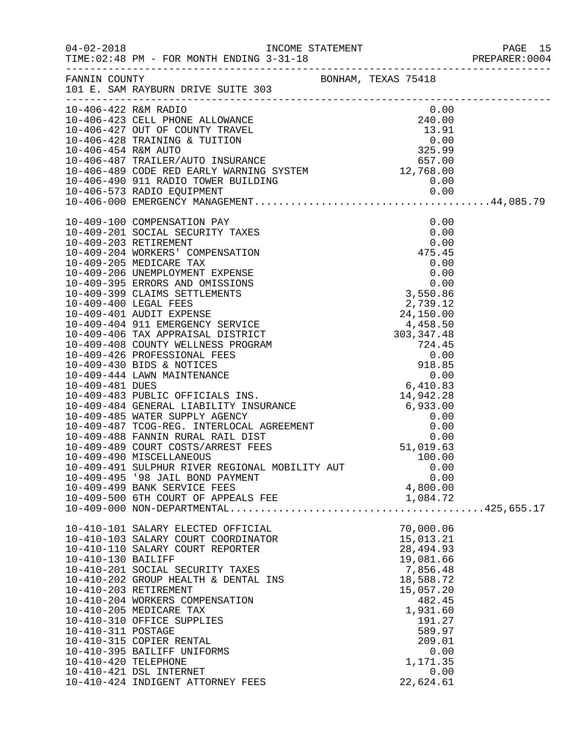FANNIN COUNTY BONHAM, TEXAS 75418
101 E. SAM RAYBURN DRIVE SUITE 303

INCOME STATEMENT
04-02-2018
TIME:02:48 PM - FOR MONTH ENDING 3-31-18
PREPARER:0004

| Account | Description | Amount | Total |
|---|---|---|---|
| 10-406-422 | R&M RADIO | 0.00 | |
| 10-406-423 | CELL PHONE ALLOWANCE | 240.00 | |
| 10-406-427 | OUT OF COUNTY TRAVEL | 13.91 | |
| 10-406-428 | TRAINING & TUITION | 0.00 | |
| 10-406-454 | R&M AUTO | 325.99 | |
| 10-406-487 | TRAILER/AUTO INSURANCE | 657.00 | |
| 10-406-489 | CODE RED EARLY WARNING SYSTEM | 12,768.00 | |
| 10-406-490 | 911 RADIO TOWER BUILDING | 0.00 | |
| 10-406-573 | RADIO EQUIPMENT | 0.00 | |
| 10-406-000 | EMERGENCY MANAGEMENT | | 44,085.79 |
| | | | |
| 10-409-100 | COMPENSATION PAY | 0.00 | |
| 10-409-201 | SOCIAL SECURITY TAXES | 0.00 | |
| 10-409-203 | RETIREMENT | 0.00 | |
| 10-409-204 | WORKERS' COMPENSATION | 475.45 | |
| 10-409-205 | MEDICARE TAX | 0.00 | |
| 10-409-206 | UNEMPLOYMENT EXPENSE | 0.00 | |
| 10-409-395 | ERRORS AND OMISSIONS | 0.00 | |
| 10-409-399 | CLAIMS SETTLEMENTS | 3,550.86 | |
| 10-409-400 | LEGAL FEES | 2,739.12 | |
| 10-409-401 | AUDIT EXPENSE | 24,150.00 | |
| 10-409-404 | 911 EMERGENCY SERVICE | 4,458.50 | |
| 10-409-406 | TAX APPRAISAL DISTRICT | 303,347.48 | |
| 10-409-408 | COUNTY WELLNESS PROGRAM | 724.45 | |
| 10-409-426 | PROFESSIONAL FEES | 0.00 | |
| 10-409-430 | BIDS & NOTICES | 918.85 | |
| 10-409-444 | LAWN MAINTENANCE | 0.00 | |
| 10-409-481 | DUES | 6,410.83 | |
| 10-409-483 | PUBLIC OFFICIALS INS. | 14,942.28 | |
| 10-409-484 | GENERAL LIABILITY INSURANCE | 6,933.00 | |
| 10-409-485 | WATER SUPPLY AGENCY | 0.00 | |
| 10-409-487 | TCOG-REG. INTERLOCAL AGREEMENT | 0.00 | |
| 10-409-488 | FANNIN RURAL RAIL DIST | 0.00 | |
| 10-409-489 | COURT COSTS/ARREST FEES | 51,019.63 | |
| 10-409-490 | MISCELLANEOUS | 100.00 | |
| 10-409-491 | SULPHUR RIVER REGIONAL MOBILITY AUT | 0.00 | |
| 10-409-495 | '98 JAIL BOND PAYMENT | 0.00 | |
| 10-409-499 | BANK SERVICE FEES | 4,800.00 | |
| 10-409-500 | 6TH COURT OF APPEALS FEE | 1,084.72 | |
| 10-409-000 | NON-DEPARTMENTAL | | 425,655.17 |
| | | | |
| 10-410-101 | SALARY ELECTED OFFICIAL | 70,000.06 | |
| 10-410-103 | SALARY COURT COORDINATOR | 15,013.21 | |
| 10-410-110 | SALARY COURT REPORTER | 28,494.93 | |
| 10-410-130 | BAILIFF | 19,081.66 | |
| 10-410-201 | SOCIAL SECURITY TAXES | 7,856.48 | |
| 10-410-202 | GROUP HEALTH & DENTAL INS | 18,588.72 | |
| 10-410-203 | RETIREMENT | 15,057.20 | |
| 10-410-204 | WORKERS COMPENSATION | 482.45 | |
| 10-410-205 | MEDICARE TAX | 1,931.60 | |
| 10-410-310 | OFFICE SUPPLIES | 191.27 | |
| 10-410-311 | POSTAGE | 589.97 | |
| 10-410-315 | COPIER RENTAL | 209.01 | |
| 10-410-395 | BAILIFF UNIFORMS | 0.00 | |
| 10-410-420 | TELEPHONE | 1,171.35 | |
| 10-410-421 | DSL INTERNET | 0.00 | |
| 10-410-424 | INDIGENT ATTORNEY FEES | 22,624.61 | |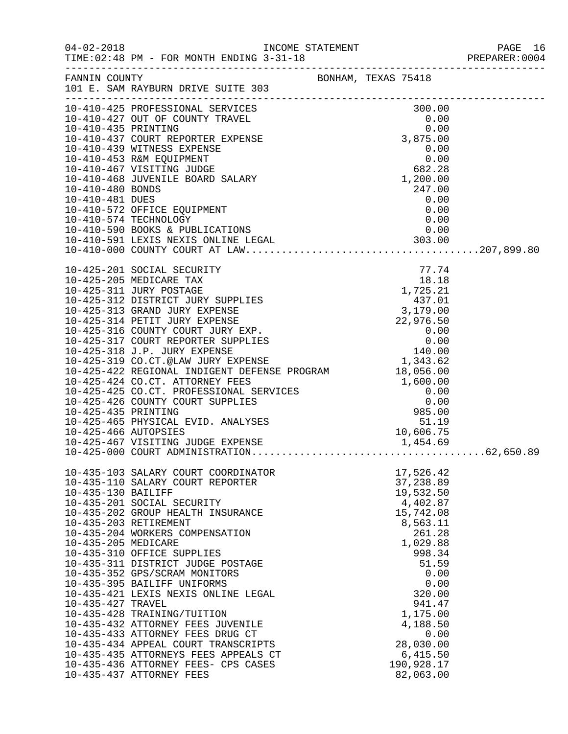FANNIN COUNTY BONHAM, TEXAS 75418
101 E. SAM RAYBURN DRIVE SUITE 303

| Account | Description | Amount | Total |
|---|---|---|---|
| 10-410-425 | PROFESSIONAL SERVICES | 300.00 | |
| 10-410-427 | OUT OF COUNTY TRAVEL | 0.00 | |
| 10-410-435 | PRINTING | 0.00 | |
| 10-410-437 | COURT REPORTER EXPENSE | 3,875.00 | |
| 10-410-439 | WITNESS EXPENSE | 0.00 | |
| 10-410-453 | R&M EQUIPMENT | 0.00 | |
| 10-410-467 | VISITING JUDGE | 682.28 | |
| 10-410-468 | JUVENILE BOARD SALARY | 1,200.00 | |
| 10-410-480 | BONDS | 247.00 | |
| 10-410-481 | DUES | 0.00 | |
| 10-410-572 | OFFICE EQUIPMENT | 0.00 | |
| 10-410-574 | TECHNOLOGY | 0.00 | |
| 10-410-590 | BOOKS & PUBLICATIONS | 0.00 | |
| 10-410-591 | LEXIS NEXIS ONLINE LEGAL | 303.00 | |
| 10-410-000 | COUNTY COURT AT LAW | | 207,899.80 |
| 10-425-201 | SOCIAL SECURITY | 77.74 | |
| 10-425-205 | MEDICARE TAX | 18.18 | |
| 10-425-311 | JURY POSTAGE | 1,725.21 | |
| 10-425-312 | DISTRICT JURY SUPPLIES | 437.01 | |
| 10-425-313 | GRAND JURY EXPENSE | 3,179.00 | |
| 10-425-314 | PETIT JURY EXPENSE | 22,976.50 | |
| 10-425-316 | COUNTY COURT JURY EXP. | 0.00 | |
| 10-425-317 | COURT REPORTER SUPPLIES | 0.00 | |
| 10-425-318 | J.P. JURY EXPENSE | 140.00 | |
| 10-425-319 | CO.CT.@LAW JURY EXPENSE | 1,343.62 | |
| 10-425-422 | REGIONAL INDIGENT DEFENSE PROGRAM | 18,056.00 | |
| 10-425-424 | CO.CT. ATTORNEY FEES | 1,600.00 | |
| 10-425-425 | CO.CT. PROFESSIONAL SERVICES | 0.00 | |
| 10-425-426 | COUNTY COURT SUPPLIES | 0.00 | |
| 10-425-435 | PRINTING | 985.00 | |
| 10-425-465 | PHYSICAL EVID. ANALYSES | 51.19 | |
| 10-425-466 | AUTOPSIES | 10,606.75 | |
| 10-425-467 | VISITING JUDGE EXPENSE | 1,454.69 | |
| 10-425-000 | COURT ADMINISTRATION | | 62,650.89 |
| 10-435-103 | SALARY COURT COORDINATOR | 17,526.42 | |
| 10-435-110 | SALARY COURT REPORTER | 37,238.89 | |
| 10-435-130 | BAILIFF | 19,532.50 | |
| 10-435-201 | SOCIAL SECURITY | 4,402.87 | |
| 10-435-202 | GROUP HEALTH INSURANCE | 15,742.08 | |
| 10-435-203 | RETIREMENT | 8,563.11 | |
| 10-435-204 | WORKERS COMPENSATION | 261.28 | |
| 10-435-205 | MEDICARE | 1,029.88 | |
| 10-435-310 | OFFICE SUPPLIES | 998.34 | |
| 10-435-311 | DISTRICT JUDGE POSTAGE | 51.59 | |
| 10-435-352 | GPS/SCRAM MONITORS | 0.00 | |
| 10-435-395 | BAILIFF UNIFORMS | 0.00 | |
| 10-435-421 | LEXIS NEXIS ONLINE LEGAL | 320.00 | |
| 10-435-427 | TRAVEL | 941.47 | |
| 10-435-428 | TRAINING/TUITION | 1,175.00 | |
| 10-435-432 | ATTORNEY FEES JUVENILE | 4,188.50 | |
| 10-435-433 | ATTORNEY FEES DRUG CT | 0.00 | |
| 10-435-434 | APPEAL COURT TRANSCRIPTS | 28,030.00 | |
| 10-435-435 | ATTORNEYS FEES APPEALS CT | 6,415.50 | |
| 10-435-436 | ATTORNEY FEES- CPS CASES | 190,928.17 | |
| 10-435-437 | ATTORNEY FEES | 82,063.00 | |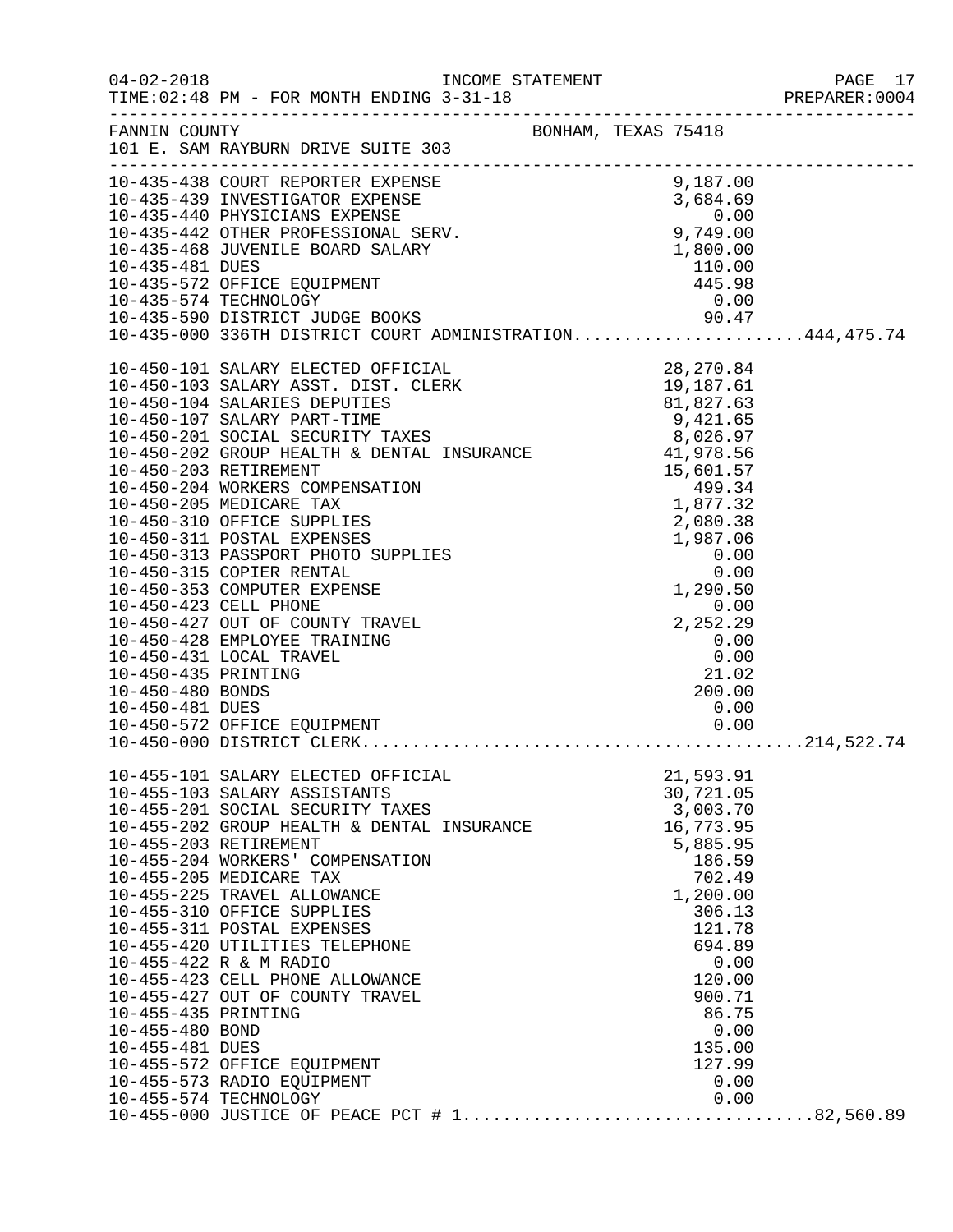FANNIN COUNTY　　　　　　　　　　　BONHAM, TEXAS 75418
101 E. SAM RAYBURN DRIVE SUITE 303

| Account | Description | Amount | Total |
|---|---|---|---|
| 10-435-438 | COURT REPORTER EXPENSE | 9,187.00 | |
| 10-435-439 | INVESTIGATOR EXPENSE | 3,684.69 | |
| 10-435-440 | PHYSICIANS EXPENSE | 0.00 | |
| 10-435-442 | OTHER PROFESSIONAL SERV. | 9,749.00 | |
| 10-435-468 | JUVENILE BOARD SALARY | 1,800.00 | |
| 10-435-481 | DUES | 110.00 | |
| 10-435-572 | OFFICE EQUIPMENT | 445.98 | |
| 10-435-574 | TECHNOLOGY | 0.00 | |
| 10-435-590 | DISTRICT JUDGE BOOKS | 90.47 | |
| 10-435-000 | 336TH DISTRICT COURT ADMINISTRATION | | 444,475.74 |
| 10-450-101 | SALARY ELECTED OFFICIAL | 28,270.84 | |
| 10-450-103 | SALARY ASST. DIST. CLERK | 19,187.61 | |
| 10-450-104 | SALARIES DEPUTIES | 81,827.63 | |
| 10-450-107 | SALARY PART-TIME | 9,421.65 | |
| 10-450-201 | SOCIAL SECURITY TAXES | 8,026.97 | |
| 10-450-202 | GROUP HEALTH & DENTAL INSURANCE | 41,978.56 | |
| 10-450-203 | RETIREMENT | 15,601.57 | |
| 10-450-204 | WORKERS COMPENSATION | 499.34 | |
| 10-450-205 | MEDICARE TAX | 1,877.32 | |
| 10-450-310 | OFFICE SUPPLIES | 2,080.38 | |
| 10-450-311 | POSTAL EXPENSES | 1,987.06 | |
| 10-450-313 | PASSPORT PHOTO SUPPLIES | 0.00 | |
| 10-450-315 | COPIER RENTAL | 0.00 | |
| 10-450-353 | COMPUTER EXPENSE | 1,290.50 | |
| 10-450-423 | CELL PHONE | 0.00 | |
| 10-450-427 | OUT OF COUNTY TRAVEL | 2,252.29 | |
| 10-450-428 | EMPLOYEE TRAINING | 0.00 | |
| 10-450-431 | LOCAL TRAVEL | 0.00 | |
| 10-450-435 | PRINTING | 21.02 | |
| 10-450-480 | BONDS | 200.00 | |
| 10-450-481 | DUES | 0.00 | |
| 10-450-572 | OFFICE EQUIPMENT | 0.00 | |
| 10-450-000 | DISTRICT CLERK | | 214,522.74 |
| 10-455-101 | SALARY ELECTED OFFICIAL | 21,593.91 | |
| 10-455-103 | SALARY ASSISTANTS | 30,721.05 | |
| 10-455-201 | SOCIAL SECURITY TAXES | 3,003.70 | |
| 10-455-202 | GROUP HEALTH & DENTAL INSURANCE | 16,773.95 | |
| 10-455-203 | RETIREMENT | 5,885.95 | |
| 10-455-204 | WORKERS' COMPENSATION | 186.59 | |
| 10-455-205 | MEDICARE TAX | 702.49 | |
| 10-455-225 | TRAVEL ALLOWANCE | 1,200.00 | |
| 10-455-310 | OFFICE SUPPLIES | 306.13 | |
| 10-455-311 | POSTAL EXPENSES | 121.78 | |
| 10-455-420 | UTILITIES TELEPHONE | 694.89 | |
| 10-455-422 | R & M RADIO | 0.00 | |
| 10-455-423 | CELL PHONE ALLOWANCE | 120.00 | |
| 10-455-427 | OUT OF COUNTY TRAVEL | 900.71 | |
| 10-455-435 | PRINTING | 86.75 | |
| 10-455-480 | BOND | 0.00 | |
| 10-455-481 | DUES | 135.00 | |
| 10-455-572 | OFFICE EQUIPMENT | 127.99 | |
| 10-455-573 | RADIO EQUIPMENT | 0.00 | |
| 10-455-574 | TECHNOLOGY | 0.00 | |
| 10-455-000 | JUSTICE OF PEACE PCT # 1 | | 82,560.89 |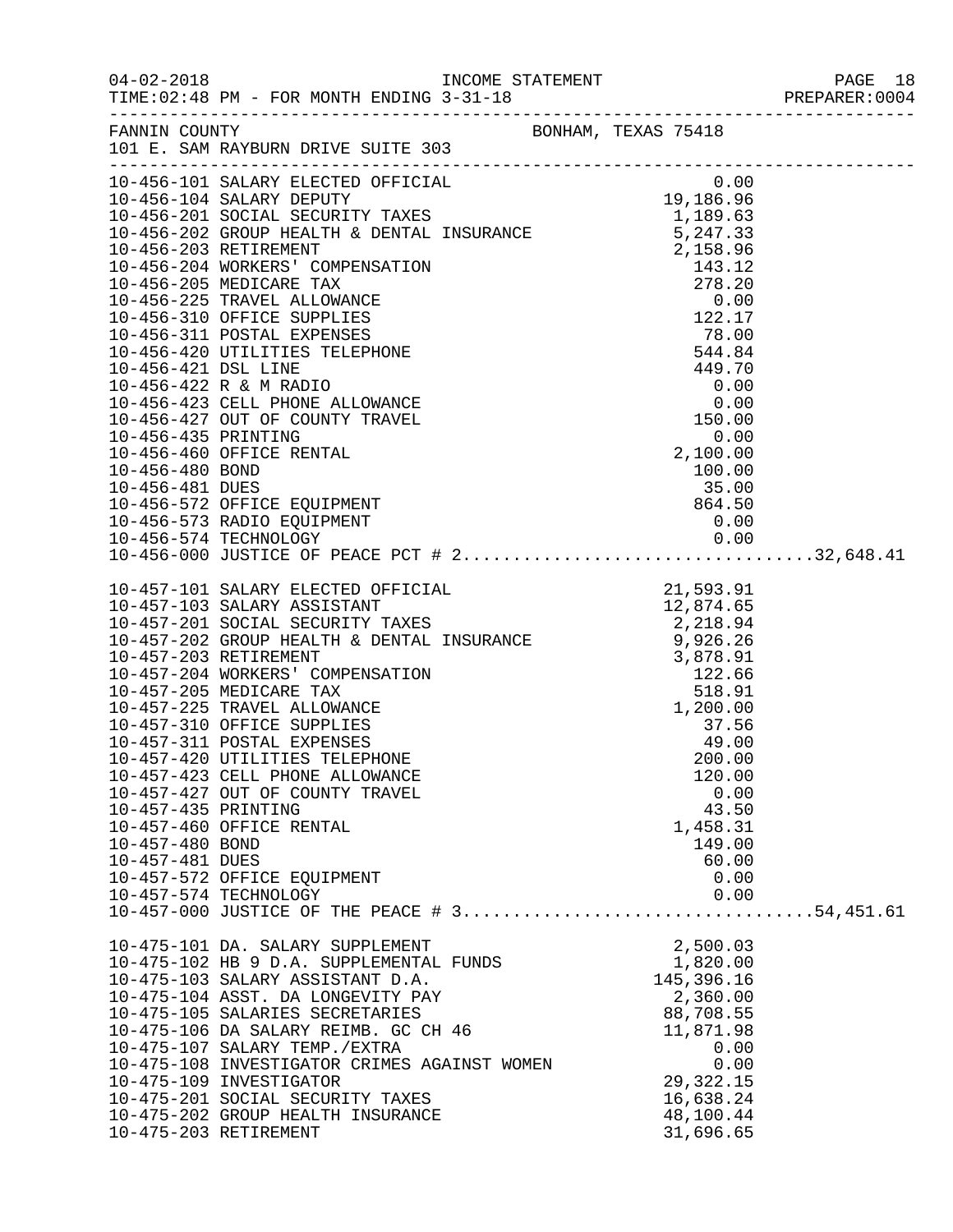INCOME STATEMENT

FOR MONTH ENDING 3-31-18

FANNIN COUNTY — BONHAM, TEXAS 75418
101 E. SAM RAYBURN DRIVE SUITE 303

| Account | Description | Amount | Total |
|---|---|---|---|
| 10-456-101 | SALARY ELECTED OFFICIAL | 0.00 | |
| 10-456-104 | SALARY DEPUTY | 19,186.96 | |
| 10-456-201 | SOCIAL SECURITY TAXES | 1,189.63 | |
| 10-456-202 | GROUP HEALTH & DENTAL INSURANCE | 5,247.33 | |
| 10-456-203 | RETIREMENT | 2,158.96 | |
| 10-456-204 | WORKERS' COMPENSATION | 143.12 | |
| 10-456-205 | MEDICARE TAX | 278.20 | |
| 10-456-225 | TRAVEL ALLOWANCE | 0.00 | |
| 10-456-310 | OFFICE SUPPLIES | 122.17 | |
| 10-456-311 | POSTAL EXPENSES | 78.00 | |
| 10-456-420 | UTILITIES TELEPHONE | 544.84 | |
| 10-456-421 | DSL LINE | 449.70 | |
| 10-456-422 | R & M RADIO | 0.00 | |
| 10-456-423 | CELL PHONE ALLOWANCE | 0.00 | |
| 10-456-427 | OUT OF COUNTY TRAVEL | 150.00 | |
| 10-456-435 | PRINTING | 0.00 | |
| 10-456-460 | OFFICE RENTAL | 2,100.00 | |
| 10-456-480 | BOND | 100.00 | |
| 10-456-481 | DUES | 35.00 | |
| 10-456-572 | OFFICE EQUIPMENT | 864.50 | |
| 10-456-573 | RADIO EQUIPMENT | 0.00 | |
| 10-456-574 | TECHNOLOGY | 0.00 | |
| 10-456-000 | JUSTICE OF PEACE PCT # 2 | | 32,648.41 |
| 10-457-101 | SALARY ELECTED OFFICIAL | 21,593.91 | |
| 10-457-103 | SALARY ASSISTANT | 12,874.65 | |
| 10-457-201 | SOCIAL SECURITY TAXES | 2,218.94 | |
| 10-457-202 | GROUP HEALTH & DENTAL INSURANCE | 9,926.26 | |
| 10-457-203 | RETIREMENT | 3,878.91 | |
| 10-457-204 | WORKERS' COMPENSATION | 122.66 | |
| 10-457-205 | MEDICARE TAX | 518.91 | |
| 10-457-225 | TRAVEL ALLOWANCE | 1,200.00 | |
| 10-457-310 | OFFICE SUPPLIES | 37.56 | |
| 10-457-311 | POSTAL EXPENSES | 49.00 | |
| 10-457-420 | UTILITIES TELEPHONE | 200.00 | |
| 10-457-423 | CELL PHONE ALLOWANCE | 120.00 | |
| 10-457-427 | OUT OF COUNTY TRAVEL | 0.00 | |
| 10-457-435 | PRINTING | 43.50 | |
| 10-457-460 | OFFICE RENTAL | 1,458.31 | |
| 10-457-480 | BOND | 149.00 | |
| 10-457-481 | DUES | 60.00 | |
| 10-457-572 | OFFICE EQUIPMENT | 0.00 | |
| 10-457-574 | TECHNOLOGY | 0.00 | |
| 10-457-000 | JUSTICE OF THE PEACE # 3 | | 54,451.61 |
| 10-475-101 | DA. SALARY SUPPLEMENT | 2,500.03 | |
| 10-475-102 | HB 9 D.A. SUPPLEMENTAL FUNDS | 1,820.00 | |
| 10-475-103 | SALARY ASSISTANT D.A. | 145,396.16 | |
| 10-475-104 | ASST. DA LONGEVITY PAY | 2,360.00 | |
| 10-475-105 | SALARIES SECRETARIES | 88,708.55 | |
| 10-475-106 | DA SALARY REIMB. GC CH 46 | 11,871.98 | |
| 10-475-107 | SALARY TEMP./EXTRA | 0.00 | |
| 10-475-108 | INVESTIGATOR CRIMES AGAINST WOMEN | 0.00 | |
| 10-475-109 | INVESTIGATOR | 29,322.15 | |
| 10-475-201 | SOCIAL SECURITY TAXES | 16,638.24 | |
| 10-475-202 | GROUP HEALTH INSURANCE | 48,100.44 | |
| 10-475-203 | RETIREMENT | 31,696.65 | |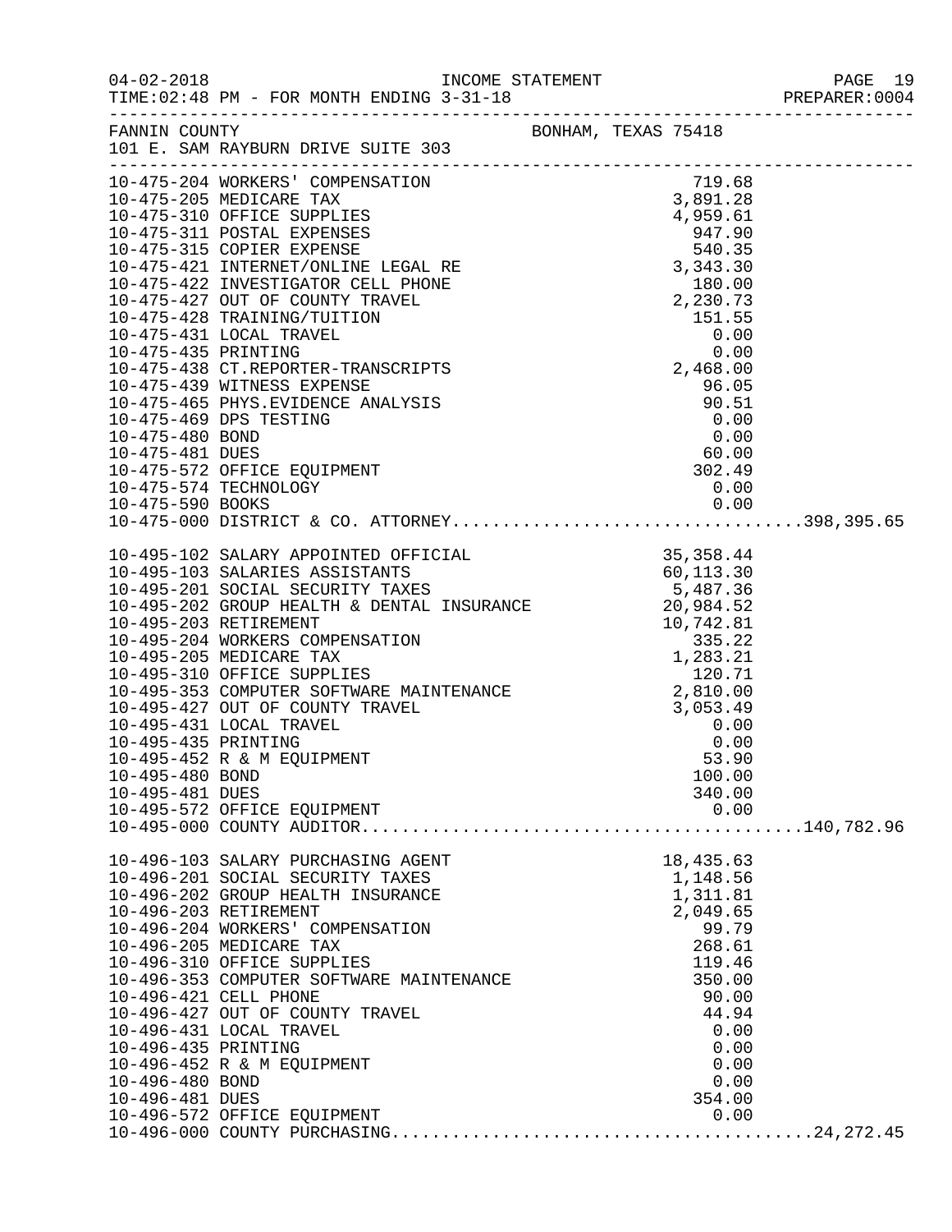FANNIN COUNTY BONHAM, TEXAS 75418
101 E. SAM RAYBURN DRIVE SUITE 303

| Account | Description | Amount | Total |
|---|---|---|---|
| 10-475-204 | WORKERS' COMPENSATION | 719.68 | |
| 10-475-205 | MEDICARE TAX | 3,891.28 | |
| 10-475-310 | OFFICE SUPPLIES | 4,959.61 | |
| 10-475-311 | POSTAL EXPENSES | 947.90 | |
| 10-475-315 | COPIER EXPENSE | 540.35 | |
| 10-475-421 | INTERNET/ONLINE LEGAL RE | 3,343.30 | |
| 10-475-422 | INVESTIGATOR CELL PHONE | 180.00 | |
| 10-475-427 | OUT OF COUNTY TRAVEL | 2,230.73 | |
| 10-475-428 | TRAINING/TUITION | 151.55 | |
| 10-475-431 | LOCAL TRAVEL | 0.00 | |
| 10-475-435 | PRINTING | 0.00 | |
| 10-475-438 | CT.REPORTER-TRANSCRIPTS | 2,468.00 | |
| 10-475-439 | WITNESS EXPENSE | 96.05 | |
| 10-475-465 | PHYS.EVIDENCE ANALYSIS | 90.51 | |
| 10-475-469 | DPS TESTING | 0.00 | |
| 10-475-480 | BOND | 0.00 | |
| 10-475-481 | DUES | 60.00 | |
| 10-475-572 | OFFICE EQUIPMENT | 302.49 | |
| 10-475-574 | TECHNOLOGY | 0.00 | |
| 10-475-590 | BOOKS | 0.00 | |
| 10-475-000 | DISTRICT & CO. ATTORNEY | | 398,395.65 |
| 10-495-102 | SALARY APPOINTED OFFICIAL | 35,358.44 | |
| 10-495-103 | SALARIES ASSISTANTS | 60,113.30 | |
| 10-495-201 | SOCIAL SECURITY TAXES | 5,487.36 | |
| 10-495-202 | GROUP HEALTH & DENTAL INSURANCE | 20,984.52 | |
| 10-495-203 | RETIREMENT | 10,742.81 | |
| 10-495-204 | WORKERS COMPENSATION | 335.22 | |
| 10-495-205 | MEDICARE TAX | 1,283.21 | |
| 10-495-310 | OFFICE SUPPLIES | 120.71 | |
| 10-495-353 | COMPUTER SOFTWARE MAINTENANCE | 2,810.00 | |
| 10-495-427 | OUT OF COUNTY TRAVEL | 3,053.49 | |
| 10-495-431 | LOCAL TRAVEL | 0.00 | |
| 10-495-435 | PRINTING | 0.00 | |
| 10-495-452 | R & M EQUIPMENT | 53.90 | |
| 10-495-480 | BOND | 100.00 | |
| 10-495-481 | DUES | 340.00 | |
| 10-495-572 | OFFICE EQUIPMENT | 0.00 | |
| 10-495-000 | COUNTY AUDITOR | | 140,782.96 |
| 10-496-103 | SALARY PURCHASING AGENT | 18,435.63 | |
| 10-496-201 | SOCIAL SECURITY TAXES | 1,148.56 | |
| 10-496-202 | GROUP HEALTH INSURANCE | 1,311.81 | |
| 10-496-203 | RETIREMENT | 2,049.65 | |
| 10-496-204 | WORKERS' COMPENSATION | 99.79 | |
| 10-496-205 | MEDICARE TAX | 268.61 | |
| 10-496-310 | OFFICE SUPPLIES | 119.46 | |
| 10-496-353 | COMPUTER SOFTWARE MAINTENANCE | 350.00 | |
| 10-496-421 | CELL PHONE | 90.00 | |
| 10-496-427 | OUT OF COUNTY TRAVEL | 44.94 | |
| 10-496-431 | LOCAL TRAVEL | 0.00 | |
| 10-496-435 | PRINTING | 0.00 | |
| 10-496-452 | R & M EQUIPMENT | 0.00 | |
| 10-496-480 | BOND | 0.00 | |
| 10-496-481 | DUES | 354.00 | |
| 10-496-572 | OFFICE EQUIPMENT | 0.00 | |
| 10-496-000 | COUNTY PURCHASING | | 24,272.45 |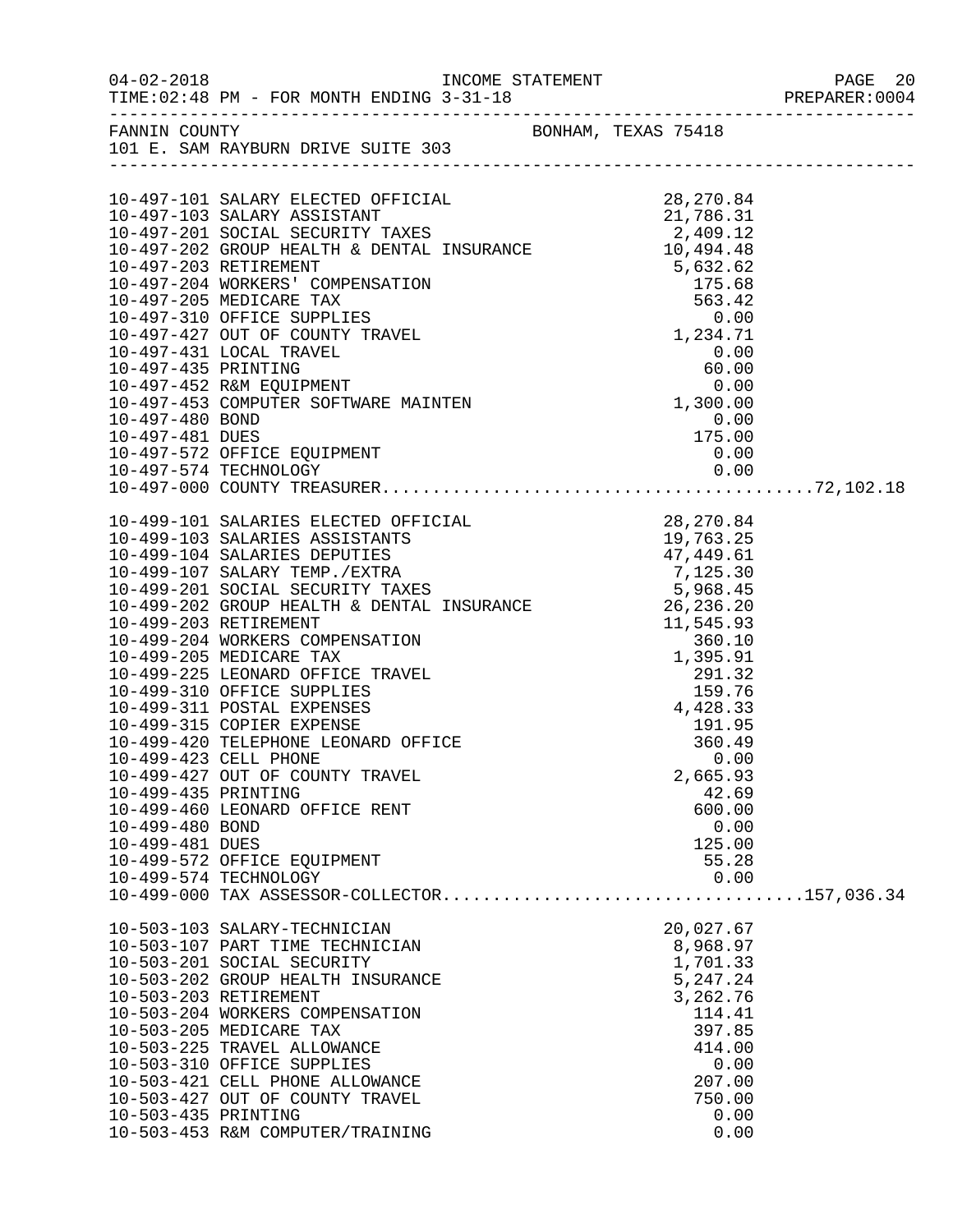FANNIN COUNTY BONHAM, TEXAS 75418
101 E. SAM RAYBURN DRIVE SUITE 303

| Account | Description | Amount | Total |
|---|---|---|---|
| 10-497-101 | SALARY ELECTED OFFICIAL | 28,270.84 | |
| 10-497-103 | SALARY ASSISTANT | 21,786.31 | |
| 10-497-201 | SOCIAL SECURITY TAXES | 2,409.12 | |
| 10-497-202 | GROUP HEALTH & DENTAL INSURANCE | 10,494.48 | |
| 10-497-203 | RETIREMENT | 5,632.62 | |
| 10-497-204 | WORKERS' COMPENSATION | 175.68 | |
| 10-497-205 | MEDICARE TAX | 563.42 | |
| 10-497-310 | OFFICE SUPPLIES | 0.00 | |
| 10-497-427 | OUT OF COUNTY TRAVEL | 1,234.71 | |
| 10-497-431 | LOCAL TRAVEL | 0.00 | |
| 10-497-435 | PRINTING | 60.00 | |
| 10-497-452 | R&M EQUIPMENT | 0.00 | |
| 10-497-453 | COMPUTER SOFTWARE MAINTEN | 1,300.00 | |
| 10-497-480 | BOND | 0.00 | |
| 10-497-481 | DUES | 175.00 | |
| 10-497-572 | OFFICE EQUIPMENT | 0.00 | |
| 10-497-574 | TECHNOLOGY | 0.00 | |
| 10-497-000 | COUNTY TREASURER | | 72,102.18 |
| 10-499-101 | SALARIES ELECTED OFFICIAL | 28,270.84 | |
| 10-499-103 | SALARIES ASSISTANTS | 19,763.25 | |
| 10-499-104 | SALARIES DEPUTIES | 47,449.61 | |
| 10-499-107 | SALARY TEMP./EXTRA | 7,125.30 | |
| 10-499-201 | SOCIAL SECURITY TAXES | 5,968.45 | |
| 10-499-202 | GROUP HEALTH & DENTAL INSURANCE | 26,236.20 | |
| 10-499-203 | RETIREMENT | 11,545.93 | |
| 10-499-204 | WORKERS COMPENSATION | 360.10 | |
| 10-499-205 | MEDICARE TAX | 1,395.91 | |
| 10-499-225 | LEONARD OFFICE TRAVEL | 291.32 | |
| 10-499-310 | OFFICE SUPPLIES | 159.76 | |
| 10-499-311 | POSTAL EXPENSES | 4,428.33 | |
| 10-499-315 | COPIER EXPENSE | 191.95 | |
| 10-499-420 | TELEPHONE LEONARD OFFICE | 360.49 | |
| 10-499-423 | CELL PHONE | 0.00 | |
| 10-499-427 | OUT OF COUNTY TRAVEL | 2,665.93 | |
| 10-499-435 | PRINTING | 42.69 | |
| 10-499-460 | LEONARD OFFICE RENT | 600.00 | |
| 10-499-480 | BOND | 0.00 | |
| 10-499-481 | DUES | 125.00 | |
| 10-499-572 | OFFICE EQUIPMENT | 55.28 | |
| 10-499-574 | TECHNOLOGY | 0.00 | |
| 10-499-000 | TAX ASSESSOR-COLLECTOR | | 157,036.34 |
| 10-503-103 | SALARY-TECHNICIAN | 20,027.67 | |
| 10-503-107 | PART TIME TECHNICIAN | 8,968.97 | |
| 10-503-201 | SOCIAL SECURITY | 1,701.33 | |
| 10-503-202 | GROUP HEALTH INSURANCE | 5,247.24 | |
| 10-503-203 | RETIREMENT | 3,262.76 | |
| 10-503-204 | WORKERS COMPENSATION | 114.41 | |
| 10-503-205 | MEDICARE TAX | 397.85 | |
| 10-503-225 | TRAVEL ALLOWANCE | 414.00 | |
| 10-503-310 | OFFICE SUPPLIES | 0.00 | |
| 10-503-421 | CELL PHONE ALLOWANCE | 207.00 | |
| 10-503-427 | OUT OF COUNTY TRAVEL | 750.00 | |
| 10-503-435 | PRINTING | 0.00 | |
| 10-503-453 | R&M COMPUTER/TRAINING | 0.00 | |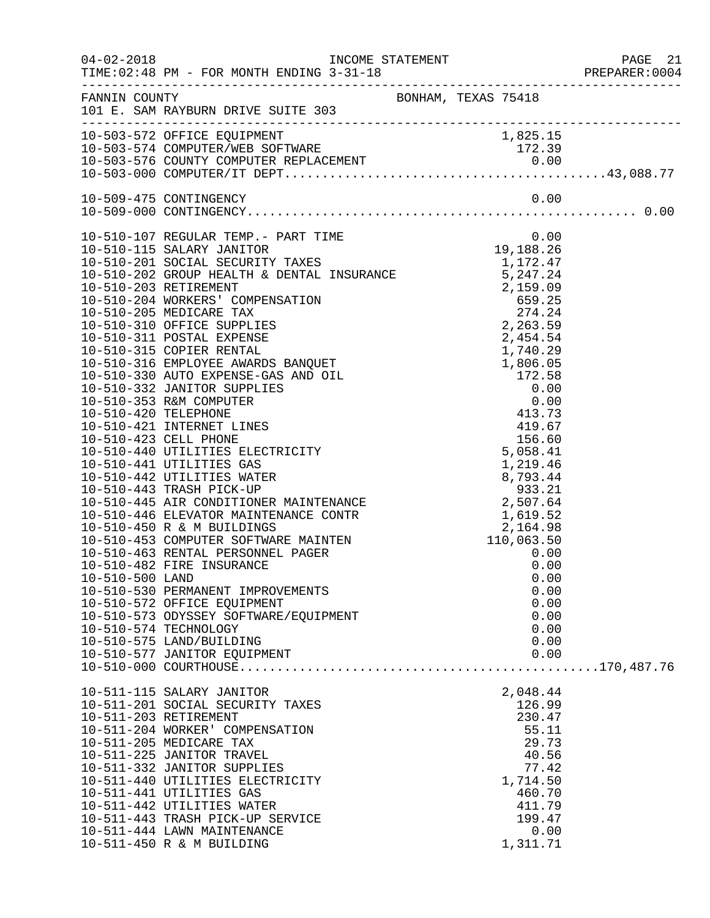FANNIN COUNTY — BONHAM, TEXAS 75418
101 E. SAM RAYBURN DRIVE SUITE 303

INCOME STATEMENT — TIME:02:48 PM - FOR MONTH ENDING 3-31-18

| Account | Description | Amount | Total |
|---|---|---|---|
| 10-503-572 | OFFICE EQUIPMENT | 1,825.15 | |
| 10-503-574 | COMPUTER/WEB SOFTWARE | 172.39 | |
| 10-503-576 | COUNTY COMPUTER REPLACEMENT | 0.00 | |
| 10-503-000 | COMPUTER/IT DEPT. | | 43,088.77 |
| 10-509-475 | CONTINGENCY | 0.00 | |
| 10-509-000 | CONTINGENCY | | 0.00 |
| 10-510-107 | REGULAR TEMP.- PART TIME | 0.00 | |
| 10-510-115 | SALARY JANITOR | 19,188.26 | |
| 10-510-201 | SOCIAL SECURITY TAXES | 1,172.47 | |
| 10-510-202 | GROUP HEALTH & DENTAL INSURANCE | 5,247.24 | |
| 10-510-203 | RETIREMENT | 2,159.09 | |
| 10-510-204 | WORKERS' COMPENSATION | 659.25 | |
| 10-510-205 | MEDICARE TAX | 274.24 | |
| 10-510-310 | OFFICE SUPPLIES | 2,263.59 | |
| 10-510-311 | POSTAL EXPENSE | 2,454.54 | |
| 10-510-315 | COPIER RENTAL | 1,740.29 | |
| 10-510-316 | EMPLOYEE AWARDS BANQUET | 1,806.05 | |
| 10-510-330 | AUTO EXPENSE-GAS AND OIL | 172.58 | |
| 10-510-332 | JANITOR SUPPLIES | 0.00 | |
| 10-510-353 | R&M COMPUTER | 0.00 | |
| 10-510-420 | TELEPHONE | 413.73 | |
| 10-510-421 | INTERNET LINES | 419.67 | |
| 10-510-423 | CELL PHONE | 156.60 | |
| 10-510-440 | UTILITIES ELECTRICITY | 5,058.41 | |
| 10-510-441 | UTILITIES GAS | 1,219.46 | |
| 10-510-442 | UTILITIES WATER | 8,793.44 | |
| 10-510-443 | TRASH PICK-UP | 933.21 | |
| 10-510-445 | AIR CONDITIONER MAINTENANCE | 2,507.64 | |
| 10-510-446 | ELEVATOR MAINTENANCE CONTR | 1,619.52 | |
| 10-510-450 | R & M BUILDINGS | 2,164.98 | |
| 10-510-453 | COMPUTER SOFTWARE MAINTEN | 110,063.50 | |
| 10-510-463 | RENTAL PERSONNEL PAGER | 0.00 | |
| 10-510-482 | FIRE INSURANCE | 0.00 | |
| 10-510-500 | LAND | 0.00 | |
| 10-510-530 | PERMANENT IMPROVEMENTS | 0.00 | |
| 10-510-572 | OFFICE EQUIPMENT | 0.00 | |
| 10-510-573 | ODYSSEY SOFTWARE/EQUIPMENT | 0.00 | |
| 10-510-574 | TECHNOLOGY | 0.00 | |
| 10-510-575 | LAND/BUILDING | 0.00 | |
| 10-510-577 | JANITOR EQUIPMENT | 0.00 | |
| 10-510-000 | COURTHOUSE | | 170,487.76 |
| 10-511-115 | SALARY JANITOR | 2,048.44 | |
| 10-511-201 | SOCIAL SECURITY TAXES | 126.99 | |
| 10-511-203 | RETIREMENT | 230.47 | |
| 10-511-204 | WORKER' COMPENSATION | 55.11 | |
| 10-511-205 | MEDICARE TAX | 29.73 | |
| 10-511-225 | JANITOR TRAVEL | 40.56 | |
| 10-511-332 | JANITOR SUPPLIES | 77.42 | |
| 10-511-440 | UTILITIES ELECTRICITY | 1,714.50 | |
| 10-511-441 | UTILITIES GAS | 460.70 | |
| 10-511-442 | UTILITIES WATER | 411.79 | |
| 10-511-443 | TRASH PICK-UP SERVICE | 199.47 | |
| 10-511-444 | LAWN MAINTENANCE | 0.00 | |
| 10-511-450 | R & M BUILDING | 1,311.71 | |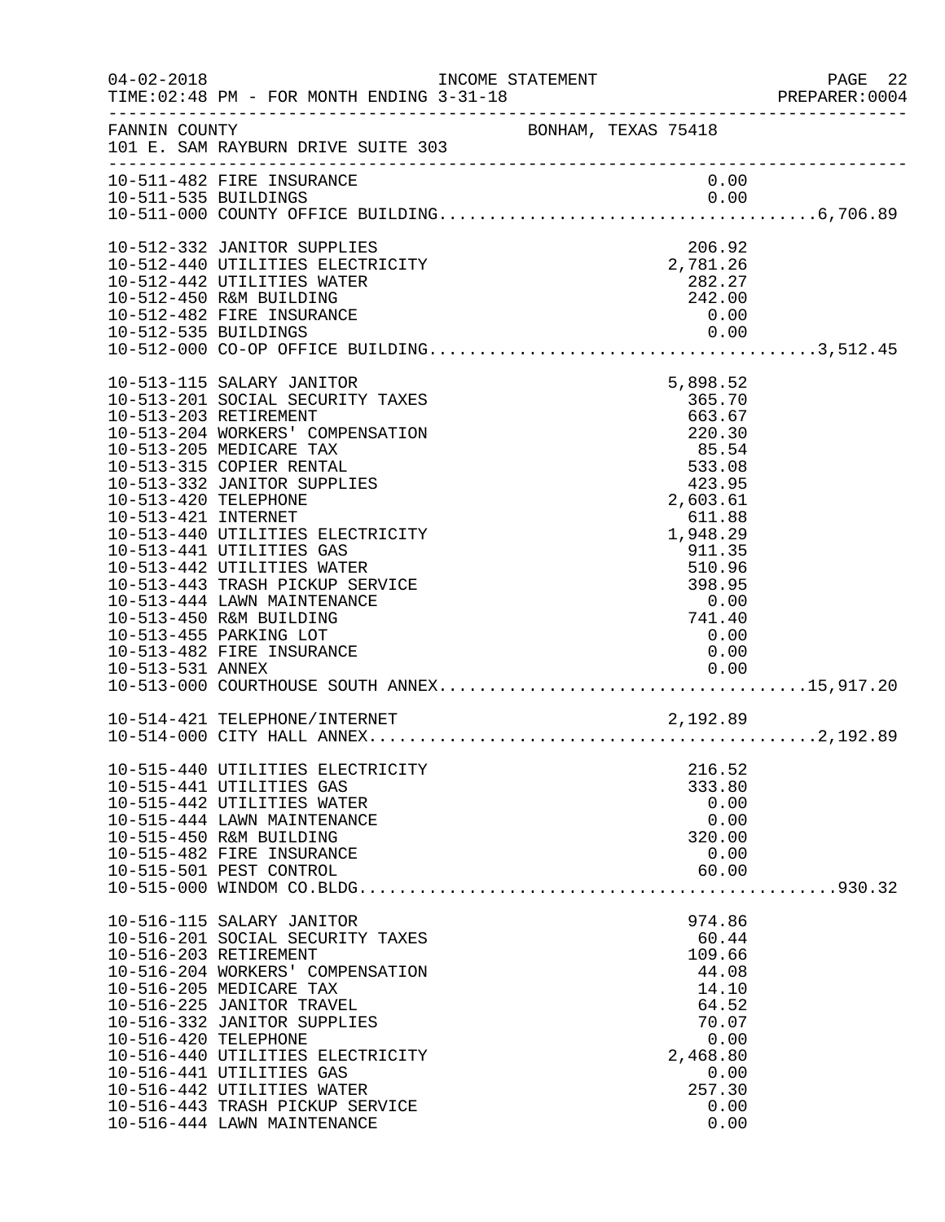FANNIN COUNTY — BONHAM, TEXAS 75418
101 E. SAM RAYBURN DRIVE SUITE 303

INCOME STATEMENT
TIME:02:48 PM - FOR MONTH ENDING 3-31-18

| Account | Description | Amount | Total |
|---|---|---|---|
| 10-511-482 | FIRE INSURANCE | 0.00 | |
| 10-511-535 | BUILDINGS | 0.00 | |
| 10-511-000 | COUNTY OFFICE BUILDING | | 6,706.89 |
| 10-512-332 | JANITOR SUPPLIES | 206.92 | |
| 10-512-440 | UTILITIES ELECTRICITY | 2,781.26 | |
| 10-512-442 | UTILITIES WATER | 282.27 | |
| 10-512-450 | R&M BUILDING | 242.00 | |
| 10-512-482 | FIRE INSURANCE | 0.00 | |
| 10-512-535 | BUILDINGS | 0.00 | |
| 10-512-000 | CO-OP OFFICE BUILDING | | 3,512.45 |
| 10-513-115 | SALARY JANITOR | 5,898.52 | |
| 10-513-201 | SOCIAL SECURITY TAXES | 365.70 | |
| 10-513-203 | RETIREMENT | 663.67 | |
| 10-513-204 | WORKERS' COMPENSATION | 220.30 | |
| 10-513-205 | MEDICARE TAX | 85.54 | |
| 10-513-315 | COPIER RENTAL | 533.08 | |
| 10-513-332 | JANITOR SUPPLIES | 423.95 | |
| 10-513-420 | TELEPHONE | 2,603.61 | |
| 10-513-421 | INTERNET | 611.88 | |
| 10-513-440 | UTILITIES ELECTRICITY | 1,948.29 | |
| 10-513-441 | UTILITIES GAS | 911.35 | |
| 10-513-442 | UTILITIES WATER | 510.96 | |
| 10-513-443 | TRASH PICKUP SERVICE | 398.95 | |
| 10-513-444 | LAWN MAINTENANCE | 0.00 | |
| 10-513-450 | R&M BUILDING | 741.40 | |
| 10-513-455 | PARKING LOT | 0.00 | |
| 10-513-482 | FIRE INSURANCE | 0.00 | |
| 10-513-531 | ANNEX | 0.00 | |
| 10-513-000 | COURTHOUSE SOUTH ANNEX | | 15,917.20 |
| 10-514-421 | TELEPHONE/INTERNET | 2,192.89 | |
| 10-514-000 | CITY HALL ANNEX | | 2,192.89 |
| 10-515-440 | UTILITIES ELECTRICITY | 216.52 | |
| 10-515-441 | UTILITIES GAS | 333.80 | |
| 10-515-442 | UTILITIES WATER | 0.00 | |
| 10-515-444 | LAWN MAINTENANCE | 0.00 | |
| 10-515-450 | R&M BUILDING | 320.00 | |
| 10-515-482 | FIRE INSURANCE | 0.00 | |
| 10-515-501 | PEST CONTROL | 60.00 | |
| 10-515-000 | WINDOM CO.BLDG | | 930.32 |
| 10-516-115 | SALARY JANITOR | 974.86 | |
| 10-516-201 | SOCIAL SECURITY TAXES | 60.44 | |
| 10-516-203 | RETIREMENT | 109.66 | |
| 10-516-204 | WORKERS' COMPENSATION | 44.08 | |
| 10-516-205 | MEDICARE TAX | 14.10 | |
| 10-516-225 | JANITOR TRAVEL | 64.52 | |
| 10-516-332 | JANITOR SUPPLIES | 70.07 | |
| 10-516-420 | TELEPHONE | 0.00 | |
| 10-516-440 | UTILITIES ELECTRICITY | 2,468.80 | |
| 10-516-441 | UTILITIES GAS | 0.00 | |
| 10-516-442 | UTILITIES WATER | 257.30 | |
| 10-516-443 | TRASH PICKUP SERVICE | 0.00 | |
| 10-516-444 | LAWN MAINTENANCE | 0.00 | |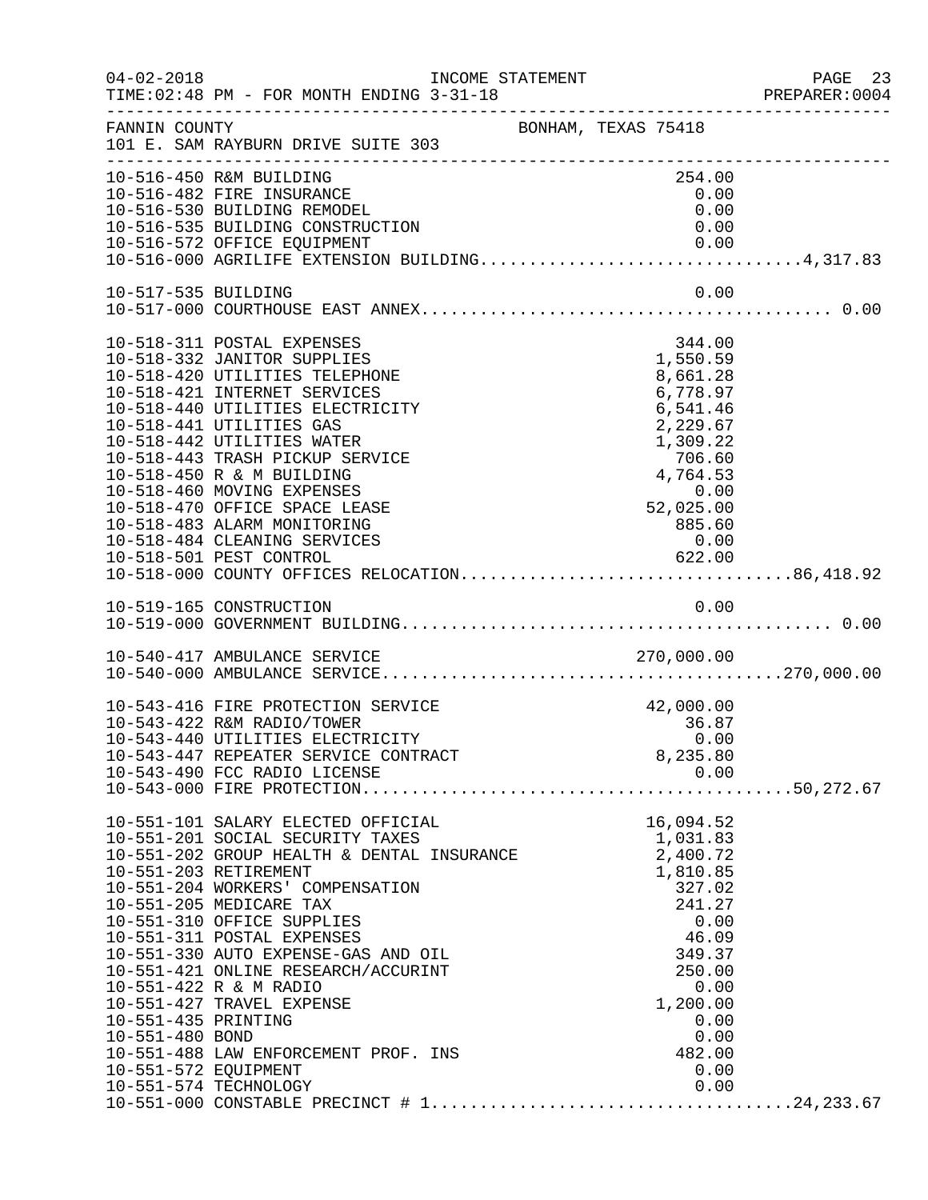FANNIN COUNTY — BONHAM, TEXAS 75418
101 E. SAM RAYBURN DRIVE SUITE 303

INCOME STATEMENT — FOR MONTH ENDING 3-31-18

| Account | Description | Amount | Total |
|---|---|---|---|
| 10-516-450 | R&M BUILDING | 254.00 | |
| 10-516-482 | FIRE INSURANCE | 0.00 | |
| 10-516-530 | BUILDING REMODEL | 0.00 | |
| 10-516-535 | BUILDING CONSTRUCTION | 0.00 | |
| 10-516-572 | OFFICE EQUIPMENT | 0.00 | |
| 10-516-000 | AGRILIFE EXTENSION BUILDING | | 4,317.83 |
| 10-517-535 | BUILDING | 0.00 | |
| 10-517-000 | COURTHOUSE EAST ANNEX | | 0.00 |
| 10-518-311 | POSTAL EXPENSES | 344.00 | |
| 10-518-332 | JANITOR SUPPLIES | 1,550.59 | |
| 10-518-420 | UTILITIES TELEPHONE | 8,661.28 | |
| 10-518-421 | INTERNET SERVICES | 6,778.97 | |
| 10-518-440 | UTILITIES ELECTRICITY | 6,541.46 | |
| 10-518-441 | UTILITIES GAS | 2,229.67 | |
| 10-518-442 | UTILITIES WATER | 1,309.22 | |
| 10-518-443 | TRASH PICKUP SERVICE | 706.60 | |
| 10-518-450 | R & M BUILDING | 4,764.53 | |
| 10-518-460 | MOVING EXPENSES | 0.00 | |
| 10-518-470 | OFFICE SPACE LEASE | 52,025.00 | |
| 10-518-483 | ALARM MONITORING | 885.60 | |
| 10-518-484 | CLEANING SERVICES | 0.00 | |
| 10-518-501 | PEST CONTROL | 622.00 | |
| 10-518-000 | COUNTY OFFICES RELOCATION | | 86,418.92 |
| 10-519-165 | CONSTRUCTION | 0.00 | |
| 10-519-000 | GOVERNMENT BUILDING | | 0.00 |
| 10-540-417 | AMBULANCE SERVICE | 270,000.00 | |
| 10-540-000 | AMBULANCE SERVICE | | 270,000.00 |
| 10-543-416 | FIRE PROTECTION SERVICE | 42,000.00 | |
| 10-543-422 | R&M RADIO/TOWER | 36.87 | |
| 10-543-440 | UTILITIES ELECTRICITY | 0.00 | |
| 10-543-447 | REPEATER SERVICE CONTRACT | 8,235.80 | |
| 10-543-490 | FCC RADIO LICENSE | 0.00 | |
| 10-543-000 | FIRE PROTECTION | | 50,272.67 |
| 10-551-101 | SALARY ELECTED OFFICIAL | 16,094.52 | |
| 10-551-201 | SOCIAL SECURITY TAXES | 1,031.83 | |
| 10-551-202 | GROUP HEALTH & DENTAL INSURANCE | 2,400.72 | |
| 10-551-203 | RETIREMENT | 1,810.85 | |
| 10-551-204 | WORKERS' COMPENSATION | 327.02 | |
| 10-551-205 | MEDICARE TAX | 241.27 | |
| 10-551-310 | OFFICE SUPPLIES | 0.00 | |
| 10-551-311 | POSTAL EXPENSES | 46.09 | |
| 10-551-330 | AUTO EXPENSE-GAS AND OIL | 349.37 | |
| 10-551-421 | ONLINE RESEARCH/ACCURINT | 250.00 | |
| 10-551-422 | R & M RADIO | 0.00 | |
| 10-551-427 | TRAVEL EXPENSE | 1,200.00 | |
| 10-551-435 | PRINTING | 0.00 | |
| 10-551-480 | BOND | 0.00 | |
| 10-551-488 | LAW ENFORCEMENT PROF. INS | 482.00 | |
| 10-551-572 | EQUIPMENT | 0.00 | |
| 10-551-574 | TECHNOLOGY | 0.00 | |
| 10-551-000 | CONSTABLE PRECINCT # 1 | | 24,233.67 |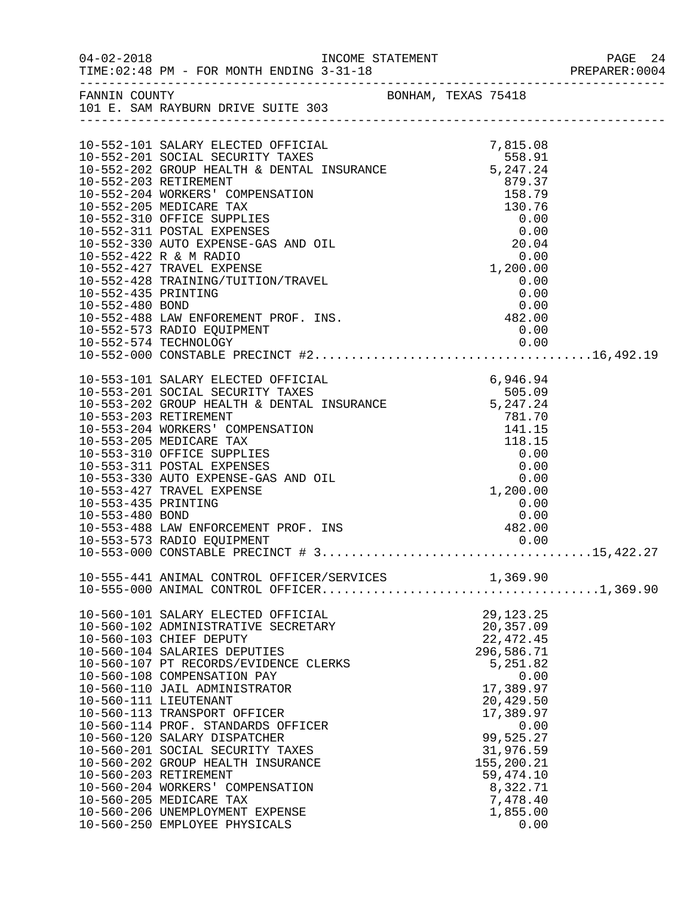FANNIN COUNTY BONHAM, TEXAS 75418
101 E. SAM RAYBURN DRIVE SUITE 303

| Account | Description | Amount | Total |
|---|---|---|---|
| 10-552-101 | SALARY ELECTED OFFICIAL | 7,815.08 | |
| 10-552-201 | SOCIAL SECURITY TAXES | 558.91 | |
| 10-552-202 | GROUP HEALTH & DENTAL INSURANCE | 5,247.24 | |
| 10-552-203 | RETIREMENT | 879.37 | |
| 10-552-204 | WORKERS' COMPENSATION | 158.79 | |
| 10-552-205 | MEDICARE TAX | 130.76 | |
| 10-552-310 | OFFICE SUPPLIES | 0.00 | |
| 10-552-311 | POSTAL EXPENSES | 0.00 | |
| 10-552-330 | AUTO EXPENSE-GAS AND OIL | 20.04 | |
| 10-552-422 | R & M RADIO | 0.00 | |
| 10-552-427 | TRAVEL EXPENSE | 1,200.00 | |
| 10-552-428 | TRAINING/TUITION/TRAVEL | 0.00 | |
| 10-552-435 | PRINTING | 0.00 | |
| 10-552-480 | BOND | 0.00 | |
| 10-552-488 | LAW ENFOREMENT PROF. INS. | 482.00 | |
| 10-552-573 | RADIO EQUIPMENT | 0.00 | |
| 10-552-574 | TECHNOLOGY | 0.00 | |
| 10-552-000 | CONSTABLE PRECINCT #2 | | 16,492.19 |
| 10-553-101 | SALARY ELECTED OFFICIAL | 6,946.94 | |
| 10-553-201 | SOCIAL SECURITY TAXES | 505.09 | |
| 10-553-202 | GROUP HEALTH & DENTAL INSURANCE | 5,247.24 | |
| 10-553-203 | RETIREMENT | 781.70 | |
| 10-553-204 | WORKERS' COMPENSATION | 141.15 | |
| 10-553-205 | MEDICARE TAX | 118.15 | |
| 10-553-310 | OFFICE SUPPLIES | 0.00 | |
| 10-553-311 | POSTAL EXPENSES | 0.00 | |
| 10-553-330 | AUTO EXPENSE-GAS AND OIL | 0.00 | |
| 10-553-427 | TRAVEL EXPENSE | 1,200.00 | |
| 10-553-435 | PRINTING | 0.00 | |
| 10-553-480 | BOND | 0.00 | |
| 10-553-488 | LAW ENFORCEMENT PROF. INS | 482.00 | |
| 10-553-573 | RADIO EQUIPMENT | 0.00 | |
| 10-553-000 | CONSTABLE PRECINCT # 3 | | 15,422.27 |
| 10-555-441 | ANIMAL CONTROL OFFICER/SERVICES | 1,369.90 | |
| 10-555-000 | ANIMAL CONTROL OFFICER | | 1,369.90 |
| 10-560-101 | SALARY ELECTED OFFICIAL | 29,123.25 | |
| 10-560-102 | ADMINISTRATIVE SECRETARY | 20,357.09 | |
| 10-560-103 | CHIEF DEPUTY | 22,472.45 | |
| 10-560-104 | SALARIES DEPUTIES | 296,586.71 | |
| 10-560-107 | PT RECORDS/EVIDENCE CLERKS | 5,251.82 | |
| 10-560-108 | COMPENSATION PAY | 0.00 | |
| 10-560-110 | JAIL ADMINISTRATOR | 17,389.97 | |
| 10-560-111 | LIEUTENANT | 20,429.50 | |
| 10-560-113 | TRANSPORT OFFICER | 17,389.97 | |
| 10-560-114 | PROF. STANDARDS OFFICER | 0.00 | |
| 10-560-120 | SALARY DISPATCHER | 99,525.27 | |
| 10-560-201 | SOCIAL SECURITY TAXES | 31,976.59 | |
| 10-560-202 | GROUP HEALTH INSURANCE | 155,200.21 | |
| 10-560-203 | RETIREMENT | 59,474.10 | |
| 10-560-204 | WORKERS' COMPENSATION | 8,322.71 | |
| 10-560-205 | MEDICARE TAX | 7,478.40 | |
| 10-560-206 | UNEMPLOYMENT EXPENSE | 1,855.00 | |
| 10-560-250 | EMPLOYEE PHYSICALS | 0.00 | |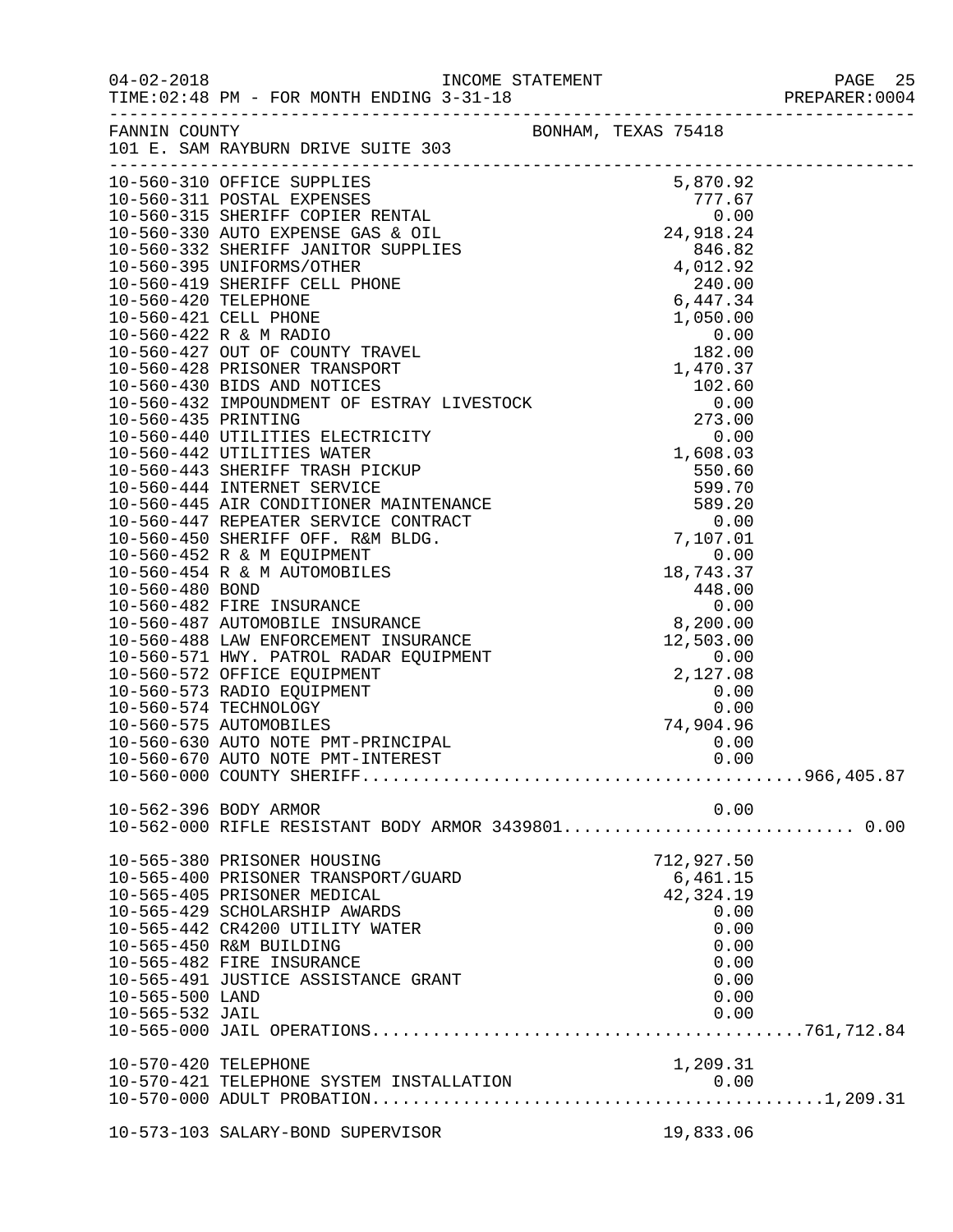FANNIN COUNTY — BONHAM, TEXAS 75418
101 E. SAM RAYBURN DRIVE SUITE 303

| Account | Description | Amount | Total |
|---|---|---|---|
| 10-560-310 | OFFICE SUPPLIES | 5,870.92 | |
| 10-560-311 | POSTAL EXPENSES | 777.67 | |
| 10-560-315 | SHERIFF COPIER RENTAL | 0.00 | |
| 10-560-330 | AUTO EXPENSE GAS & OIL | 24,918.24 | |
| 10-560-332 | SHERIFF JANITOR SUPPLIES | 846.82 | |
| 10-560-395 | UNIFORMS/OTHER | 4,012.92 | |
| 10-560-419 | SHERIFF CELL PHONE | 240.00 | |
| 10-560-420 | TELEPHONE | 6,447.34 | |
| 10-560-421 | CELL PHONE | 1,050.00 | |
| 10-560-422 | R & M RADIO | 0.00 | |
| 10-560-427 | OUT OF COUNTY TRAVEL | 182.00 | |
| 10-560-428 | PRISONER TRANSPORT | 1,470.37 | |
| 10-560-430 | BIDS AND NOTICES | 102.60 | |
| 10-560-432 | IMPOUNDMENT OF ESTRAY LIVESTOCK | 0.00 | |
| 10-560-435 | PRINTING | 273.00 | |
| 10-560-440 | UTILITIES ELECTRICITY | 0.00 | |
| 10-560-442 | UTILITIES WATER | 1,608.03 | |
| 10-560-443 | SHERIFF TRASH PICKUP | 550.60 | |
| 10-560-444 | INTERNET SERVICE | 599.70 | |
| 10-560-445 | AIR CONDITIONER MAINTENANCE | 589.20 | |
| 10-560-447 | REPEATER SERVICE CONTRACT | 0.00 | |
| 10-560-450 | SHERIFF OFF. R&M BLDG. | 7,107.01 | |
| 10-560-452 | R & M EQUIPMENT | 0.00 | |
| 10-560-454 | R & M AUTOMOBILES | 18,743.37 | |
| 10-560-480 | BOND | 448.00 | |
| 10-560-482 | FIRE INSURANCE | 0.00 | |
| 10-560-487 | AUTOMOBILE INSURANCE | 8,200.00 | |
| 10-560-488 | LAW ENFORCEMENT INSURANCE | 12,503.00 | |
| 10-560-571 | HWY. PATROL RADAR EQUIPMENT | 0.00 | |
| 10-560-572 | OFFICE EQUIPMENT | 2,127.08 | |
| 10-560-573 | RADIO EQUIPMENT | 0.00 | |
| 10-560-574 | TECHNOLOGY | 0.00 | |
| 10-560-575 | AUTOMOBILES | 74,904.96 | |
| 10-560-630 | AUTO NOTE PMT-PRINCIPAL | 0.00 | |
| 10-560-670 | AUTO NOTE PMT-INTEREST | 0.00 | |
| 10-560-000 | COUNTY SHERIFF | | 966,405.87 |
| 10-562-396 | BODY ARMOR | 0.00 | |
| 10-562-000 | RIFLE RESISTANT BODY ARMOR 3439801 | | 0.00 |
| 10-565-380 | PRISONER HOUSING | 712,927.50 | |
| 10-565-400 | PRISONER TRANSPORT/GUARD | 6,461.15 | |
| 10-565-405 | PRISONER MEDICAL | 42,324.19 | |
| 10-565-429 | SCHOLARSHIP AWARDS | 0.00 | |
| 10-565-442 | CR4200 UTILITY WATER | 0.00 | |
| 10-565-450 | R&M BUILDING | 0.00 | |
| 10-565-482 | FIRE INSURANCE | 0.00 | |
| 10-565-491 | JUSTICE ASSISTANCE GRANT | 0.00 | |
| 10-565-500 | LAND | 0.00 | |
| 10-565-532 | JAIL | 0.00 | |
| 10-565-000 | JAIL OPERATIONS | | 761,712.84 |
| 10-570-420 | TELEPHONE | 1,209.31 | |
| 10-570-421 | TELEPHONE SYSTEM INSTALLATION | 0.00 | |
| 10-570-000 | ADULT PROBATION | | 1,209.31 |
| 10-573-103 | SALARY-BOND SUPERVISOR | 19,833.06 | |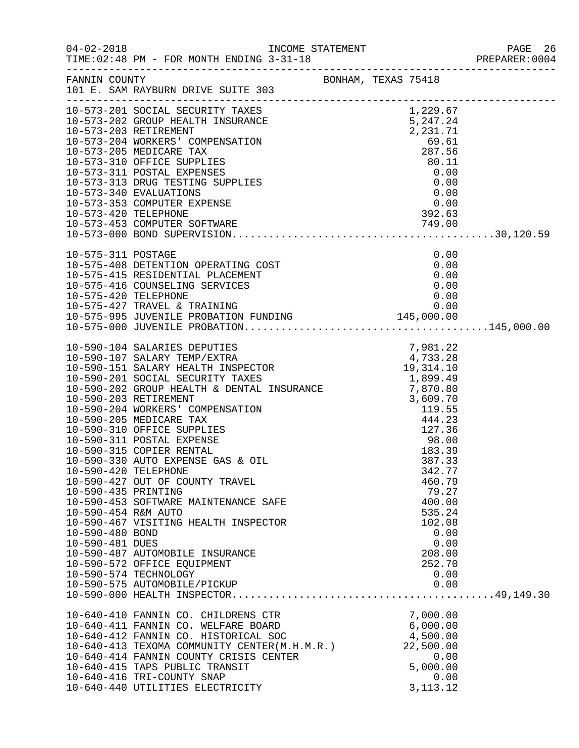INCOME STATEMENT

04-02-2018 TIME:02:48 PM - FOR MONTH ENDING 3-31-18

FANNIN COUNTY BONHAM, TEXAS 75418
101 E. SAM RAYBURN DRIVE SUITE 303

| Account | Description | Amount | Total |
|---|---|---|---|
| 10-573-201 | SOCIAL SECURITY TAXES | 1,229.67 | |
| 10-573-202 | GROUP HEALTH INSURANCE | 5,247.24 | |
| 10-573-203 | RETIREMENT | 2,231.71 | |
| 10-573-204 | WORKERS' COMPENSATION | 69.61 | |
| 10-573-205 | MEDICARE TAX | 287.56 | |
| 10-573-310 | OFFICE SUPPLIES | 80.11 | |
| 10-573-311 | POSTAL EXPENSES | 0.00 | |
| 10-573-313 | DRUG TESTING SUPPLIES | 0.00 | |
| 10-573-340 | EVALUATIONS | 0.00 | |
| 10-573-353 | COMPUTER EXPENSE | 0.00 | |
| 10-573-420 | TELEPHONE | 392.63 | |
| 10-573-453 | COMPUTER SOFTWARE | 749.00 | |
| 10-573-000 | BOND SUPERVISION | | 30,120.59 |
| 10-575-311 | POSTAGE | 0.00 | |
| 10-575-408 | DETENTION OPERATING COST | 0.00 | |
| 10-575-415 | RESIDENTIAL PLACEMENT | 0.00 | |
| 10-575-416 | COUNSELING SERVICES | 0.00 | |
| 10-575-420 | TELEPHONE | 0.00 | |
| 10-575-427 | TRAVEL & TRAINING | 0.00 | |
| 10-575-995 | JUVENILE PROBATION FUNDING | 145,000.00 | |
| 10-575-000 | JUVENILE PROBATION | | 145,000.00 |
| 10-590-104 | SALARIES DEPUTIES | 7,981.22 | |
| 10-590-107 | SALARY TEMP/EXTRA | 4,733.28 | |
| 10-590-151 | SALARY HEALTH INSPECTOR | 19,314.10 | |
| 10-590-201 | SOCIAL SECURITY TAXES | 1,899.49 | |
| 10-590-202 | GROUP HEALTH & DENTAL INSURANCE | 7,870.80 | |
| 10-590-203 | RETIREMENT | 3,609.70 | |
| 10-590-204 | WORKERS' COMPENSATION | 119.55 | |
| 10-590-205 | MEDICARE TAX | 444.23 | |
| 10-590-310 | OFFICE SUPPLIES | 127.36 | |
| 10-590-311 | POSTAL EXPENSE | 98.00 | |
| 10-590-315 | COPIER RENTAL | 183.39 | |
| 10-590-330 | AUTO EXPENSE GAS & OIL | 387.33 | |
| 10-590-420 | TELEPHONE | 342.77 | |
| 10-590-427 | OUT OF COUNTY TRAVEL | 460.79 | |
| 10-590-435 | PRINTING | 79.27 | |
| 10-590-453 | SOFTWARE MAINTENANCE SAFE | 400.00 | |
| 10-590-454 | R&M AUTO | 535.24 | |
| 10-590-467 | VISITING HEALTH INSPECTOR | 102.08 | |
| 10-590-480 | BOND | 0.00 | |
| 10-590-481 | DUES | 0.00 | |
| 10-590-487 | AUTOMOBILE INSURANCE | 208.00 | |
| 10-590-572 | OFFICE EQUIPMENT | 252.70 | |
| 10-590-574 | TECHNOLOGY | 0.00 | |
| 10-590-575 | AUTOMOBILE/PICKUP | 0.00 | |
| 10-590-000 | HEALTH INSPECTOR | | 49,149.30 |
| 10-640-410 | FANNIN CO. CHILDRENS CTR | 7,000.00 | |
| 10-640-411 | FANNIN CO. WELFARE BOARD | 6,000.00 | |
| 10-640-412 | FANNIN CO. HISTORICAL SOC | 4,500.00 | |
| 10-640-413 | TEXOMA COMMUNITY CENTER(M.H.M.R.) | 22,500.00 | |
| 10-640-414 | FANNIN COUNTY CRISIS CENTER | 0.00 | |
| 10-640-415 | TAPS PUBLIC TRANSIT | 5,000.00 | |
| 10-640-416 | TRI-COUNTY SNAP | 0.00 | |
| 10-640-440 | UTILITIES ELECTRICITY | 3,113.12 | |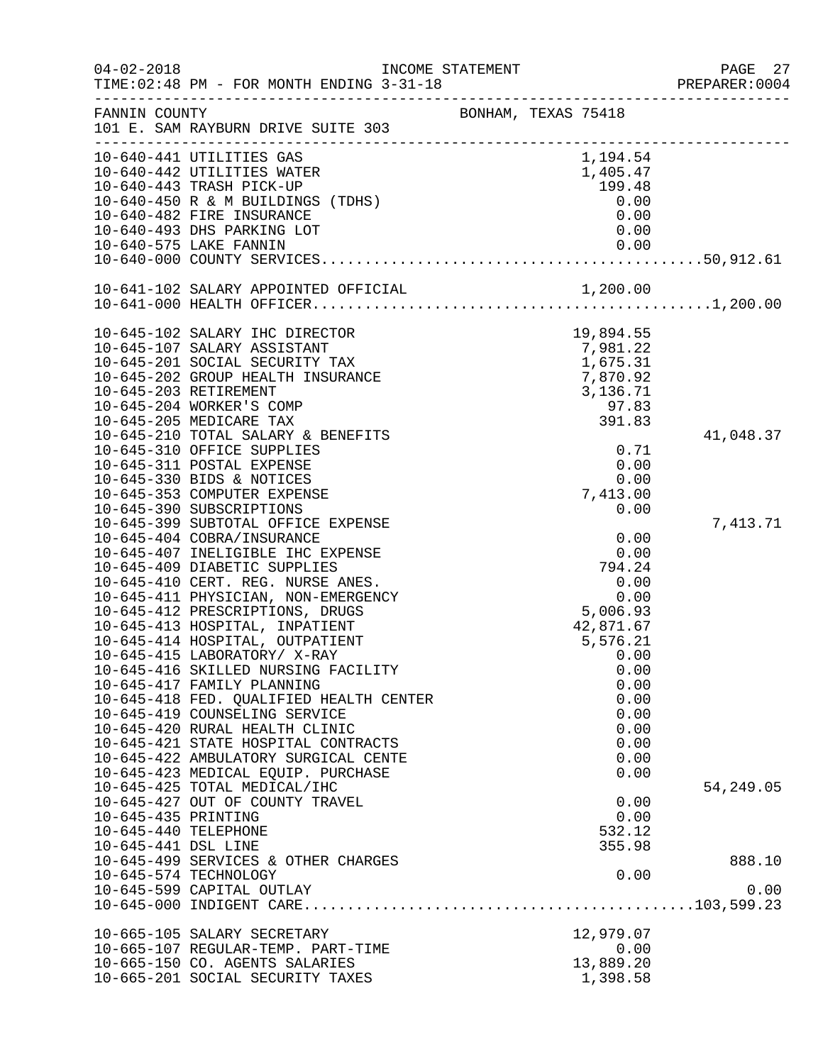FANNIN COUNTY BONHAM, TEXAS 75418
101 E. SAM RAYBURN DRIVE SUITE 303

INCOME STATEMENT — FOR MONTH ENDING 3-31-18

| Account | Description | Amount | Total |
|---|---|---|---|
| 10-640-441 | UTILITIES GAS | 1,194.54 | |
| 10-640-442 | UTILITIES WATER | 1,405.47 | |
| 10-640-443 | TRASH PICK-UP | 199.48 | |
| 10-640-450 | R & M BUILDINGS (TDHS) | 0.00 | |
| 10-640-482 | FIRE INSURANCE | 0.00 | |
| 10-640-493 | DHS PARKING LOT | 0.00 | |
| 10-640-575 | LAKE FANNIN | 0.00 | |
| 10-640-000 | COUNTY SERVICES | | 50,912.61 |
| 10-641-102 | SALARY APPOINTED OFFICIAL | 1,200.00 | |
| 10-641-000 | HEALTH OFFICER | | 1,200.00 |
| 10-645-102 | SALARY IHC DIRECTOR | 19,894.55 | |
| 10-645-107 | SALARY ASSISTANT | 7,981.22 | |
| 10-645-201 | SOCIAL SECURITY TAX | 1,675.31 | |
| 10-645-202 | GROUP HEALTH INSURANCE | 7,870.92 | |
| 10-645-203 | RETIREMENT | 3,136.71 | |
| 10-645-204 | WORKER'S COMP | 97.83 | |
| 10-645-205 | MEDICARE TAX | 391.83 | |
| 10-645-210 | TOTAL SALARY & BENEFITS | | 41,048.37 |
| 10-645-310 | OFFICE SUPPLIES | 0.71 | |
| 10-645-311 | POSTAL EXPENSE | 0.00 | |
| 10-645-330 | BIDS & NOTICES | 0.00 | |
| 10-645-353 | COMPUTER EXPENSE | 7,413.00 | |
| 10-645-390 | SUBSCRIPTIONS | 0.00 | |
| 10-645-399 | SUBTOTAL OFFICE EXPENSE | | 7,413.71 |
| 10-645-404 | COBRA/INSURANCE | 0.00 | |
| 10-645-407 | INELIGIBLE IHC EXPENSE | 0.00 | |
| 10-645-409 | DIABETIC SUPPLIES | 794.24 | |
| 10-645-410 | CERT. REG. NURSE ANES. | 0.00 | |
| 10-645-411 | PHYSICIAN, NON-EMERGENCY | 0.00 | |
| 10-645-412 | PRESCRIPTIONS, DRUGS | 5,006.93 | |
| 10-645-413 | HOSPITAL, INPATIENT | 42,871.67 | |
| 10-645-414 | HOSPITAL, OUTPATIENT | 5,576.21 | |
| 10-645-415 | LABORATORY/ X-RAY | 0.00 | |
| 10-645-416 | SKILLED NURSING FACILITY | 0.00 | |
| 10-645-417 | FAMILY PLANNING | 0.00 | |
| 10-645-418 | FED. QUALIFIED HEALTH CENTER | 0.00 | |
| 10-645-419 | COUNSELING SERVICE | 0.00 | |
| 10-645-420 | RURAL HEALTH CLINIC | 0.00 | |
| 10-645-421 | STATE HOSPITAL CONTRACTS | 0.00 | |
| 10-645-422 | AMBULATORY SURGICAL CENTE | 0.00 | |
| 10-645-423 | MEDICAL EQUIP. PURCHASE | 0.00 | |
| 10-645-425 | TOTAL MEDICAL/IHC | | 54,249.05 |
| 10-645-427 | OUT OF COUNTY TRAVEL | 0.00 | |
| 10-645-435 | PRINTING | 0.00 | |
| 10-645-440 | TELEPHONE | 532.12 | |
| 10-645-441 | DSL LINE | 355.98 | |
| 10-645-499 | SERVICES & OTHER CHARGES | | 888.10 |
| 10-645-574 | TECHNOLOGY | 0.00 | |
| 10-645-599 | CAPITAL OUTLAY | | 0.00 |
| 10-645-000 | INDIGENT CARE | | 103,599.23 |
| 10-665-105 | SALARY SECRETARY | 12,979.07 | |
| 10-665-107 | REGULAR-TEMP. PART-TIME | 0.00 | |
| 10-665-150 | CO. AGENTS SALARIES | 13,889.20 | |
| 10-665-201 | SOCIAL SECURITY TAXES | 1,398.58 | |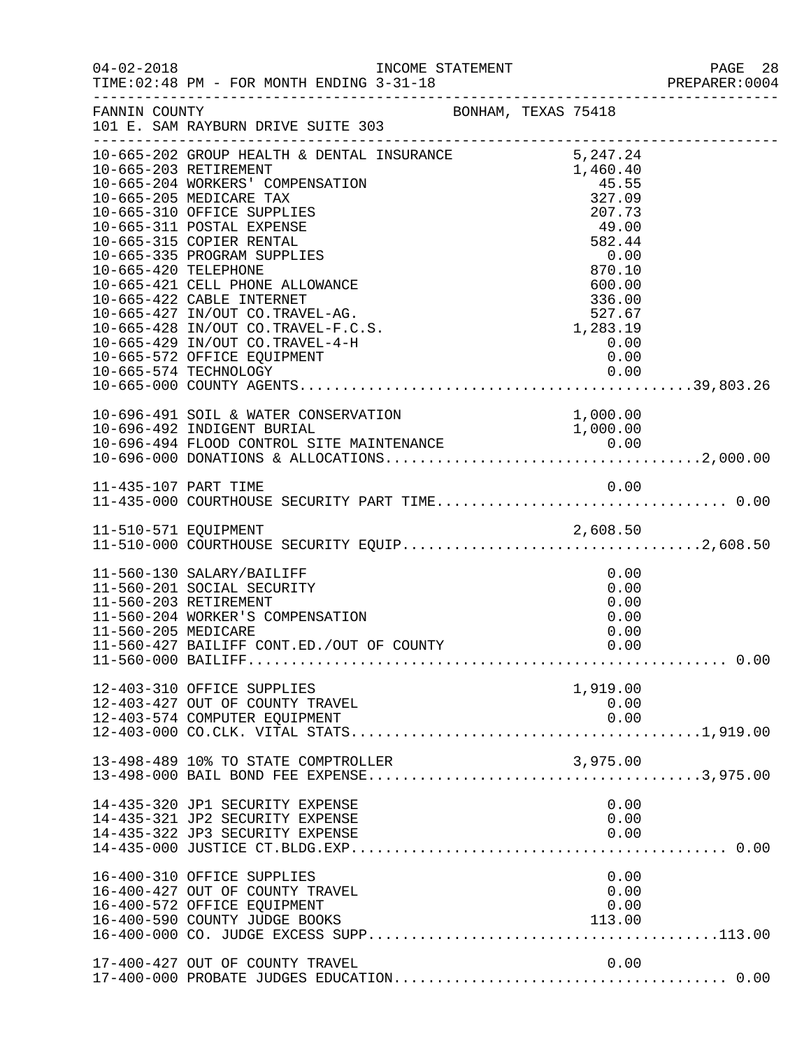FANNIN COUNTY BONHAM, TEXAS 75418
101 E. SAM RAYBURN DRIVE SUITE 303

INCOME STATEMENT
FOR MONTH ENDING 3-31-18

| Account | Description | Amount | Total |
|---|---|---|---|
| 10-665-202 | GROUP HEALTH & DENTAL INSURANCE | 5,247.24 | |
| 10-665-203 | RETIREMENT | 1,460.40 | |
| 10-665-204 | WORKERS' COMPENSATION | 45.55 | |
| 10-665-205 | MEDICARE TAX | 327.09 | |
| 10-665-310 | OFFICE SUPPLIES | 207.73 | |
| 10-665-311 | POSTAL EXPENSE | 49.00 | |
| 10-665-315 | COPIER RENTAL | 582.44 | |
| 10-665-335 | PROGRAM SUPPLIES | 0.00 | |
| 10-665-420 | TELEPHONE | 870.10 | |
| 10-665-421 | CELL PHONE ALLOWANCE | 600.00 | |
| 10-665-422 | CABLE INTERNET | 336.00 | |
| 10-665-427 | IN/OUT CO.TRAVEL-AG. | 527.67 | |
| 10-665-428 | IN/OUT CO.TRAVEL-F.C.S. | 1,283.19 | |
| 10-665-429 | IN/OUT CO.TRAVEL-4-H | 0.00 | |
| 10-665-572 | OFFICE EQUIPMENT | 0.00 | |
| 10-665-574 | TECHNOLOGY | 0.00 | |
| 10-665-000 | COUNTY AGENTS | | 39,803.26 |
| 10-696-491 | SOIL & WATER CONSERVATION | 1,000.00 | |
| 10-696-492 | INDIGENT BURIAL | 1,000.00 | |
| 10-696-494 | FLOOD CONTROL SITE MAINTENANCE | 0.00 | |
| 10-696-000 | DONATIONS & ALLOCATIONS | | 2,000.00 |
| 11-435-107 | PART TIME | 0.00 | |
| 11-435-000 | COURTHOUSE SECURITY PART TIME | | 0.00 |
| 11-510-571 | EQUIPMENT | 2,608.50 | |
| 11-510-000 | COURTHOUSE SECURITY EQUIP | | 2,608.50 |
| 11-560-130 | SALARY/BAILIFF | 0.00 | |
| 11-560-201 | SOCIAL SECURITY | 0.00 | |
| 11-560-203 | RETIREMENT | 0.00 | |
| 11-560-204 | WORKER'S COMPENSATION | 0.00 | |
| 11-560-205 | MEDICARE | 0.00 | |
| 11-560-427 | BAILIFF CONT.ED./OUT OF COUNTY | 0.00 | |
| 11-560-000 | BAILIFF | | 0.00 |
| 12-403-310 | OFFICE SUPPLIES | 1,919.00 | |
| 12-403-427 | OUT OF COUNTY TRAVEL | 0.00 | |
| 12-403-574 | COMPUTER EQUIPMENT | 0.00 | |
| 12-403-000 | CO.CLK. VITAL STATS | | 1,919.00 |
| 13-498-489 | 10% TO STATE COMPTROLLER | 3,975.00 | |
| 13-498-000 | BAIL BOND FEE EXPENSE | | 3,975.00 |
| 14-435-320 | JP1 SECURITY EXPENSE | 0.00 | |
| 14-435-321 | JP2 SECURITY EXPENSE | 0.00 | |
| 14-435-322 | JP3 SECURITY EXPENSE | 0.00 | |
| 14-435-000 | JUSTICE CT.BLDG.EXP. | | 0.00 |
| 16-400-310 | OFFICE SUPPLIES | 0.00 | |
| 16-400-427 | OUT OF COUNTY TRAVEL | 0.00 | |
| 16-400-572 | OFFICE EQUIPMENT | 0.00 | |
| 16-400-590 | COUNTY JUDGE BOOKS | 113.00 | |
| 16-400-000 | CO. JUDGE EXCESS SUPP. | | 113.00 |
| 17-400-427 | OUT OF COUNTY TRAVEL | 0.00 | |
| 17-400-000 | PROBATE JUDGES EDUCATION | | 0.00 |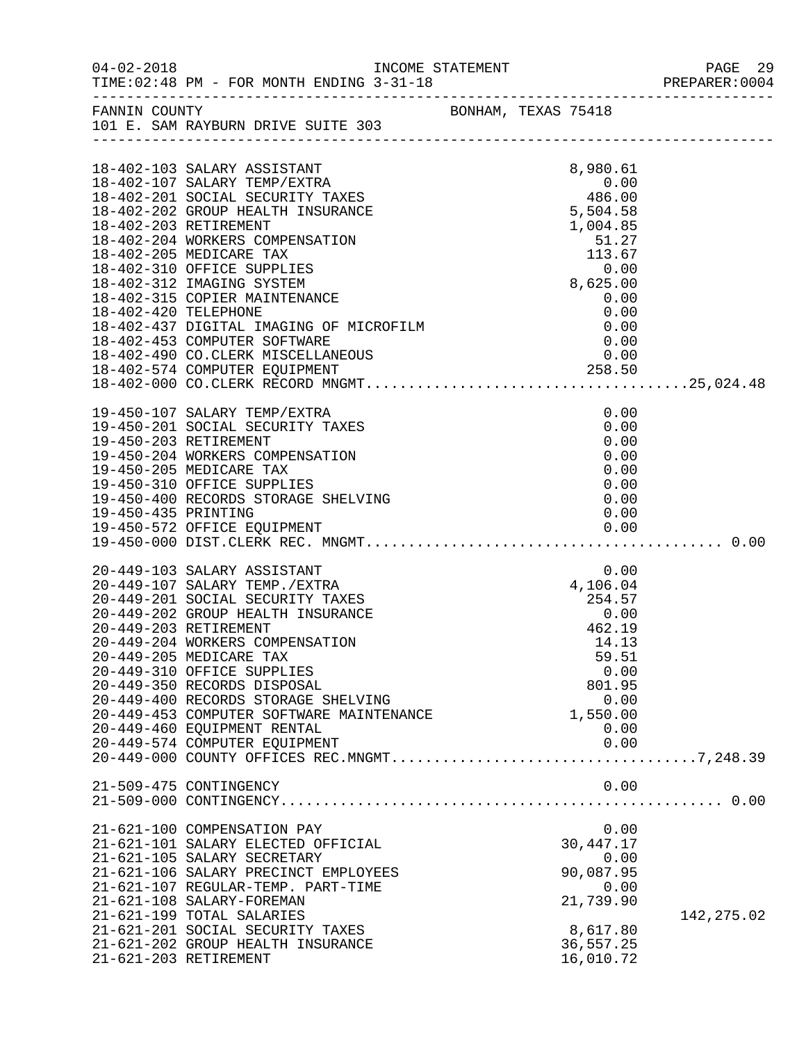INCOME STATEMENT

04-02-2018
TIME:02:48 PM - FOR MONTH ENDING 3-31-18

PREPARER:0004

FANNIN COUNTY — BONHAM, TEXAS 75418
101 E. SAM RAYBURN DRIVE SUITE 303

| Account | Description | Amount | Total |
|---|---|---|---|
| 18-402-103 | SALARY ASSISTANT | 8,980.61 | |
| 18-402-107 | SALARY TEMP/EXTRA | 0.00 | |
| 18-402-201 | SOCIAL SECURITY TAXES | 486.00 | |
| 18-402-202 | GROUP HEALTH INSURANCE | 5,504.58 | |
| 18-402-203 | RETIREMENT | 1,004.85 | |
| 18-402-204 | WORKERS COMPENSATION | 51.27 | |
| 18-402-205 | MEDICARE TAX | 113.67 | |
| 18-402-310 | OFFICE SUPPLIES | 0.00 | |
| 18-402-312 | IMAGING SYSTEM | 8,625.00 | |
| 18-402-315 | COPIER MAINTENANCE | 0.00 | |
| 18-402-420 | TELEPHONE | 0.00 | |
| 18-402-437 | DIGITAL IMAGING OF MICROFILM | 0.00 | |
| 18-402-453 | COMPUTER SOFTWARE | 0.00 | |
| 18-402-490 | CO.CLERK MISCELLANEOUS | 0.00 | |
| 18-402-574 | COMPUTER EQUIPMENT | 258.50 | |
| 18-402-000 | CO.CLERK RECORD MNGMT. | | 25,024.48 |
| 19-450-107 | SALARY TEMP/EXTRA | 0.00 | |
| 19-450-201 | SOCIAL SECURITY TAXES | 0.00 | |
| 19-450-203 | RETIREMENT | 0.00 | |
| 19-450-204 | WORKERS COMPENSATION | 0.00 | |
| 19-450-205 | MEDICARE TAX | 0.00 | |
| 19-450-310 | OFFICE SUPPLIES | 0.00 | |
| 19-450-400 | RECORDS STORAGE SHELVING | 0.00 | |
| 19-450-435 | PRINTING | 0.00 | |
| 19-450-572 | OFFICE EQUIPMENT | 0.00 | |
| 19-450-000 | DIST.CLERK REC. MNGMT. | | 0.00 |
| 20-449-103 | SALARY ASSISTANT | 0.00 | |
| 20-449-107 | SALARY TEMP./EXTRA | 4,106.04 | |
| 20-449-201 | SOCIAL SECURITY TAXES | 254.57 | |
| 20-449-202 | GROUP HEALTH INSURANCE | 0.00 | |
| 20-449-203 | RETIREMENT | 462.19 | |
| 20-449-204 | WORKERS COMPENSATION | 14.13 | |
| 20-449-205 | MEDICARE TAX | 59.51 | |
| 20-449-310 | OFFICE SUPPLIES | 0.00 | |
| 20-449-350 | RECORDS DISPOSAL | 801.95 | |
| 20-449-400 | RECORDS STORAGE SHELVING | 0.00 | |
| 20-449-453 | COMPUTER SOFTWARE MAINTENANCE | 1,550.00 | |
| 20-449-460 | EQUIPMENT RENTAL | 0.00 | |
| 20-449-574 | COMPUTER EQUIPMENT | 0.00 | |
| 20-449-000 | COUNTY OFFICES REC.MNGMT. | | 7,248.39 |
| 21-509-475 | CONTINGENCY | 0.00 | |
| 21-509-000 | CONTINGENCY | | 0.00 |
| 21-621-100 | COMPENSATION PAY | 0.00 | |
| 21-621-101 | SALARY ELECTED OFFICIAL | 30,447.17 | |
| 21-621-105 | SALARY SECRETARY | 0.00 | |
| 21-621-106 | SALARY PRECINCT EMPLOYEES | 90,087.95 | |
| 21-621-107 | REGULAR-TEMP. PART-TIME | 0.00 | |
| 21-621-108 | SALARY-FOREMAN | 21,739.90 | |
| 21-621-199 | TOTAL SALARIES | | 142,275.02 |
| 21-621-201 | SOCIAL SECURITY TAXES | 8,617.80 | |
| 21-621-202 | GROUP HEALTH INSURANCE | 36,557.25 | |
| 21-621-203 | RETIREMENT | 16,010.72 | |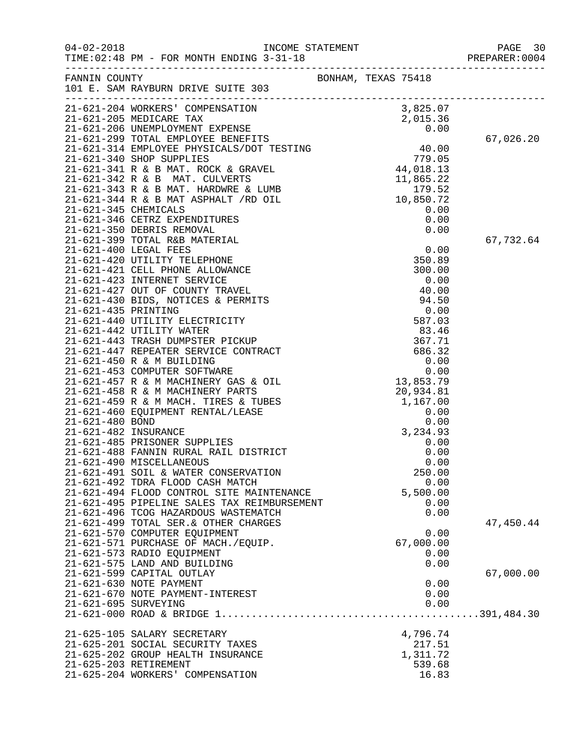INCOME STATEMENT

04-02-2018 TIME:02:48 PM - FOR MONTH ENDING 3-31-18

PREPARER:0004

FANNIN COUNTY — BONHAM, TEXAS 75418

101 E. SAM RAYBURN DRIVE SUITE 303

| Account | Description | Amount | Total |
|---|---|---|---|
| 21-621-204 | WORKERS' COMPENSATION | 3,825.07 | |
| 21-621-205 | MEDICARE TAX | 2,015.36 | |
| 21-621-206 | UNEMPLOYMENT EXPENSE | 0.00 | |
| 21-621-299 | TOTAL EMPLOYEE BENEFITS | | 67,026.20 |
| 21-621-314 | EMPLOYEE PHYSICALS/DOT TESTING | 40.00 | |
| 21-621-340 | SHOP SUPPLIES | 779.05 | |
| 21-621-341 | R & B MAT. ROCK & GRAVEL | 44,018.13 | |
| 21-621-342 | R & B MAT. CULVERTS | 11,865.22 | |
| 21-621-343 | R & B MAT. HARDWRE & LUMB | 179.52 | |
| 21-621-344 | R & B MAT ASPHALT /RD OIL | 10,850.72 | |
| 21-621-345 | CHEMICALS | 0.00 | |
| 21-621-346 | CETRZ EXPENDITURES | 0.00 | |
| 21-621-350 | DEBRIS REMOVAL | 0.00 | |
| 21-621-399 | TOTAL R&B MATERIAL | | 67,732.64 |
| 21-621-400 | LEGAL FEES | 0.00 | |
| 21-621-420 | UTILITY TELEPHONE | 350.89 | |
| 21-621-421 | CELL PHONE ALLOWANCE | 300.00 | |
| 21-621-423 | INTERNET SERVICE | 0.00 | |
| 21-621-427 | OUT OF COUNTY TRAVEL | 40.00 | |
| 21-621-430 | BIDS, NOTICES & PERMITS | 94.50 | |
| 21-621-435 | PRINTING | 0.00 | |
| 21-621-440 | UTILITY ELECTRICITY | 587.03 | |
| 21-621-442 | UTILITY WATER | 83.46 | |
| 21-621-443 | TRASH DUMPSTER PICKUP | 367.71 | |
| 21-621-447 | REPEATER SERVICE CONTRACT | 686.32 | |
| 21-621-450 | R & M BUILDING | 0.00 | |
| 21-621-453 | COMPUTER SOFTWARE | 0.00 | |
| 21-621-457 | R & M MACHINERY GAS & OIL | 13,853.79 | |
| 21-621-458 | R & M MACHINERY PARTS | 20,934.81 | |
| 21-621-459 | R & M MACH. TIRES & TUBES | 1,167.00 | |
| 21-621-460 | EQUIPMENT RENTAL/LEASE | 0.00 | |
| 21-621-480 | BOND | 0.00 | |
| 21-621-482 | INSURANCE | 3,234.93 | |
| 21-621-485 | PRISONER SUPPLIES | 0.00 | |
| 21-621-488 | FANNIN RURAL RAIL DISTRICT | 0.00 | |
| 21-621-490 | MISCELLANEOUS | 0.00 | |
| 21-621-491 | SOIL & WATER CONSERVATION | 250.00 | |
| 21-621-492 | TDRA FLOOD CASH MATCH | 0.00 | |
| 21-621-494 | FLOOD CONTROL SITE MAINTENANCE | 5,500.00 | |
| 21-621-495 | PIPELINE SALES TAX REIMBURSEMENT | 0.00 | |
| 21-621-496 | TCOG HAZARDOUS WASTEMATCH | 0.00 | |
| 21-621-499 | TOTAL SER.& OTHER CHARGES | | 47,450.44 |
| 21-621-570 | COMPUTER EQUIPMENT | 0.00 | |
| 21-621-571 | PURCHASE OF MACH./EQUIP. | 67,000.00 | |
| 21-621-573 | RADIO EQUIPMENT | 0.00 | |
| 21-621-575 | LAND AND BUILDING | 0.00 | |
| 21-621-599 | CAPITAL OUTLAY | | 67,000.00 |
| 21-621-630 | NOTE PAYMENT | 0.00 | |
| 21-621-670 | NOTE PAYMENT-INTEREST | 0.00 | |
| 21-621-695 | SURVEYING | 0.00 | |
| 21-621-000 | ROAD & BRIDGE 1 | | 391,484.30 |
| 21-625-105 | SALARY SECRETARY | 4,796.74 | |
| 21-625-201 | SOCIAL SECURITY TAXES | 217.51 | |
| 21-625-202 | GROUP HEALTH INSURANCE | 1,311.72 | |
| 21-625-203 | RETIREMENT | 539.68 | |
| 21-625-204 | WORKERS' COMPENSATION | 16.83 | |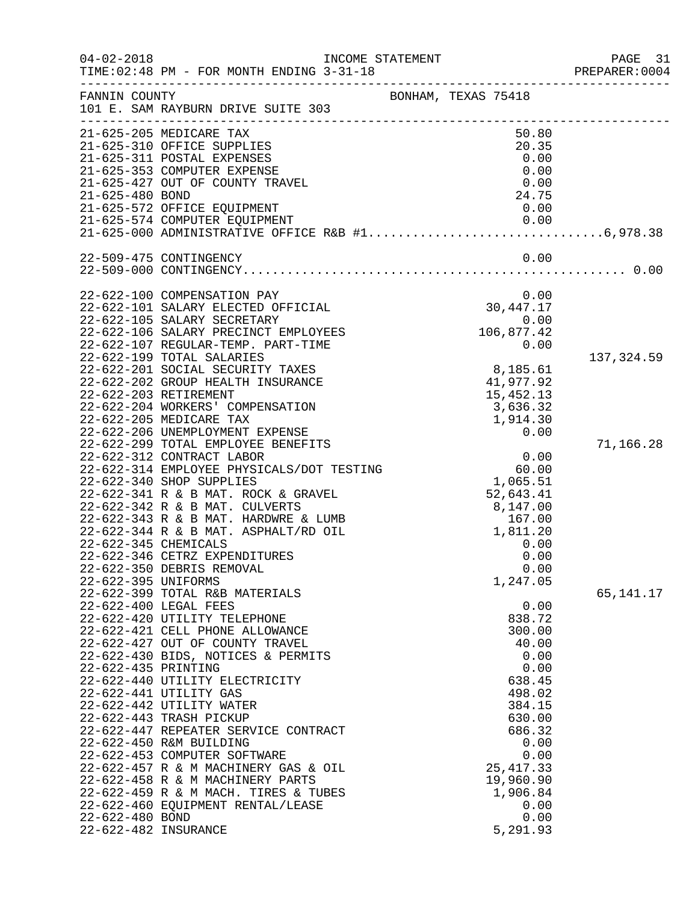FANNIN COUNTY BONHAM, TEXAS 75418
101 E. SAM RAYBURN DRIVE SUITE 303

| Account | Description | Amount | Total |
|---|---|---|---|
| 21-625-205 | MEDICARE TAX | 50.80 | |
| 21-625-310 | OFFICE SUPPLIES | 20.35 | |
| 21-625-311 | POSTAL EXPENSES | 0.00 | |
| 21-625-353 | COMPUTER EXPENSE | 0.00 | |
| 21-625-427 | OUT OF COUNTY TRAVEL | 0.00 | |
| 21-625-480 | BOND | 24.75 | |
| 21-625-572 | OFFICE EQUIPMENT | 0.00 | |
| 21-625-574 | COMPUTER EQUIPMENT | 0.00 | |
| 21-625-000 | ADMINISTRATIVE OFFICE R&B #1 | | 6,978.38 |
| 22-509-475 | CONTINGENCY | 0.00 | |
| 22-509-000 | CONTINGENCY | | 0.00 |
| 22-622-100 | COMPENSATION PAY | 0.00 | |
| 22-622-101 | SALARY ELECTED OFFICIAL | 30,447.17 | |
| 22-622-105 | SALARY SECRETARY | 0.00 | |
| 22-622-106 | SALARY PRECINCT EMPLOYEES | 106,877.42 | |
| 22-622-107 | REGULAR-TEMP. PART-TIME | 0.00 | |
| 22-622-199 | TOTAL SALARIES | | 137,324.59 |
| 22-622-201 | SOCIAL SECURITY TAXES | 8,185.61 | |
| 22-622-202 | GROUP HEALTH INSURANCE | 41,977.92 | |
| 22-622-203 | RETIREMENT | 15,452.13 | |
| 22-622-204 | WORKERS' COMPENSATION | 3,636.32 | |
| 22-622-205 | MEDICARE TAX | 1,914.30 | |
| 22-622-206 | UNEMPLOYMENT EXPENSE | 0.00 | |
| 22-622-299 | TOTAL EMPLOYEE BENEFITS | | 71,166.28 |
| 22-622-312 | CONTRACT LABOR | 0.00 | |
| 22-622-314 | EMPLOYEE PHYSICALS/DOT TESTING | 60.00 | |
| 22-622-340 | SHOP SUPPLIES | 1,065.51 | |
| 22-622-341 | R & B MAT. ROCK & GRAVEL | 52,643.41 | |
| 22-622-342 | R & B MAT. CULVERTS | 8,147.00 | |
| 22-622-343 | R & B MAT. HARDWRE & LUMB | 167.00 | |
| 22-622-344 | R & B MAT. ASPHALT/RD OIL | 1,811.20 | |
| 22-622-345 | CHEMICALS | 0.00 | |
| 22-622-346 | CETRZ EXPENDITURES | 0.00 | |
| 22-622-350 | DEBRIS REMOVAL | 0.00 | |
| 22-622-395 | UNIFORMS | 1,247.05 | |
| 22-622-399 | TOTAL R&B MATERIALS | | 65,141.17 |
| 22-622-400 | LEGAL FEES | 0.00 | |
| 22-622-420 | UTILITY TELEPHONE | 838.72 | |
| 22-622-421 | CELL PHONE ALLOWANCE | 300.00 | |
| 22-622-427 | OUT OF COUNTY TRAVEL | 40.00 | |
| 22-622-430 | BIDS, NOTICES & PERMITS | 0.00 | |
| 22-622-435 | PRINTING | 0.00 | |
| 22-622-440 | UTILITY ELECTRICITY | 638.45 | |
| 22-622-441 | UTILITY GAS | 498.02 | |
| 22-622-442 | UTILITY WATER | 384.15 | |
| 22-622-443 | TRASH PICKUP | 630.00 | |
| 22-622-447 | REPEATER SERVICE CONTRACT | 686.32 | |
| 22-622-450 | R&M BUILDING | 0.00 | |
| 22-622-453 | COMPUTER SOFTWARE | 0.00 | |
| 22-622-457 | R & M MACHINERY GAS & OIL | 25,417.33 | |
| 22-622-458 | R & M MACHINERY PARTS | 19,960.90 | |
| 22-622-459 | R & M MACH. TIRES & TUBES | 1,906.84 | |
| 22-622-460 | EQUIPMENT RENTAL/LEASE | 0.00 | |
| 22-622-480 | BOND | 0.00 | |
| 22-622-482 | INSURANCE | 5,291.93 | |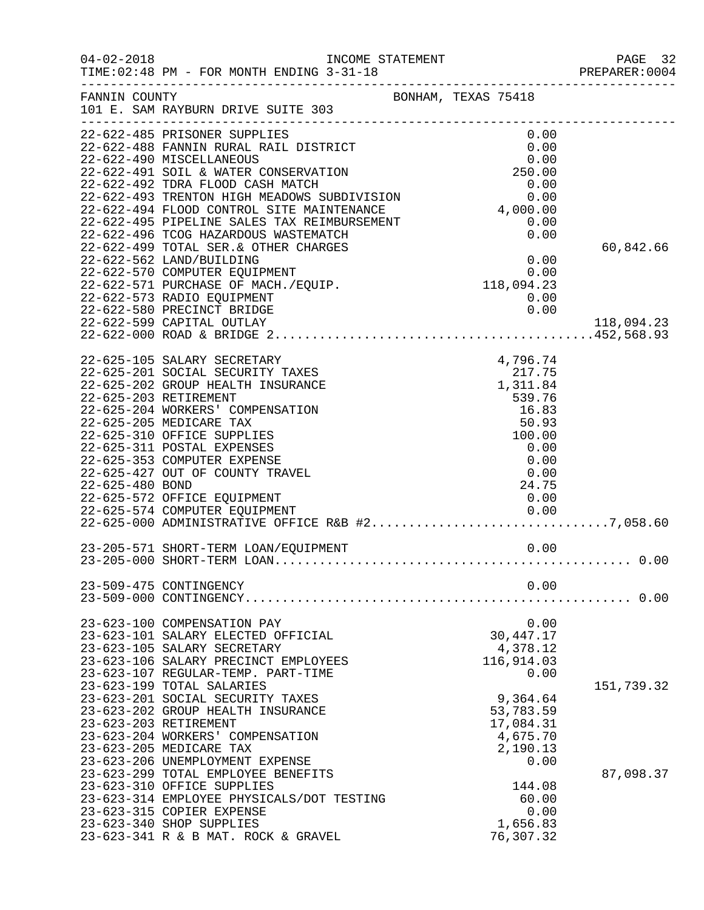FANNIN COUNTY  BONHAM, TEXAS 75418
101 E. SAM RAYBURN DRIVE SUITE 303

| Account | Description | Amount | Total |
|---|---|---|---|
| 22-622-485 | PRISONER SUPPLIES | 0.00 | |
| 22-622-488 | FANNIN RURAL RAIL DISTRICT | 0.00 | |
| 22-622-490 | MISCELLANEOUS | 0.00 | |
| 22-622-491 | SOIL & WATER CONSERVATION | 250.00 | |
| 22-622-492 | TDRA FLOOD CASH MATCH | 0.00 | |
| 22-622-493 | TRENTON HIGH MEADOWS SUBDIVISION | 0.00 | |
| 22-622-494 | FLOOD CONTROL SITE MAINTENANCE | 4,000.00 | |
| 22-622-495 | PIPELINE SALES TAX REIMBURSEMENT | 0.00 | |
| 22-622-496 | TCOG HAZARDOUS WASTEMATCH | 0.00 | |
| 22-622-499 | TOTAL SER.& OTHER CHARGES | | 60,842.66 |
| 22-622-562 | LAND/BUILDING | 0.00 | |
| 22-622-570 | COMPUTER EQUIPMENT | 0.00 | |
| 22-622-571 | PURCHASE OF MACH./EQUIP. | 118,094.23 | |
| 22-622-573 | RADIO EQUIPMENT | 0.00 | |
| 22-622-580 | PRECINCT BRIDGE | 0.00 | |
| 22-622-599 | CAPITAL OUTLAY | | 118,094.23 |
| 22-622-000 | ROAD & BRIDGE 2 | | 452,568.93 |
| 22-625-105 | SALARY SECRETARY | 4,796.74 | |
| 22-625-201 | SOCIAL SECURITY TAXES | 217.75 | |
| 22-625-202 | GROUP HEALTH INSURANCE | 1,311.84 | |
| 22-625-203 | RETIREMENT | 539.76 | |
| 22-625-204 | WORKERS' COMPENSATION | 16.83 | |
| 22-625-205 | MEDICARE TAX | 50.93 | |
| 22-625-310 | OFFICE SUPPLIES | 100.00 | |
| 22-625-311 | POSTAL EXPENSES | 0.00 | |
| 22-625-353 | COMPUTER EXPENSE | 0.00 | |
| 22-625-427 | OUT OF COUNTY TRAVEL | 0.00 | |
| 22-625-480 | BOND | 24.75 | |
| 22-625-572 | OFFICE EQUIPMENT | 0.00 | |
| 22-625-574 | COMPUTER EQUIPMENT | 0.00 | |
| 22-625-000 | ADMINISTRATIVE OFFICE R&B #2 | | 7,058.60 |
| 23-205-571 | SHORT-TERM LOAN/EQUIPMENT | 0.00 | |
| 23-205-000 | SHORT-TERM LOAN | | 0.00 |
| 23-509-475 | CONTINGENCY | 0.00 | |
| 23-509-000 | CONTINGENCY | | 0.00 |
| 23-623-100 | COMPENSATION PAY | 0.00 | |
| 23-623-101 | SALARY ELECTED OFFICIAL | 30,447.17 | |
| 23-623-105 | SALARY SECRETARY | 4,378.12 | |
| 23-623-106 | SALARY PRECINCT EMPLOYEES | 116,914.03 | |
| 23-623-107 | REGULAR-TEMP. PART-TIME | 0.00 | |
| 23-623-199 | TOTAL SALARIES | | 151,739.32 |
| 23-623-201 | SOCIAL SECURITY TAXES | 9,364.64 | |
| 23-623-202 | GROUP HEALTH INSURANCE | 53,783.59 | |
| 23-623-203 | RETIREMENT | 17,084.31 | |
| 23-623-204 | WORKERS' COMPENSATION | 4,675.70 | |
| 23-623-205 | MEDICARE TAX | 2,190.13 | |
| 23-623-206 | UNEMPLOYMENT EXPENSE | 0.00 | |
| 23-623-299 | TOTAL EMPLOYEE BENEFITS | | 87,098.37 |
| 23-623-310 | OFFICE SUPPLIES | 144.08 | |
| 23-623-314 | EMPLOYEE PHYSICALS/DOT TESTING | 60.00 | |
| 23-623-315 | COPIER EXPENSE | 0.00 | |
| 23-623-340 | SHOP SUPPLIES | 1,656.83 | |
| 23-623-341 | R & B MAT. ROCK & GRAVEL | 76,307.32 | |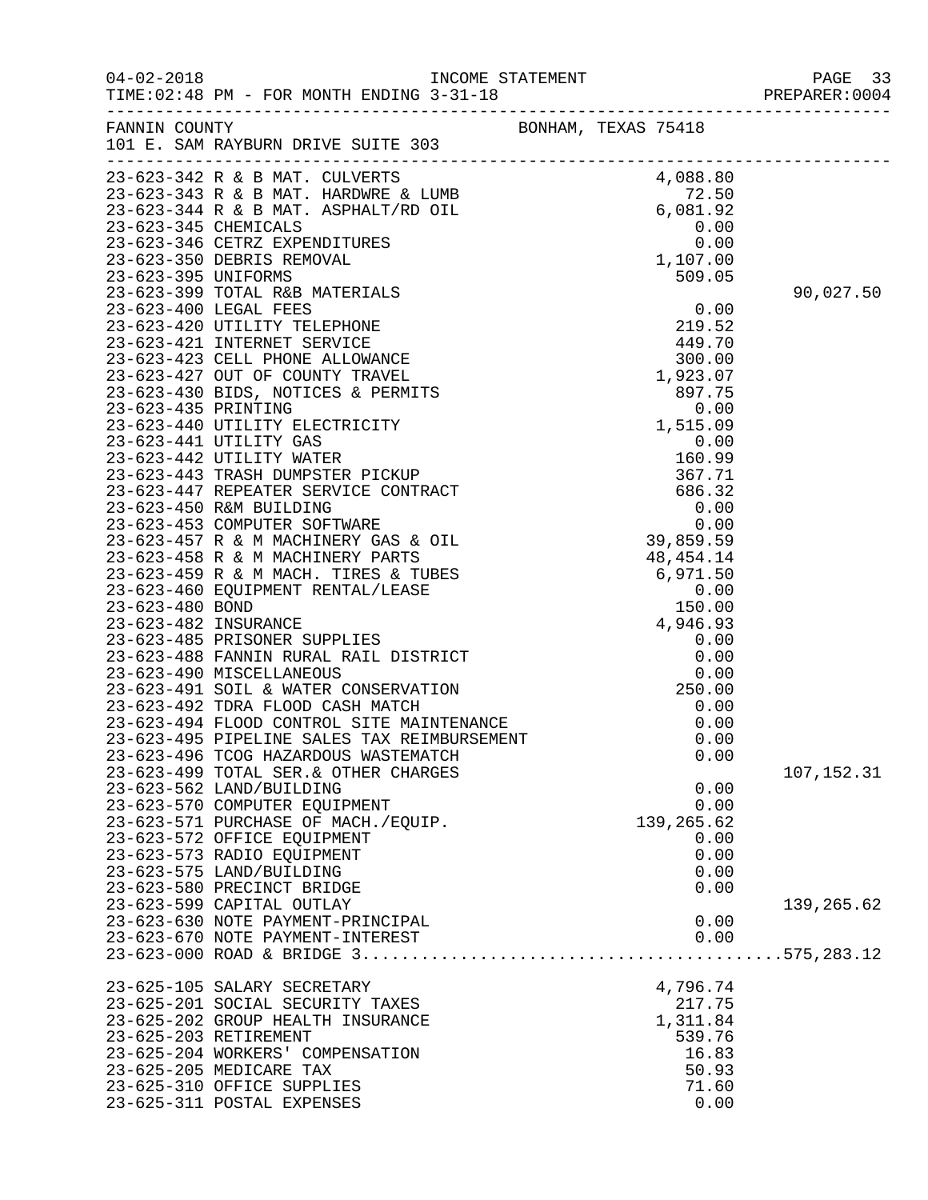FANNIN COUNTY BONHAM, TEXAS 75418
101 E. SAM RAYBURN DRIVE SUITE 303

| Account | Description | Amount | Total |
|---|---|---|---|
| 23-623-342 | R & B MAT. CULVERTS | 4,088.80 | |
| 23-623-343 | R & B MAT. HARDWRE & LUMB | 72.50 | |
| 23-623-344 | R & B MAT. ASPHALT/RD OIL | 6,081.92 | |
| 23-623-345 | CHEMICALS | 0.00 | |
| 23-623-346 | CETRZ EXPENDITURES | 0.00 | |
| 23-623-350 | DEBRIS REMOVAL | 1,107.00 | |
| 23-623-395 | UNIFORMS | 509.05 | |
| 23-623-399 | TOTAL R&B MATERIALS | | 90,027.50 |
| 23-623-400 | LEGAL FEES | 0.00 | |
| 23-623-420 | UTILITY TELEPHONE | 219.52 | |
| 23-623-421 | INTERNET SERVICE | 449.70 | |
| 23-623-423 | CELL PHONE ALLOWANCE | 300.00 | |
| 23-623-427 | OUT OF COUNTY TRAVEL | 1,923.07 | |
| 23-623-430 | BIDS, NOTICES & PERMITS | 897.75 | |
| 23-623-435 | PRINTING | 0.00 | |
| 23-623-440 | UTILITY ELECTRICITY | 1,515.09 | |
| 23-623-441 | UTILITY GAS | 0.00 | |
| 23-623-442 | UTILITY WATER | 160.99 | |
| 23-623-443 | TRASH DUMPSTER PICKUP | 367.71 | |
| 23-623-447 | REPEATER SERVICE CONTRACT | 686.32 | |
| 23-623-450 | R&M BUILDING | 0.00 | |
| 23-623-453 | COMPUTER SOFTWARE | 0.00 | |
| 23-623-457 | R & M MACHINERY GAS & OIL | 39,859.59 | |
| 23-623-458 | R & M MACHINERY PARTS | 48,454.14 | |
| 23-623-459 | R & M MACH. TIRES & TUBES | 6,971.50 | |
| 23-623-460 | EQUIPMENT RENTAL/LEASE | 0.00 | |
| 23-623-480 | BOND | 150.00 | |
| 23-623-482 | INSURANCE | 4,946.93 | |
| 23-623-485 | PRISONER SUPPLIES | 0.00 | |
| 23-623-488 | FANNIN RURAL RAIL DISTRICT | 0.00 | |
| 23-623-490 | MISCELLANEOUS | 0.00 | |
| 23-623-491 | SOIL & WATER CONSERVATION | 250.00 | |
| 23-623-492 | TDRA FLOOD CASH MATCH | 0.00 | |
| 23-623-494 | FLOOD CONTROL SITE MAINTENANCE | 0.00 | |
| 23-623-495 | PIPELINE SALES TAX REIMBURSEMENT | 0.00 | |
| 23-623-496 | TCOG HAZARDOUS WASTEMATCH | 0.00 | |
| 23-623-499 | TOTAL SER.& OTHER CHARGES | | 107,152.31 |
| 23-623-562 | LAND/BUILDING | 0.00 | |
| 23-623-570 | COMPUTER EQUIPMENT | 0.00 | |
| 23-623-571 | PURCHASE OF MACH./EQUIP. | 139,265.62 | |
| 23-623-572 | OFFICE EQUIPMENT | 0.00 | |
| 23-623-573 | RADIO EQUIPMENT | 0.00 | |
| 23-623-575 | LAND/BUILDING | 0.00 | |
| 23-623-580 | PRECINCT BRIDGE | 0.00 | |
| 23-623-599 | CAPITAL OUTLAY | | 139,265.62 |
| 23-623-630 | NOTE PAYMENT-PRINCIPAL | 0.00 | |
| 23-623-670 | NOTE PAYMENT-INTEREST | 0.00 | |
| 23-623-000 | ROAD & BRIDGE 3 | | 575,283.12 |
| 23-625-105 | SALARY SECRETARY | 4,796.74 | |
| 23-625-201 | SOCIAL SECURITY TAXES | 217.75 | |
| 23-625-202 | GROUP HEALTH INSURANCE | 1,311.84 | |
| 23-625-203 | RETIREMENT | 539.76 | |
| 23-625-204 | WORKERS' COMPENSATION | 16.83 | |
| 23-625-205 | MEDICARE TAX | 50.93 | |
| 23-625-310 | OFFICE SUPPLIES | 71.60 | |
| 23-625-311 | POSTAL EXPENSES | 0.00 | |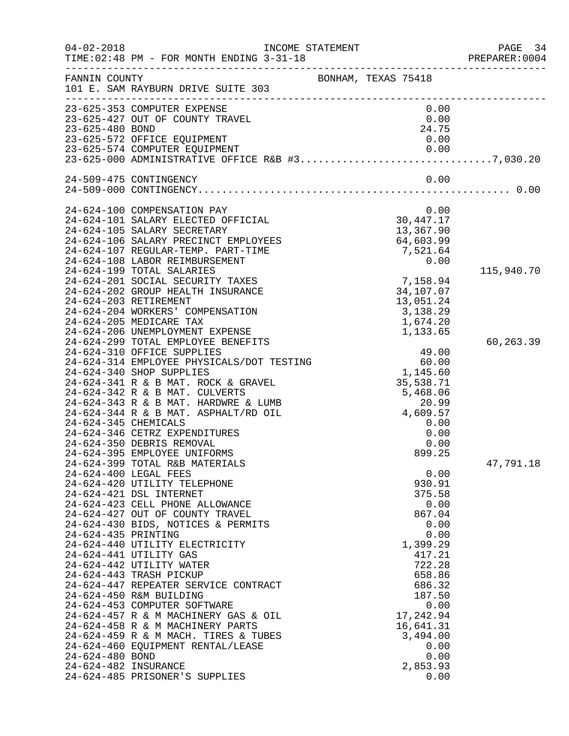FANNIN COUNTY BONHAM, TEXAS 75418
101 E. SAM RAYBURN DRIVE SUITE 303

INCOME STATEMENT — FOR MONTH ENDING 3-31-18

| Account | Description | Amount | Total |
|---|---|---|---|
| 23-625-353 | COMPUTER EXPENSE | 0.00 | |
| 23-625-427 | OUT OF COUNTY TRAVEL | 0.00 | |
| 23-625-480 | BOND | 24.75 | |
| 23-625-572 | OFFICE EQUIPMENT | 0.00 | |
| 23-625-574 | COMPUTER EQUIPMENT | 0.00 | |
| 23-625-000 | ADMINISTRATIVE OFFICE R&B #3 | | 7,030.20 |
| 24-509-475 | CONTINGENCY | 0.00 | |
| 24-509-000 | CONTINGENCY | | 0.00 |
| 24-624-100 | COMPENSATION PAY | 0.00 | |
| 24-624-101 | SALARY ELECTED OFFICIAL | 30,447.17 | |
| 24-624-105 | SALARY SECRETARY | 13,367.90 | |
| 24-624-106 | SALARY PRECINCT EMPLOYEES | 64,603.99 | |
| 24-624-107 | REGULAR-TEMP. PART-TIME | 7,521.64 | |
| 24-624-108 | LABOR REIMBURSEMENT | 0.00 | |
| 24-624-199 | TOTAL SALARIES | | 115,940.70 |
| 24-624-201 | SOCIAL SECURITY TAXES | 7,158.94 | |
| 24-624-202 | GROUP HEALTH INSURANCE | 34,107.07 | |
| 24-624-203 | RETIREMENT | 13,051.24 | |
| 24-624-204 | WORKERS' COMPENSATION | 3,138.29 | |
| 24-624-205 | MEDICARE TAX | 1,674.20 | |
| 24-624-206 | UNEMPLOYMENT EXPENSE | 1,133.65 | |
| 24-624-299 | TOTAL EMPLOYEE BENEFITS | | 60,263.39 |
| 24-624-310 | OFFICE SUPPLIES | 49.00 | |
| 24-624-314 | EMPLOYEE PHYSICALS/DOT TESTING | 60.00 | |
| 24-624-340 | SHOP SUPPLIES | 1,145.60 | |
| 24-624-341 | R & B MAT. ROCK & GRAVEL | 35,538.71 | |
| 24-624-342 | R & B MAT. CULVERTS | 5,468.06 | |
| 24-624-343 | R & B MAT. HARDWRE & LUMB | 20.99 | |
| 24-624-344 | R & B MAT. ASPHALT/RD OIL | 4,609.57 | |
| 24-624-345 | CHEMICALS | 0.00 | |
| 24-624-346 | CETRZ EXPENDITURES | 0.00 | |
| 24-624-350 | DEBRIS REMOVAL | 0.00 | |
| 24-624-395 | EMPLOYEE UNIFORMS | 899.25 | |
| 24-624-399 | TOTAL R&B MATERIALS | | 47,791.18 |
| 24-624-400 | LEGAL FEES | 0.00 | |
| 24-624-420 | UTILITY TELEPHONE | 930.91 | |
| 24-624-421 | DSL INTERNET | 375.58 | |
| 24-624-423 | CELL PHONE ALLOWANCE | 0.00 | |
| 24-624-427 | OUT OF COUNTY TRAVEL | 867.04 | |
| 24-624-430 | BIDS, NOTICES & PERMITS | 0.00 | |
| 24-624-435 | PRINTING | 0.00 | |
| 24-624-440 | UTILITY ELECTRICITY | 1,399.29 | |
| 24-624-441 | UTILITY GAS | 417.21 | |
| 24-624-442 | UTILITY WATER | 722.28 | |
| 24-624-443 | TRASH PICKUP | 658.86 | |
| 24-624-447 | REPEATER SERVICE CONTRACT | 686.32 | |
| 24-624-450 | R&M BUILDING | 187.50 | |
| 24-624-453 | COMPUTER SOFTWARE | 0.00 | |
| 24-624-457 | R & M MACHINERY GAS & OIL | 17,242.94 | |
| 24-624-458 | R & M MACHINERY PARTS | 16,641.31 | |
| 24-624-459 | R & M MACH. TIRES & TUBES | 3,494.00 | |
| 24-624-460 | EQUIPMENT RENTAL/LEASE | 0.00 | |
| 24-624-480 | BOND | 0.00 | |
| 24-624-482 | INSURANCE | 2,853.93 | |
| 24-624-485 | PRISONER'S SUPPLIES | 0.00 | |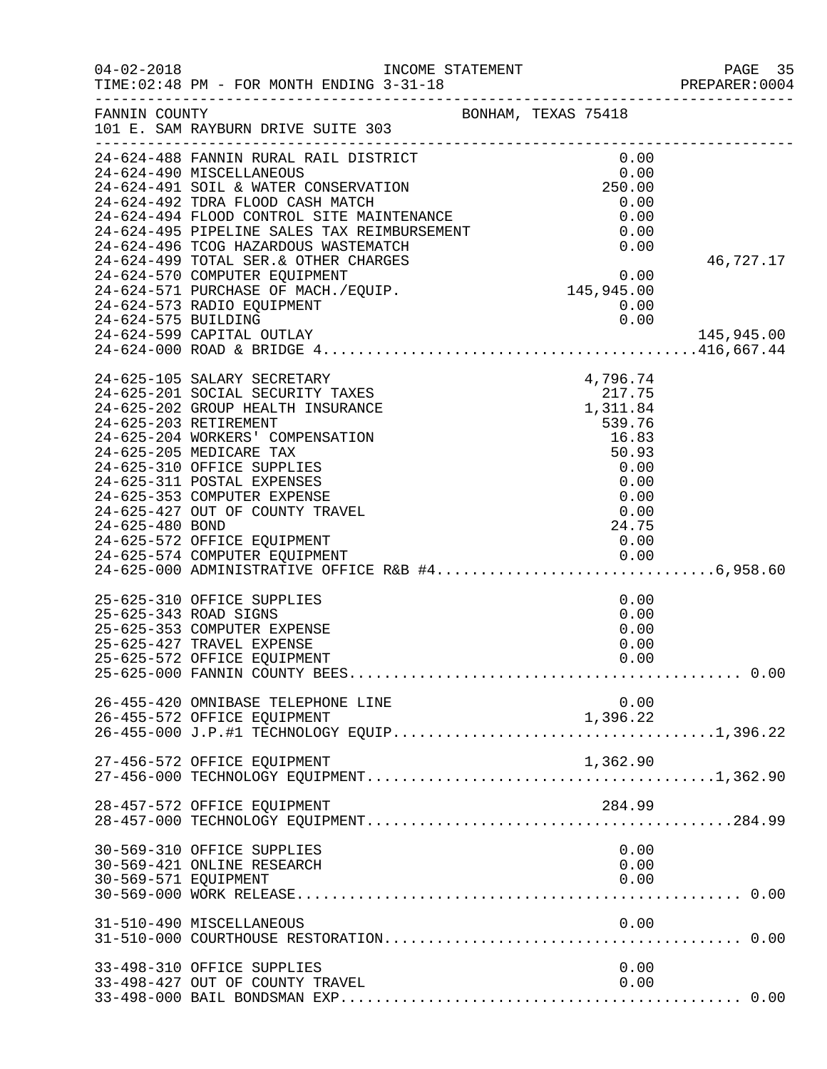FANNIN COUNTY BONHAM, TEXAS 75418
101 E. SAM RAYBURN DRIVE SUITE 303

INCOME STATEMENT
TIME:02:48 PM - FOR MONTH ENDING 3-31-18

| Account | Description | Amount | Total |
|---|---|---|---|
| 24-624-488 | FANNIN RURAL RAIL DISTRICT | 0.00 | |
| 24-624-490 | MISCELLANEOUS | 0.00 | |
| 24-624-491 | SOIL & WATER CONSERVATION | 250.00 | |
| 24-624-492 | TDRA FLOOD CASH MATCH | 0.00 | |
| 24-624-494 | FLOOD CONTROL SITE MAINTENANCE | 0.00 | |
| 24-624-495 | PIPELINE SALES TAX REIMBURSEMENT | 0.00 | |
| 24-624-496 | TCOG HAZARDOUS WASTEMATCH | 0.00 | |
| 24-624-499 | TOTAL SER.& OTHER CHARGES | | 46,727.17 |
| 24-624-570 | COMPUTER EQUIPMENT | 0.00 | |
| 24-624-571 | PURCHASE OF MACH./EQUIP. | 145,945.00 | |
| 24-624-573 | RADIO EQUIPMENT | 0.00 | |
| 24-624-575 | BUILDING | 0.00 | |
| 24-624-599 | CAPITAL OUTLAY | | 145,945.00 |
| 24-624-000 | ROAD & BRIDGE 4 | | 416,667.44 |
| 24-625-105 | SALARY SECRETARY | 4,796.74 | |
| 24-625-201 | SOCIAL SECURITY TAXES | 217.75 | |
| 24-625-202 | GROUP HEALTH INSURANCE | 1,311.84 | |
| 24-625-203 | RETIREMENT | 539.76 | |
| 24-625-204 | WORKERS' COMPENSATION | 16.83 | |
| 24-625-205 | MEDICARE TAX | 50.93 | |
| 24-625-310 | OFFICE SUPPLIES | 0.00 | |
| 24-625-311 | POSTAL EXPENSES | 0.00 | |
| 24-625-353 | COMPUTER EXPENSE | 0.00 | |
| 24-625-427 | OUT OF COUNTY TRAVEL | 0.00 | |
| 24-625-480 | BOND | 24.75 | |
| 24-625-572 | OFFICE EQUIPMENT | 0.00 | |
| 24-625-574 | COMPUTER EQUIPMENT | 0.00 | |
| 24-625-000 | ADMINISTRATIVE OFFICE R&B #4 | | 6,958.60 |
| 25-625-310 | OFFICE SUPPLIES | 0.00 | |
| 25-625-343 | ROAD SIGNS | 0.00 | |
| 25-625-353 | COMPUTER EXPENSE | 0.00 | |
| 25-625-427 | TRAVEL EXPENSE | 0.00 | |
| 25-625-572 | OFFICE EQUIPMENT | 0.00 | |
| 25-625-000 | FANNIN COUNTY BEES | | 0.00 |
| 26-455-420 | OMNIBASE TELEPHONE LINE | 0.00 | |
| 26-455-572 | OFFICE EQUIPMENT | 1,396.22 | |
| 26-455-000 | J.P.#1 TECHNOLOGY EQUIP | | 1,396.22 |
| 27-456-572 | OFFICE EQUIPMENT | 1,362.90 | |
| 27-456-000 | TECHNOLOGY EQUIPMENT | | 1,362.90 |
| 28-457-572 | OFFICE EQUIPMENT | 284.99 | |
| 28-457-000 | TECHNOLOGY EQUIPMENT | | 284.99 |
| 30-569-310 | OFFICE SUPPLIES | 0.00 | |
| 30-569-421 | ONLINE RESEARCH | 0.00 | |
| 30-569-571 | EQUIPMENT | 0.00 | |
| 30-569-000 | WORK RELEASE | | 0.00 |
| 31-510-490 | MISCELLANEOUS | 0.00 | |
| 31-510-000 | COURTHOUSE RESTORATION | | 0.00 |
| 33-498-310 | OFFICE SUPPLIES | 0.00 | |
| 33-498-427 | OUT OF COUNTY TRAVEL | 0.00 | |
| 33-498-000 | BAIL BONDSMAN EXP | | 0.00 |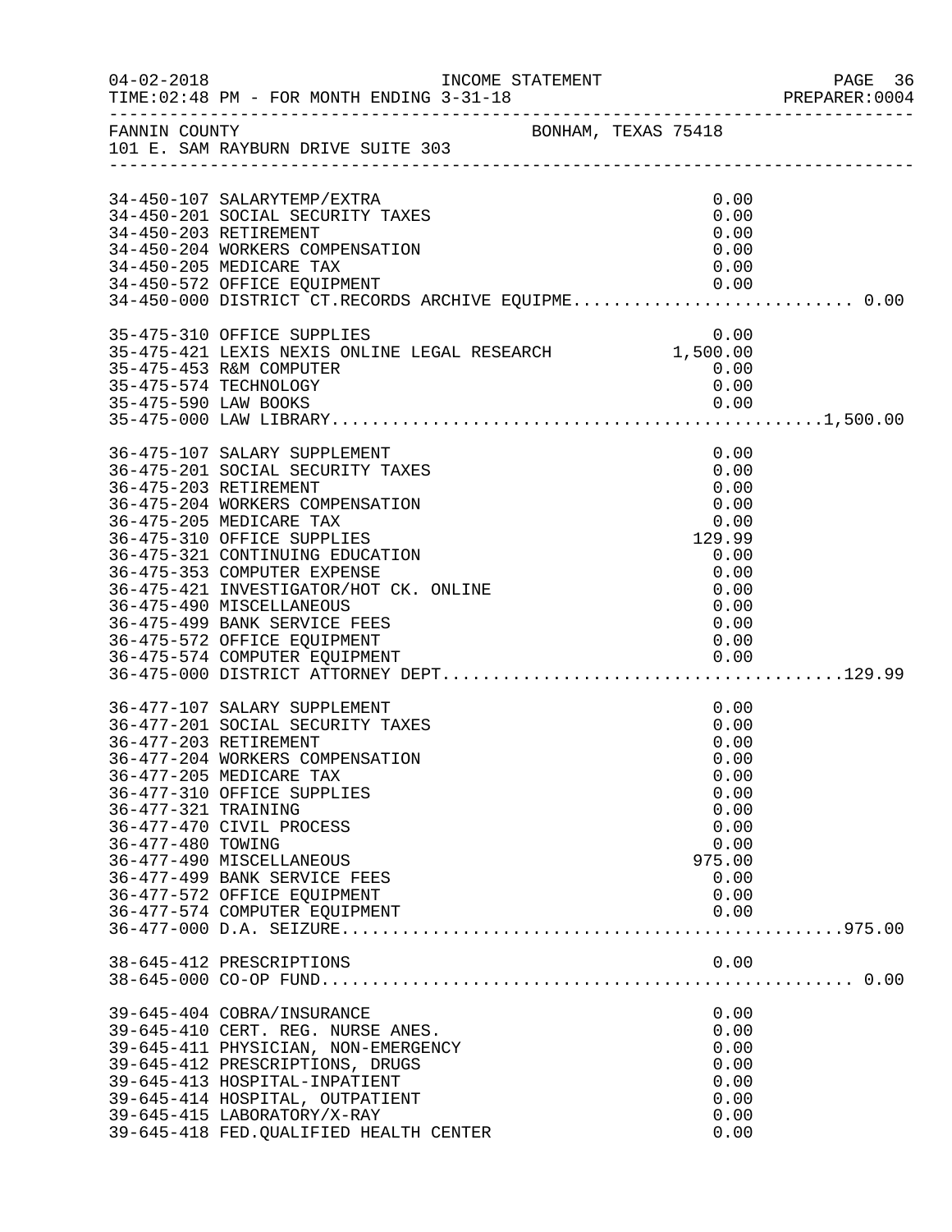FANNIN COUNTY BONHAM, TEXAS 75418
101 E. SAM RAYBURN DRIVE SUITE 303

INCOME STATEMENT — FOR MONTH ENDING 3-31-18

| Account | Description | Amount | Total |
|---|---|---|---|
| 34-450-107 | SALARYTEMP/EXTRA | 0.00 | |
| 34-450-201 | SOCIAL SECURITY TAXES | 0.00 | |
| 34-450-203 | RETIREMENT | 0.00 | |
| 34-450-204 | WORKERS COMPENSATION | 0.00 | |
| 34-450-205 | MEDICARE TAX | 0.00 | |
| 34-450-572 | OFFICE EQUIPMENT | 0.00 | |
| 34-450-000 | DISTRICT CT.RECORDS ARCHIVE EQUIPME | | 0.00 |
| 35-475-310 | OFFICE SUPPLIES | 0.00 | |
| 35-475-421 | LEXIS NEXIS ONLINE LEGAL RESEARCH | 1,500.00 | |
| 35-475-453 | R&M COMPUTER | 0.00 | |
| 35-475-574 | TECHNOLOGY | 0.00 | |
| 35-475-590 | LAW BOOKS | 0.00 | |
| 35-475-000 | LAW LIBRARY | | 1,500.00 |
| 36-475-107 | SALARY SUPPLEMENT | 0.00 | |
| 36-475-201 | SOCIAL SECURITY TAXES | 0.00 | |
| 36-475-203 | RETIREMENT | 0.00 | |
| 36-475-204 | WORKERS COMPENSATION | 0.00 | |
| 36-475-205 | MEDICARE TAX | 0.00 | |
| 36-475-310 | OFFICE SUPPLIES | 129.99 | |
| 36-475-321 | CONTINUING EDUCATION | 0.00 | |
| 36-475-353 | COMPUTER EXPENSE | 0.00 | |
| 36-475-421 | INVESTIGATOR/HOT CK. ONLINE | 0.00 | |
| 36-475-490 | MISCELLANEOUS | 0.00 | |
| 36-475-499 | BANK SERVICE FEES | 0.00 | |
| 36-475-572 | OFFICE EQUIPMENT | 0.00 | |
| 36-475-574 | COMPUTER EQUIPMENT | 0.00 | |
| 36-475-000 | DISTRICT ATTORNEY DEPT | | 129.99 |
| 36-477-107 | SALARY SUPPLEMENT | 0.00 | |
| 36-477-201 | SOCIAL SECURITY TAXES | 0.00 | |
| 36-477-203 | RETIREMENT | 0.00 | |
| 36-477-204 | WORKERS COMPENSATION | 0.00 | |
| 36-477-205 | MEDICARE TAX | 0.00 | |
| 36-477-310 | OFFICE SUPPLIES | 0.00 | |
| 36-477-321 | TRAINING | 0.00 | |
| 36-477-470 | CIVIL PROCESS | 0.00 | |
| 36-477-480 | TOWING | 0.00 | |
| 36-477-490 | MISCELLANEOUS | 975.00 | |
| 36-477-499 | BANK SERVICE FEES | 0.00 | |
| 36-477-572 | OFFICE EQUIPMENT | 0.00 | |
| 36-477-574 | COMPUTER EQUIPMENT | 0.00 | |
| 36-477-000 | D.A. SEIZURE | | 975.00 |
| 38-645-412 | PRESCRIPTIONS | 0.00 | |
| 38-645-000 | CO-OP FUND | | 0.00 |
| 39-645-404 | COBRA/INSURANCE | 0.00 | |
| 39-645-410 | CERT. REG. NURSE ANES. | 0.00 | |
| 39-645-411 | PHYSICIAN, NON-EMERGENCY | 0.00 | |
| 39-645-412 | PRESCRIPTIONS, DRUGS | 0.00 | |
| 39-645-413 | HOSPITAL-INPATIENT | 0.00 | |
| 39-645-414 | HOSPITAL, OUTPATIENT | 0.00 | |
| 39-645-415 | LABORATORY/X-RAY | 0.00 | |
| 39-645-418 | FED.QUALIFIED HEALTH CENTER | 0.00 | |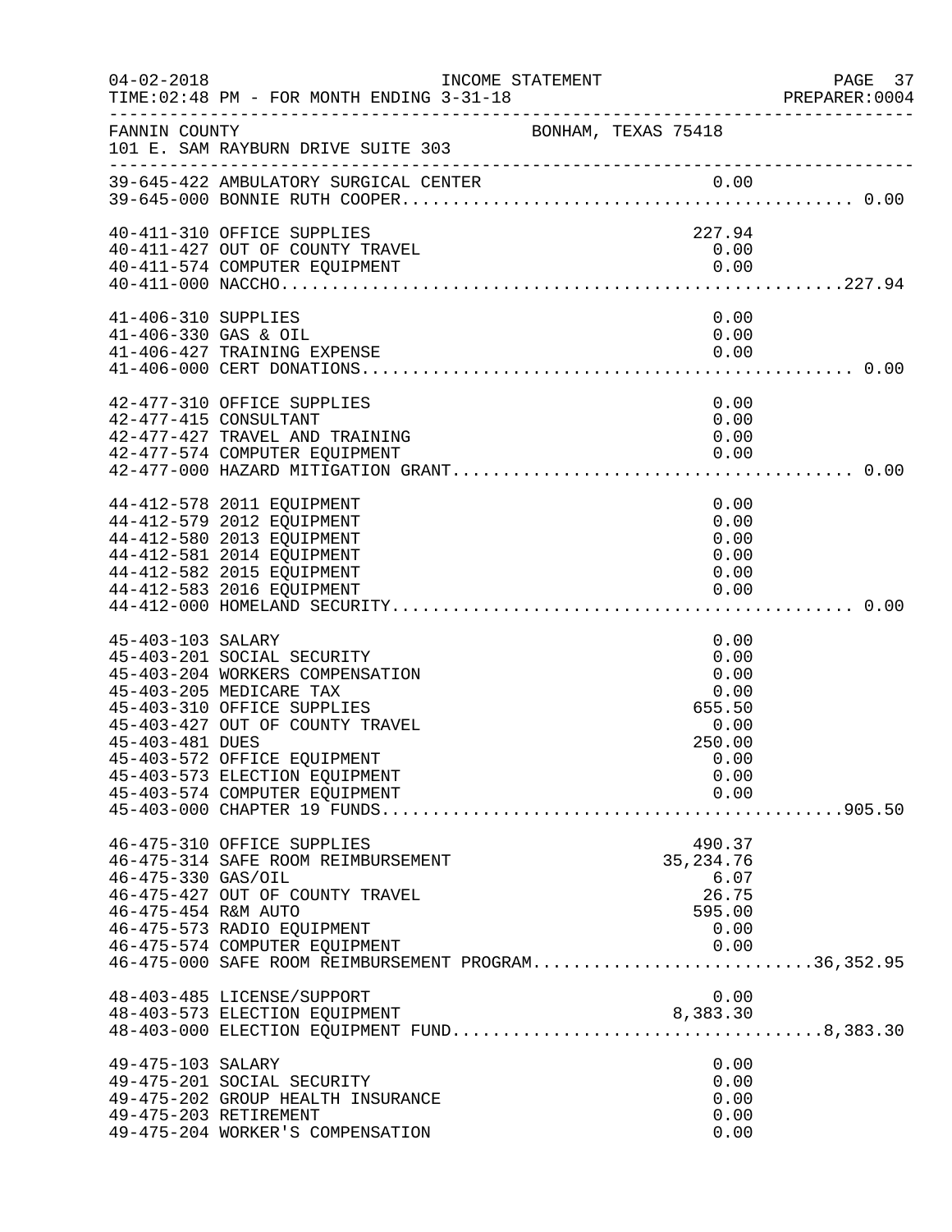FANNIN COUNTY — BONHAM, TEXAS 75418
101 E. SAM RAYBURN DRIVE SUITE 303

INCOME STATEMENT — FOR MONTH ENDING 3-31-18

| Account | Description | Amount | Total |
|---|---|---|---|
| 39-645-422 | AMBULATORY SURGICAL CENTER | 0.00 | |
| 39-645-000 | BONNIE RUTH COOPER | | 0.00 |
| 40-411-310 | OFFICE SUPPLIES | 227.94 | |
| 40-411-427 | OUT OF COUNTY TRAVEL | 0.00 | |
| 40-411-574 | COMPUTER EQUIPMENT | 0.00 | |
| 40-411-000 | NACCHO | | 227.94 |
| 41-406-310 | SUPPLIES | 0.00 | |
| 41-406-330 | GAS & OIL | 0.00 | |
| 41-406-427 | TRAINING EXPENSE | 0.00 | |
| 41-406-000 | CERT DONATIONS | | 0.00 |
| 42-477-310 | OFFICE SUPPLIES | 0.00 | |
| 42-477-415 | CONSULTANT | 0.00 | |
| 42-477-427 | TRAVEL AND TRAINING | 0.00 | |
| 42-477-574 | COMPUTER EQUIPMENT | 0.00 | |
| 42-477-000 | HAZARD MITIGATION GRANT | | 0.00 |
| 44-412-578 | 2011 EQUIPMENT | 0.00 | |
| 44-412-579 | 2012 EQUIPMENT | 0.00 | |
| 44-412-580 | 2013 EQUIPMENT | 0.00 | |
| 44-412-581 | 2014 EQUIPMENT | 0.00 | |
| 44-412-582 | 2015 EQUIPMENT | 0.00 | |
| 44-412-583 | 2016 EQUIPMENT | 0.00 | |
| 44-412-000 | HOMELAND SECURITY | | 0.00 |
| 45-403-103 | SALARY | 0.00 | |
| 45-403-201 | SOCIAL SECURITY | 0.00 | |
| 45-403-204 | WORKERS COMPENSATION | 0.00 | |
| 45-403-205 | MEDICARE TAX | 0.00 | |
| 45-403-310 | OFFICE SUPPLIES | 655.50 | |
| 45-403-427 | OUT OF COUNTY TRAVEL | 0.00 | |
| 45-403-481 | DUES | 250.00 | |
| 45-403-572 | OFFICE EQUIPMENT | 0.00 | |
| 45-403-573 | ELECTION EQUIPMENT | 0.00 | |
| 45-403-574 | COMPUTER EQUIPMENT | 0.00 | |
| 45-403-000 | CHAPTER 19 FUNDS | | 905.50 |
| 46-475-310 | OFFICE SUPPLIES | 490.37 | |
| 46-475-314 | SAFE ROOM REIMBURSEMENT | 35,234.76 | |
| 46-475-330 | GAS/OIL | 6.07 | |
| 46-475-427 | OUT OF COUNTY TRAVEL | 26.75 | |
| 46-475-454 | R&M AUTO | 595.00 | |
| 46-475-573 | RADIO EQUIPMENT | 0.00 | |
| 46-475-574 | COMPUTER EQUIPMENT | 0.00 | |
| 46-475-000 | SAFE ROOM REIMBURSEMENT PROGRAM | | 36,352.95 |
| 48-403-485 | LICENSE/SUPPORT | 0.00 | |
| 48-403-573 | ELECTION EQUIPMENT | 8,383.30 | |
| 48-403-000 | ELECTION EQUIPMENT FUND | | 8,383.30 |
| 49-475-103 | SALARY | 0.00 | |
| 49-475-201 | SOCIAL SECURITY | 0.00 | |
| 49-475-202 | GROUP HEALTH INSURANCE | 0.00 | |
| 49-475-203 | RETIREMENT | 0.00 | |
| 49-475-204 | WORKER'S COMPENSATION | 0.00 | |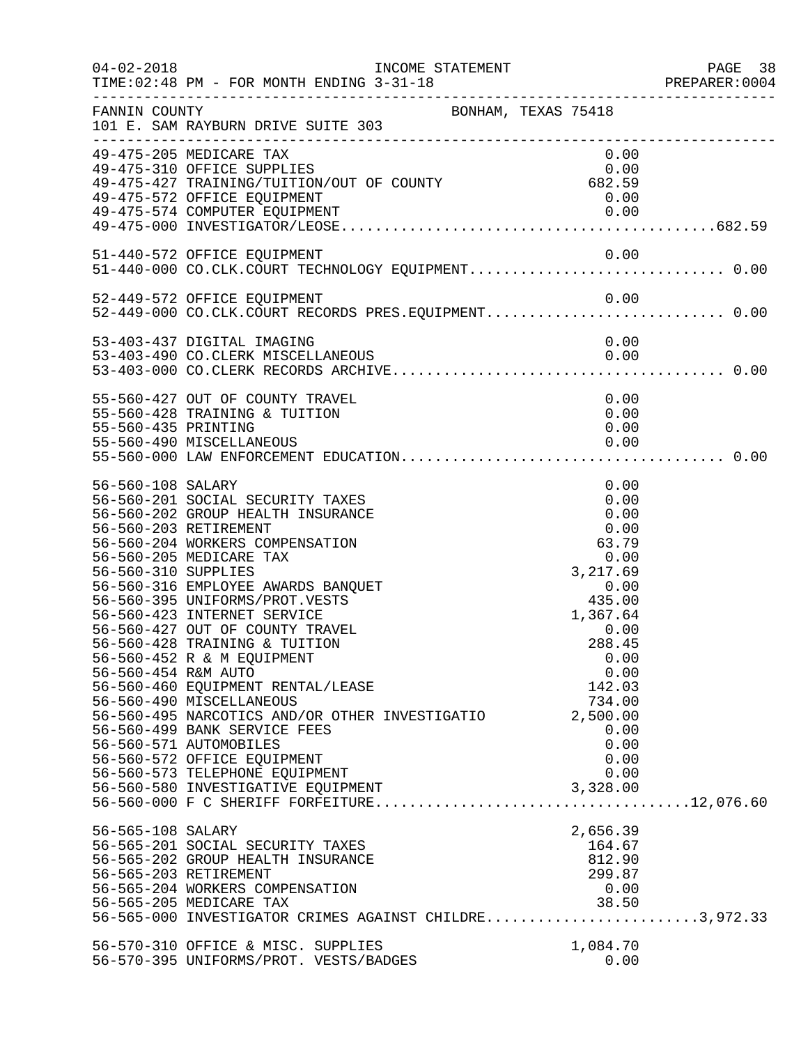FANNIN COUNTY BONHAM, TEXAS 75418
101 E. SAM RAYBURN DRIVE SUITE 303

INCOME STATEMENT
TIME:02:48 PM - FOR MONTH ENDING 3-31-18

| Account | Description | Amount | Total |
|---|---|---|---|
| 49-475-205 | MEDICARE TAX | 0.00 | |
| 49-475-310 | OFFICE SUPPLIES | 0.00 | |
| 49-475-427 | TRAINING/TUITION/OUT OF COUNTY | 682.59 | |
| 49-475-572 | OFFICE EQUIPMENT | 0.00 | |
| 49-475-574 | COMPUTER EQUIPMENT | 0.00 | |
| 49-475-000 | INVESTIGATOR/LEOSE | | 682.59 |
| 51-440-572 | OFFICE EQUIPMENT | 0.00 | |
| 51-440-000 | CO.CLK.COURT TECHNOLOGY EQUIPMENT | | 0.00 |
| 52-449-572 | OFFICE EQUIPMENT | 0.00 | |
| 52-449-000 | CO.CLK.COURT RECORDS PRES.EQUIPMENT | | 0.00 |
| 53-403-437 | DIGITAL IMAGING | 0.00 | |
| 53-403-490 | CO.CLERK MISCELLANEOUS | 0.00 | |
| 53-403-000 | CO.CLERK RECORDS ARCHIVE | | 0.00 |
| 55-560-427 | OUT OF COUNTY TRAVEL | 0.00 | |
| 55-560-428 | TRAINING & TUITION | 0.00 | |
| 55-560-435 | PRINTING | 0.00 | |
| 55-560-490 | MISCELLANEOUS | 0.00 | |
| 55-560-000 | LAW ENFORCEMENT EDUCATION | | 0.00 |
| 56-560-108 | SALARY | 0.00 | |
| 56-560-201 | SOCIAL SECURITY TAXES | 0.00 | |
| 56-560-202 | GROUP HEALTH INSURANCE | 0.00 | |
| 56-560-203 | RETIREMENT | 0.00 | |
| 56-560-204 | WORKERS COMPENSATION | 63.79 | |
| 56-560-205 | MEDICARE TAX | 0.00 | |
| 56-560-310 | SUPPLIES | 3,217.69 | |
| 56-560-316 | EMPLOYEE AWARDS BANQUET | 0.00 | |
| 56-560-395 | UNIFORMS/PROT.VESTS | 435.00 | |
| 56-560-423 | INTERNET SERVICE | 1,367.64 | |
| 56-560-427 | OUT OF COUNTY TRAVEL | 0.00 | |
| 56-560-428 | TRAINING & TUITION | 288.45 | |
| 56-560-452 | R & M EQUIPMENT | 0.00 | |
| 56-560-454 | R&M AUTO | 0.00 | |
| 56-560-460 | EQUIPMENT RENTAL/LEASE | 142.03 | |
| 56-560-490 | MISCELLANEOUS | 734.00 | |
| 56-560-495 | NARCOTICS AND/OR OTHER INVESTIGATIO | 2,500.00 | |
| 56-560-499 | BANK SERVICE FEES | 0.00 | |
| 56-560-571 | AUTOMOBILES | 0.00 | |
| 56-560-572 | OFFICE EQUIPMENT | 0.00 | |
| 56-560-573 | TELEPHONE EQUIPMENT | 0.00 | |
| 56-560-580 | INVESTIGATIVE EQUIPMENT | 3,328.00 | |
| 56-560-000 | F C SHERIFF FORFEITURE | | 12,076.60 |
| 56-565-108 | SALARY | 2,656.39 | |
| 56-565-201 | SOCIAL SECURITY TAXES | 164.67 | |
| 56-565-202 | GROUP HEALTH INSURANCE | 812.90 | |
| 56-565-203 | RETIREMENT | 299.87 | |
| 56-565-204 | WORKERS COMPENSATION | 0.00 | |
| 56-565-205 | MEDICARE TAX | 38.50 | |
| 56-565-000 | INVESTIGATOR CRIMES AGAINST CHILDRE | | 3,972.33 |
| 56-570-310 | OFFICE & MISC. SUPPLIES | 1,084.70 | |
| 56-570-395 | UNIFORMS/PROT. VESTS/BADGES | 0.00 | |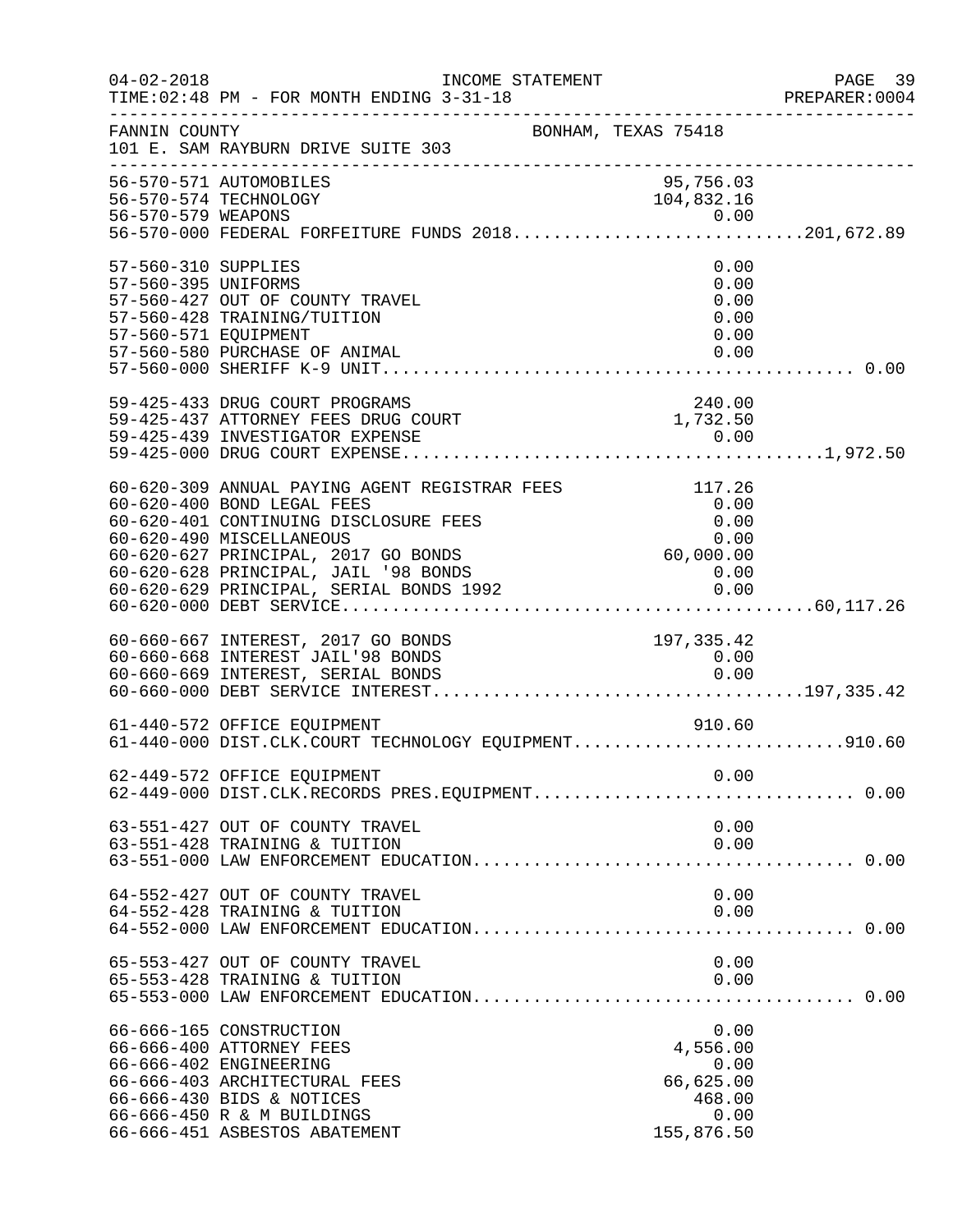FANNIN COUNTY BONHAM, TEXAS 75418
101 E. SAM RAYBURN DRIVE SUITE 303

| Account | Description | Amount | Total |
|---|---|---|---|
| 56-570-571 | AUTOMOBILES | 95,756.03 | |
| 56-570-574 | TECHNOLOGY | 104,832.16 | |
| 56-570-579 | WEAPONS | 0.00 | |
| 56-570-000 | FEDERAL FORFEITURE FUNDS 2018 | | 201,672.89 |
| 57-560-310 | SUPPLIES | 0.00 | |
| 57-560-395 | UNIFORMS | 0.00 | |
| 57-560-427 | OUT OF COUNTY TRAVEL | 0.00 | |
| 57-560-428 | TRAINING/TUITION | 0.00 | |
| 57-560-571 | EQUIPMENT | 0.00 | |
| 57-560-580 | PURCHASE OF ANIMAL | 0.00 | |
| 57-560-000 | SHERIFF K-9 UNIT | | 0.00 |
| 59-425-433 | DRUG COURT PROGRAMS | 240.00 | |
| 59-425-437 | ATTORNEY FEES DRUG COURT | 1,732.50 | |
| 59-425-439 | INVESTIGATOR EXPENSE | 0.00 | |
| 59-425-000 | DRUG COURT EXPENSE | | 1,972.50 |
| 60-620-309 | ANNUAL PAYING AGENT REGISTRAR FEES | 117.26 | |
| 60-620-400 | BOND LEGAL FEES | 0.00 | |
| 60-620-401 | CONTINUING DISCLOSURE FEES | 0.00 | |
| 60-620-490 | MISCELLANEOUS | 0.00 | |
| 60-620-627 | PRINCIPAL, 2017 GO BONDS | 60,000.00 | |
| 60-620-628 | PRINCIPAL, JAIL '98 BONDS | 0.00 | |
| 60-620-629 | PRINCIPAL, SERIAL BONDS 1992 | 0.00 | |
| 60-620-000 | DEBT SERVICE | | 60,117.26 |
| 60-660-667 | INTEREST, 2017 GO BONDS | 197,335.42 | |
| 60-660-668 | INTEREST JAIL'98 BONDS | 0.00 | |
| 60-660-669 | INTEREST, SERIAL BONDS | 0.00 | |
| 60-660-000 | DEBT SERVICE INTEREST | | 197,335.42 |
| 61-440-572 | OFFICE EQUIPMENT | 910.60 | |
| 61-440-000 | DIST.CLK.COURT TECHNOLOGY EQUIPMENT | | 910.60 |
| 62-449-572 | OFFICE EQUIPMENT | 0.00 | |
| 62-449-000 | DIST.CLK.RECORDS PRES.EQUIPMENT | | 0.00 |
| 63-551-427 | OUT OF COUNTY TRAVEL | 0.00 | |
| 63-551-428 | TRAINING & TUITION | 0.00 | |
| 63-551-000 | LAW ENFORCEMENT EDUCATION | | 0.00 |
| 64-552-427 | OUT OF COUNTY TRAVEL | 0.00 | |
| 64-552-428 | TRAINING & TUITION | 0.00 | |
| 64-552-000 | LAW ENFORCEMENT EDUCATION | | 0.00 |
| 65-553-427 | OUT OF COUNTY TRAVEL | 0.00 | |
| 65-553-428 | TRAINING & TUITION | 0.00 | |
| 65-553-000 | LAW ENFORCEMENT EDUCATION | | 0.00 |
| 66-666-165 | CONSTRUCTION | 0.00 | |
| 66-666-400 | ATTORNEY FEES | 4,556.00 | |
| 66-666-402 | ENGINEERING | 0.00 | |
| 66-666-403 | ARCHITECTURAL FEES | 66,625.00 | |
| 66-666-430 | BIDS & NOTICES | 468.00 | |
| 66-666-450 | R & M BUILDINGS | 0.00 | |
| 66-666-451 | ASBESTOS ABATEMENT | 155,876.50 | |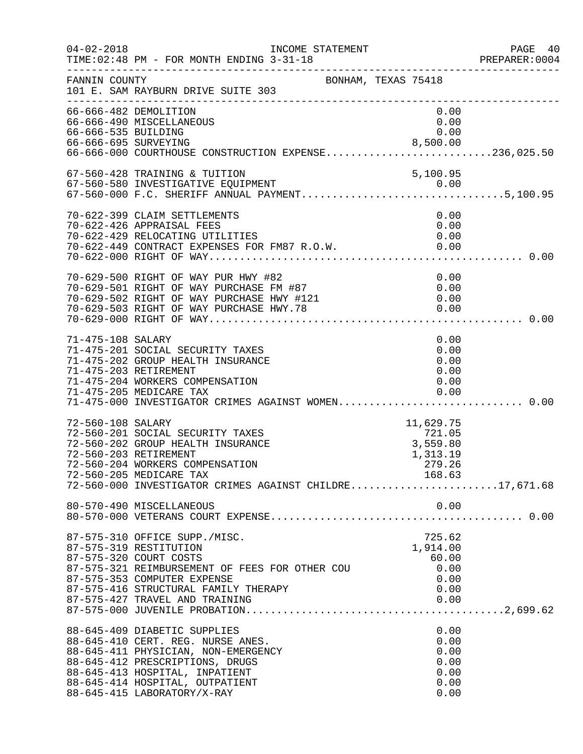FANNIN COUNTY BONHAM, TEXAS 75418
101 E. SAM RAYBURN DRIVE SUITE 303

| Account | Description | Amount | Total |
|---|---|---|---|
| 66-666-482 | DEMOLITION | 0.00 | |
| 66-666-490 | MISCELLANEOUS | 0.00 | |
| 66-666-535 | BUILDING | 0.00 | |
| 66-666-695 | SURVEYING | 8,500.00 | |
| 66-666-000 | COURTHOUSE CONSTRUCTION EXPENSE | | 236,025.50 |
| 67-560-428 | TRAINING & TUITION | 5,100.95 | |
| 67-560-580 | INVESTIGATIVE EQUIPMENT | 0.00 | |
| 67-560-000 | F.C. SHERIFF ANNUAL PAYMENT | | 5,100.95 |
| 70-622-399 | CLAIM SETTLEMENTS | 0.00 | |
| 70-622-426 | APPRAISAL FEES | 0.00 | |
| 70-622-429 | RELOCATING UTILITIES | 0.00 | |
| 70-622-449 | CONTRACT EXPENSES FOR FM87 R.O.W. | 0.00 | |
| 70-622-000 | RIGHT OF WAY | | 0.00 |
| 70-629-500 | RIGHT OF WAY PUR HWY #82 | 0.00 | |
| 70-629-501 | RIGHT OF WAY PURCHASE FM #87 | 0.00 | |
| 70-629-502 | RIGHT OF WAY PURCHASE HWY #121 | 0.00 | |
| 70-629-503 | RIGHT OF WAY PURCHASE HWY.78 | 0.00 | |
| 70-629-000 | RIGHT OF WAY | | 0.00 |
| 71-475-108 | SALARY | 0.00 | |
| 71-475-201 | SOCIAL SECURITY TAXES | 0.00 | |
| 71-475-202 | GROUP HEALTH INSURANCE | 0.00 | |
| 71-475-203 | RETIREMENT | 0.00 | |
| 71-475-204 | WORKERS COMPENSATION | 0.00 | |
| 71-475-205 | MEDICARE TAX | 0.00 | |
| 71-475-000 | INVESTIGATOR CRIMES AGAINST WOMEN | | 0.00 |
| 72-560-108 | SALARY | 11,629.75 | |
| 72-560-201 | SOCIAL SECURITY TAXES | 721.05 | |
| 72-560-202 | GROUP HEALTH INSURANCE | 3,559.80 | |
| 72-560-203 | RETIREMENT | 1,313.19 | |
| 72-560-204 | WORKERS COMPENSATION | 279.26 | |
| 72-560-205 | MEDICARE TAX | 168.63 | |
| 72-560-000 | INVESTIGATOR CRIMES AGAINST CHILDRE | | 17,671.68 |
| 80-570-490 | MISCELLANEOUS | 0.00 | |
| 80-570-000 | VETERANS COURT EXPENSE | | 0.00 |
| 87-575-310 | OFFICE SUPP./MISC. | 725.62 | |
| 87-575-319 | RESTITUTION | 1,914.00 | |
| 87-575-320 | COURT COSTS | 60.00 | |
| 87-575-321 | REIMBURSEMENT OF FEES FOR OTHER COU | 0.00 | |
| 87-575-353 | COMPUTER EXPENSE | 0.00 | |
| 87-575-416 | STRUCTURAL FAMILY THERAPY | 0.00 | |
| 87-575-427 | TRAVEL AND TRAINING | 0.00 | |
| 87-575-000 | JUVENILE PROBATION | | 2,699.62 |
| 88-645-409 | DIABETIC SUPPLIES | 0.00 | |
| 88-645-410 | CERT. REG. NURSE ANES. | 0.00 | |
| 88-645-411 | PHYSICIAN, NON-EMERGENCY | 0.00 | |
| 88-645-412 | PRESCRIPTIONS, DRUGS | 0.00 | |
| 88-645-413 | HOSPITAL, INPATIENT | 0.00 | |
| 88-645-414 | HOSPITAL, OUTPATIENT | 0.00 | |
| 88-645-415 | LABORATORY/X-RAY | 0.00 | |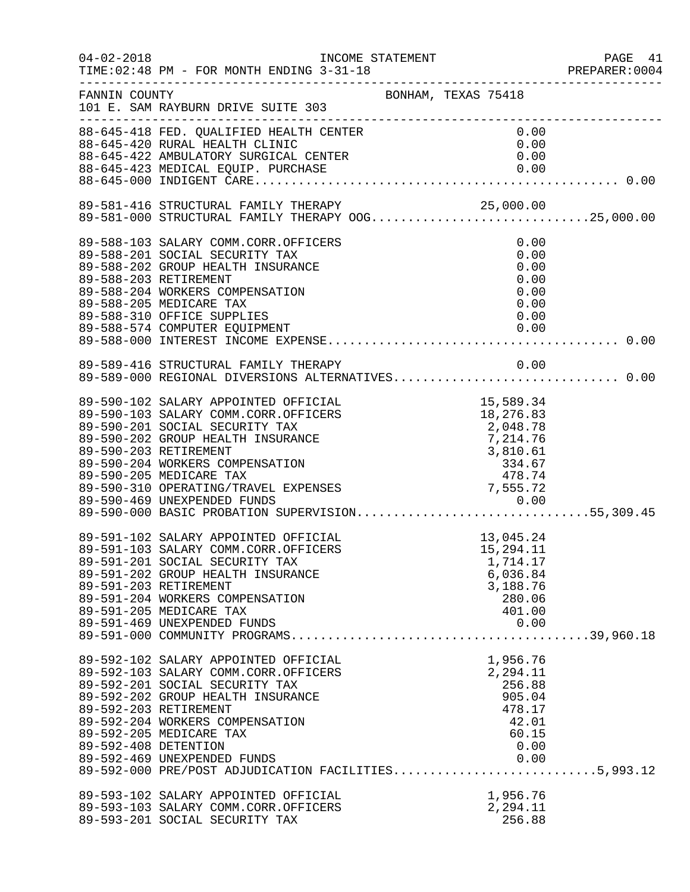INCOME STATEMENT

TIME:02:48 PM - FOR MONTH ENDING 3-31-18

FANNIN COUNTY — BONHAM, TEXAS 75418
101 E. SAM RAYBURN DRIVE SUITE 303

| Account | Description | Amount | Total |
|---|---|---|---|
| 88-645-418 | FED. QUALIFIED HEALTH CENTER | 0.00 | |
| 88-645-420 | RURAL HEALTH CLINIC | 0.00 | |
| 88-645-422 | AMBULATORY SURGICAL CENTER | 0.00 | |
| 88-645-423 | MEDICAL EQUIP. PURCHASE | 0.00 | |
| 88-645-000 | INDIGENT CARE | | 0.00 |
| 89-581-416 | STRUCTURAL FAMILY THERAPY | 25,000.00 | |
| 89-581-000 | STRUCTURAL FAMILY THERAPY OOG | | 25,000.00 |
| 89-588-103 | SALARY COMM.CORR.OFFICERS | 0.00 | |
| 89-588-201 | SOCIAL SECURITY TAX | 0.00 | |
| 89-588-202 | GROUP HEALTH INSURANCE | 0.00 | |
| 89-588-203 | RETIREMENT | 0.00 | |
| 89-588-204 | WORKERS COMPENSATION | 0.00 | |
| 89-588-205 | MEDICARE TAX | 0.00 | |
| 89-588-310 | OFFICE SUPPLIES | 0.00 | |
| 89-588-574 | COMPUTER EQUIPMENT | 0.00 | |
| 89-588-000 | INTEREST INCOME EXPENSE | | 0.00 |
| 89-589-416 | STRUCTURAL FAMILY THERAPY | 0.00 | |
| 89-589-000 | REGIONAL DIVERSIONS ALTERNATIVES | | 0.00 |
| 89-590-102 | SALARY APPOINTED OFFICIAL | 15,589.34 | |
| 89-590-103 | SALARY COMM.CORR.OFFICERS | 18,276.83 | |
| 89-590-201 | SOCIAL SECURITY TAX | 2,048.78 | |
| 89-590-202 | GROUP HEALTH INSURANCE | 7,214.76 | |
| 89-590-203 | RETIREMENT | 3,810.61 | |
| 89-590-204 | WORKERS COMPENSATION | 334.67 | |
| 89-590-205 | MEDICARE TAX | 478.74 | |
| 89-590-310 | OPERATING/TRAVEL EXPENSES | 7,555.72 | |
| 89-590-469 | UNEXPENDED FUNDS | 0.00 | |
| 89-590-000 | BASIC PROBATION SUPERVISION | | 55,309.45 |
| 89-591-102 | SALARY APPOINTED OFFICIAL | 13,045.24 | |
| 89-591-103 | SALARY COMM.CORR.OFFICERS | 15,294.11 | |
| 89-591-201 | SOCIAL SECURITY TAX | 1,714.17 | |
| 89-591-202 | GROUP HEALTH INSURANCE | 6,036.84 | |
| 89-591-203 | RETIREMENT | 3,188.76 | |
| 89-591-204 | WORKERS COMPENSATION | 280.06 | |
| 89-591-205 | MEDICARE TAX | 401.00 | |
| 89-591-469 | UNEXPENDED FUNDS | 0.00 | |
| 89-591-000 | COMMUNITY PROGRAMS | | 39,960.18 |
| 89-592-102 | SALARY APPOINTED OFFICIAL | 1,956.76 | |
| 89-592-103 | SALARY COMM.CORR.OFFICERS | 2,294.11 | |
| 89-592-201 | SOCIAL SECURITY TAX | 256.88 | |
| 89-592-202 | GROUP HEALTH INSURANCE | 905.04 | |
| 89-592-203 | RETIREMENT | 478.17 | |
| 89-592-204 | WORKERS COMPENSATION | 42.01 | |
| 89-592-205 | MEDICARE TAX | 60.15 | |
| 89-592-408 | DETENTION | 0.00 | |
| 89-592-469 | UNEXPENDED FUNDS | 0.00 | |
| 89-592-000 | PRE/POST ADJUDICATION FACILITIES | | 5,993.12 |
| 89-593-102 | SALARY APPOINTED OFFICIAL | 1,956.76 | |
| 89-593-103 | SALARY COMM.CORR.OFFICERS | 2,294.11 | |
| 89-593-201 | SOCIAL SECURITY TAX | 256.88 | |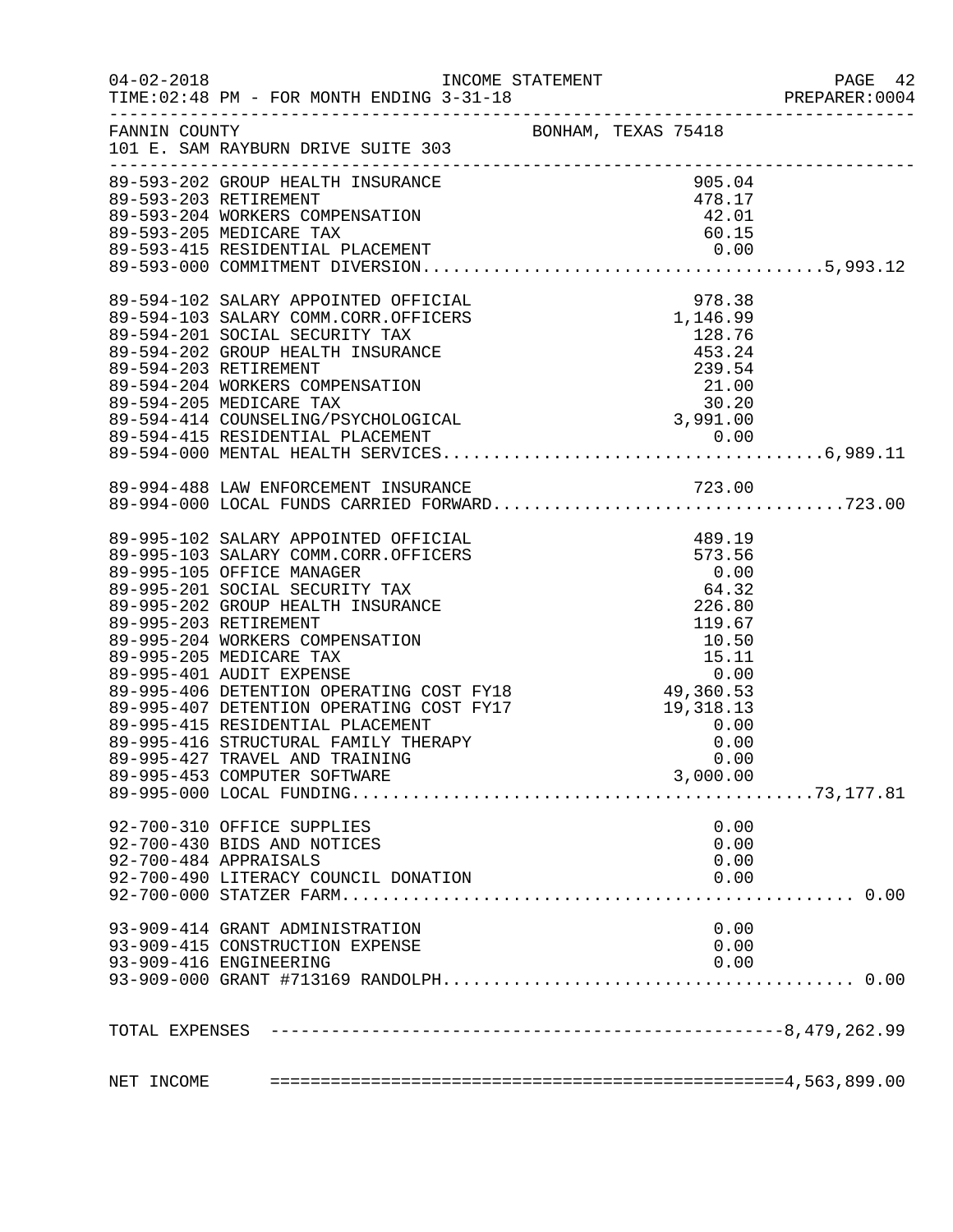FANNIN COUNTY BONHAM, TEXAS 75418
101 E. SAM RAYBURN DRIVE SUITE 303

INCOME STATEMENT
TIME:02:48 PM - FOR MONTH ENDING 3-31-18

| Account | Description | Amount | Total |
|---|---|---|---|
| 89-593-202 | GROUP HEALTH INSURANCE | 905.04 | |
| 89-593-203 | RETIREMENT | 478.17 | |
| 89-593-204 | WORKERS COMPENSATION | 42.01 | |
| 89-593-205 | MEDICARE TAX | 60.15 | |
| 89-593-415 | RESIDENTIAL PLACEMENT | 0.00 | |
| 89-593-000 | COMMITMENT DIVERSION | | 5,993.12 |
| 89-594-102 | SALARY APPOINTED OFFICIAL | 978.38 | |
| 89-594-103 | SALARY COMM.CORR.OFFICERS | 1,146.99 | |
| 89-594-201 | SOCIAL SECURITY TAX | 128.76 | |
| 89-594-202 | GROUP HEALTH INSURANCE | 453.24 | |
| 89-594-203 | RETIREMENT | 239.54 | |
| 89-594-204 | WORKERS COMPENSATION | 21.00 | |
| 89-594-205 | MEDICARE TAX | 30.20 | |
| 89-594-414 | COUNSELING/PSYCHOLOGICAL | 3,991.00 | |
| 89-594-415 | RESIDENTIAL PLACEMENT | 0.00 | |
| 89-594-000 | MENTAL HEALTH SERVICES | | 6,989.11 |
| 89-994-488 | LAW ENFORCEMENT INSURANCE | 723.00 | |
| 89-994-000 | LOCAL FUNDS CARRIED FORWARD | | 723.00 |
| 89-995-102 | SALARY APPOINTED OFFICIAL | 489.19 | |
| 89-995-103 | SALARY COMM.CORR.OFFICERS | 573.56 | |
| 89-995-105 | OFFICE MANAGER | 0.00 | |
| 89-995-201 | SOCIAL SECURITY TAX | 64.32 | |
| 89-995-202 | GROUP HEALTH INSURANCE | 226.80 | |
| 89-995-203 | RETIREMENT | 119.67 | |
| 89-995-204 | WORKERS COMPENSATION | 10.50 | |
| 89-995-205 | MEDICARE TAX | 15.11 | |
| 89-995-401 | AUDIT EXPENSE | 0.00 | |
| 89-995-406 | DETENTION OPERATING COST FY18 | 49,360.53 | |
| 89-995-407 | DETENTION OPERATING COST FY17 | 19,318.13 | |
| 89-995-415 | RESIDENTIAL PLACEMENT | 0.00 | |
| 89-995-416 | STRUCTURAL FAMILY THERAPY | 0.00 | |
| 89-995-427 | TRAVEL AND TRAINING | 0.00 | |
| 89-995-453 | COMPUTER SOFTWARE | 3,000.00 | |
| 89-995-000 | LOCAL FUNDING | | 73,177.81 |
| 92-700-310 | OFFICE SUPPLIES | 0.00 | |
| 92-700-430 | BIDS AND NOTICES | 0.00 | |
| 92-700-484 | APPRAISALS | 0.00 | |
| 92-700-490 | LITERACY COUNCIL DONATION | 0.00 | |
| 92-700-000 | STATZER FARM | | 0.00 |
| 93-909-414 | GRANT ADMINISTRATION | 0.00 | |
| 93-909-415 | CONSTRUCTION EXPENSE | 0.00 | |
| 93-909-416 | ENGINEERING | 0.00 | |
| 93-909-000 | GRANT #713169 RANDOLPH | | 0.00 |

TOTAL EXPENSES ---------------------------------------------------- 8,479,262.99

NET INCOME ==================================================== 4,563,899.00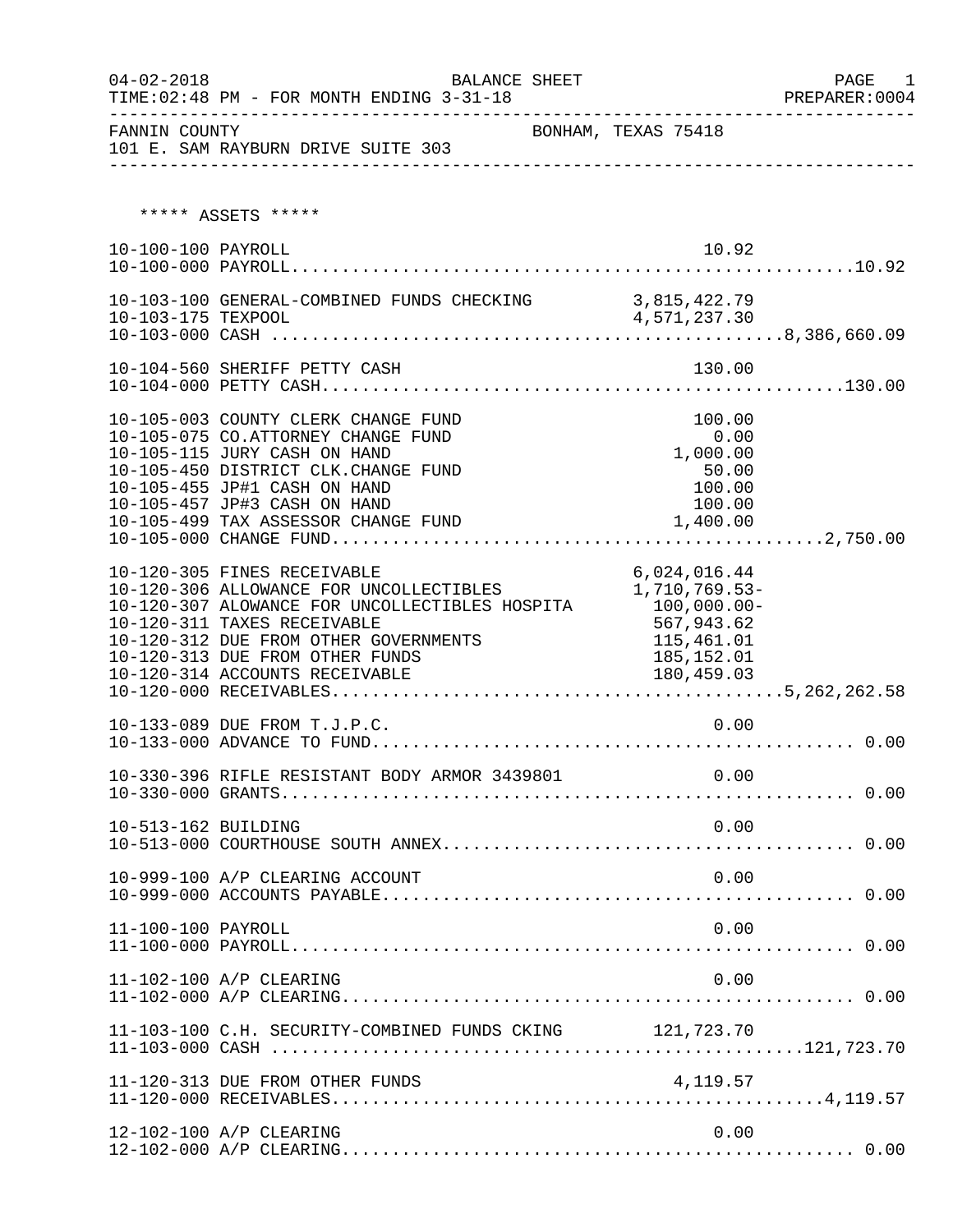04-02-2018 BALANCE SHEET PAGE 1
TIME:02:48 PM - FOR MONTH ENDING 3-31-18 PREPARER:0004

FANNIN COUNTY BONHAM, TEXAS 75418
101 E. SAM RAYBURN DRIVE SUITE 303

***** ASSETS *****

| Account | Description | Detail | Total |
|---|---|---|---|
| 10-100-100 | PAYROLL | 10.92 | |
| 10-100-000 | PAYROLL | | 10.92 |
| 10-103-100 | GENERAL-COMBINED FUNDS CHECKING | 3,815,422.79 | |
| 10-103-175 | TEXPOOL | 4,571,237.30 | |
| 10-103-000 | CASH | | 8,386,660.09 |
| 10-104-560 | SHERIFF PETTY CASH | 130.00 | |
| 10-104-000 | PETTY CASH | | 130.00 |
| 10-105-003 | COUNTY CLERK CHANGE FUND | 100.00 | |
| 10-105-075 | CO.ATTORNEY CHANGE FUND | 0.00 | |
| 10-105-115 | JURY CASH ON HAND | 1,000.00 | |
| 10-105-450 | DISTRICT CLK.CHANGE FUND | 50.00 | |
| 10-105-455 | JP#1 CASH ON HAND | 100.00 | |
| 10-105-457 | JP#3 CASH ON HAND | 100.00 | |
| 10-105-499 | TAX ASSESSOR CHANGE FUND | 1,400.00 | |
| 10-105-000 | CHANGE FUND | | 2,750.00 |
| 10-120-305 | FINES RECEIVABLE | 6,024,016.44 | |
| 10-120-306 | ALLOWANCE FOR UNCOLLECTIBLES | 1,710,769.53- | |
| 10-120-307 | ALOWANCE FOR UNCOLLECTIBLES HOSPITA | 100,000.00- | |
| 10-120-311 | TAXES RECEIVABLE | 567,943.62 | |
| 10-120-312 | DUE FROM OTHER GOVERNMENTS | 115,461.01 | |
| 10-120-313 | DUE FROM OTHER FUNDS | 185,152.01 | |
| 10-120-314 | ACCOUNTS RECEIVABLE | 180,459.03 | |
| 10-120-000 | RECEIVABLES | | 5,262,262.58 |
| 10-133-089 | DUE FROM T.J.P.C. | 0.00 | |
| 10-133-000 | ADVANCE TO FUND | | 0.00 |
| 10-330-396 | RIFLE RESISTANT BODY ARMOR 3439801 | 0.00 | |
| 10-330-000 | GRANTS | | 0.00 |
| 10-513-162 | BUILDING | 0.00 | |
| 10-513-000 | COURTHOUSE SOUTH ANNEX | | 0.00 |
| 10-999-100 | A/P CLEARING ACCOUNT | 0.00 | |
| 10-999-000 | ACCOUNTS PAYABLE | | 0.00 |
| 11-100-100 | PAYROLL | 0.00 | |
| 11-100-000 | PAYROLL | | 0.00 |
| 11-102-100 | A/P CLEARING | 0.00 | |
| 11-102-000 | A/P CLEARING | | 0.00 |
| 11-103-100 | C.H. SECURITY-COMBINED FUNDS CKING | 121,723.70 | |
| 11-103-000 | CASH | | 121,723.70 |
| 11-120-313 | DUE FROM OTHER FUNDS | 4,119.57 | |
| 11-120-000 | RECEIVABLES | | 4,119.57 |
| 12-102-100 | A/P CLEARING | 0.00 | |
| 12-102-000 | A/P CLEARING | | 0.00 |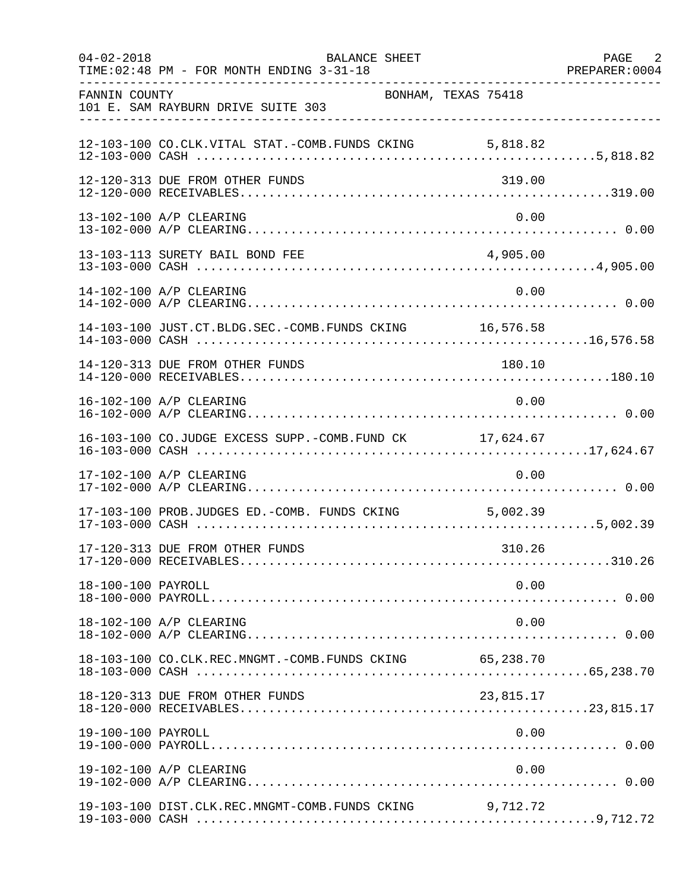FANNIN COUNTY BONHAM, TEXAS 75418
101 E. SAM RAYBURN DRIVE SUITE 303

| Account | Description | Detail | Total |
|---|---|---|---|
| 12-103-100 | CO.CLK.VITAL STAT.-COMB.FUNDS CKING | 5,818.82 | |
| 12-103-000 | CASH | | 5,818.82 |
| 12-120-313 | DUE FROM OTHER FUNDS | 319.00 | |
| 12-120-000 | RECEIVABLES | | 319.00 |
| 13-102-100 | A/P CLEARING | 0.00 | |
| 13-102-000 | A/P CLEARING | | 0.00 |
| 13-103-113 | SURETY BAIL BOND FEE | 4,905.00 | |
| 13-103-000 | CASH | | 4,905.00 |
| 14-102-100 | A/P CLEARING | 0.00 | |
| 14-102-000 | A/P CLEARING | | 0.00 |
| 14-103-100 | JUST.CT.BLDG.SEC.-COMB.FUNDS CKING | 16,576.58 | |
| 14-103-000 | CASH | | 16,576.58 |
| 14-120-313 | DUE FROM OTHER FUNDS | 180.10 | |
| 14-120-000 | RECEIVABLES | | 180.10 |
| 16-102-100 | A/P CLEARING | 0.00 | |
| 16-102-000 | A/P CLEARING | | 0.00 |
| 16-103-100 | CO.JUDGE EXCESS SUPP.-COMB.FUND CK | 17,624.67 | |
| 16-103-000 | CASH | | 17,624.67 |
| 17-102-100 | A/P CLEARING | 0.00 | |
| 17-102-000 | A/P CLEARING | | 0.00 |
| 17-103-100 | PROB.JUDGES ED.-COMB. FUNDS CKING | 5,002.39 | |
| 17-103-000 | CASH | | 5,002.39 |
| 17-120-313 | DUE FROM OTHER FUNDS | 310.26 | |
| 17-120-000 | RECEIVABLES | | 310.26 |
| 18-100-100 | PAYROLL | 0.00 | |
| 18-100-000 | PAYROLL | | 0.00 |
| 18-102-100 | A/P CLEARING | 0.00 | |
| 18-102-000 | A/P CLEARING | | 0.00 |
| 18-103-100 | CO.CLK.REC.MNGMT.-COMB.FUNDS CKING | 65,238.70 | |
| 18-103-000 | CASH | | 65,238.70 |
| 18-120-313 | DUE FROM OTHER FUNDS | 23,815.17 | |
| 18-120-000 | RECEIVABLES | | 23,815.17 |
| 19-100-100 | PAYROLL | 0.00 | |
| 19-100-000 | PAYROLL | | 0.00 |
| 19-102-100 | A/P CLEARING | 0.00 | |
| 19-102-000 | A/P CLEARING | | 0.00 |
| 19-103-100 | DIST.CLK.REC.MNGMT-COMB.FUNDS CKING | 9,712.72 | |
| 19-103-000 | CASH | | 9,712.72 |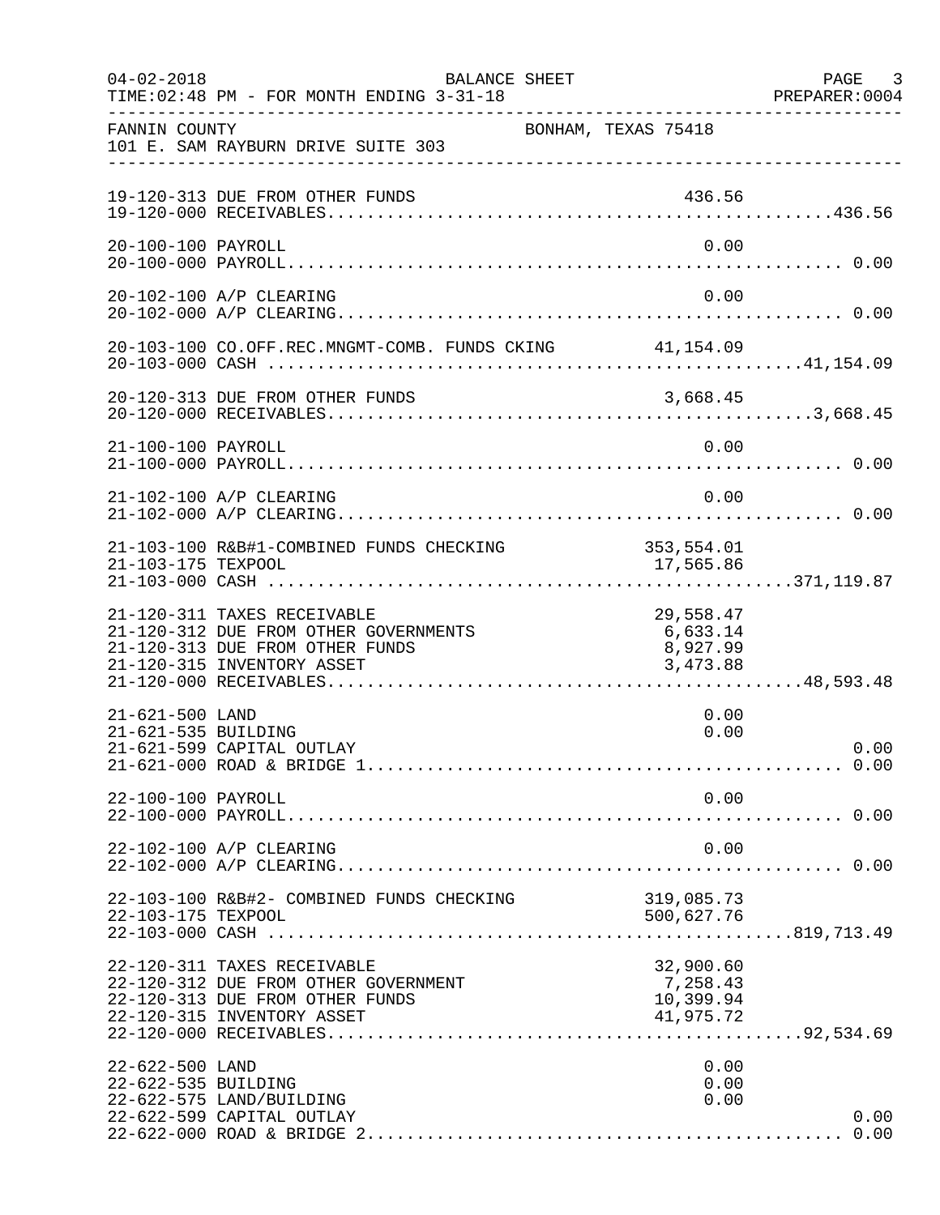04-02-2018 BALANCE SHEET
TIME:02:48 PM - FOR MONTH ENDING 3-31-18

FANNIN COUNTY BONHAM, TEXAS 75418
101 E. SAM RAYBURN DRIVE SUITE 303

| Account | Description | Detail | Total |
|---|---|---|---|
| 19-120-313 | DUE FROM OTHER FUNDS | 436.56 | |
| 19-120-000 | RECEIVABLES | | 436.56 |
| 20-100-100 | PAYROLL | 0.00 | |
| 20-100-000 | PAYROLL | | 0.00 |
| 20-102-100 | A/P CLEARING | 0.00 | |
| 20-102-000 | A/P CLEARING | | 0.00 |
| 20-103-100 | CO.OFF.REC.MNGMT-COMB. FUNDS CKING | 41,154.09 | |
| 20-103-000 | CASH | | 41,154.09 |
| 20-120-313 | DUE FROM OTHER FUNDS | 3,668.45 | |
| 20-120-000 | RECEIVABLES | | 3,668.45 |
| 21-100-100 | PAYROLL | 0.00 | |
| 21-100-000 | PAYROLL | | 0.00 |
| 21-102-100 | A/P CLEARING | 0.00 | |
| 21-102-000 | A/P CLEARING | | 0.00 |
| 21-103-100 | R&B#1-COMBINED FUNDS CHECKING | 353,554.01 | |
| 21-103-175 | TEXPOOL | 17,565.86 | |
| 21-103-000 | CASH | | 371,119.87 |
| 21-120-311 | TAXES RECEIVABLE | 29,558.47 | |
| 21-120-312 | DUE FROM OTHER GOVERNMENTS | 6,633.14 | |
| 21-120-313 | DUE FROM OTHER FUNDS | 8,927.99 | |
| 21-120-315 | INVENTORY ASSET | 3,473.88 | |
| 21-120-000 | RECEIVABLES | | 48,593.48 |
| 21-621-500 | LAND | 0.00 | |
| 21-621-535 | BUILDING | 0.00 | |
| 21-621-599 | CAPITAL OUTLAY | | 0.00 |
| 21-621-000 | ROAD & BRIDGE 1 | | 0.00 |
| 22-100-100 | PAYROLL | 0.00 | |
| 22-100-000 | PAYROLL | | 0.00 |
| 22-102-100 | A/P CLEARING | 0.00 | |
| 22-102-000 | A/P CLEARING | | 0.00 |
| 22-103-100 | R&B#2- COMBINED FUNDS CHECKING | 319,085.73 | |
| 22-103-175 | TEXPOOL | 500,627.76 | |
| 22-103-000 | CASH | | 819,713.49 |
| 22-120-311 | TAXES RECEIVABLE | 32,900.60 | |
| 22-120-312 | DUE FROM OTHER GOVERNMENT | 7,258.43 | |
| 22-120-313 | DUE FROM OTHER FUNDS | 10,399.94 | |
| 22-120-315 | INVENTORY ASSET | 41,975.72 | |
| 22-120-000 | RECEIVABLES | | 92,534.69 |
| 22-622-500 | LAND | 0.00 | |
| 22-622-535 | BUILDING | 0.00 | |
| 22-622-575 | LAND/BUILDING | 0.00 | |
| 22-622-599 | CAPITAL OUTLAY | | 0.00 |
| 22-622-000 | ROAD & BRIDGE 2 | | 0.00 |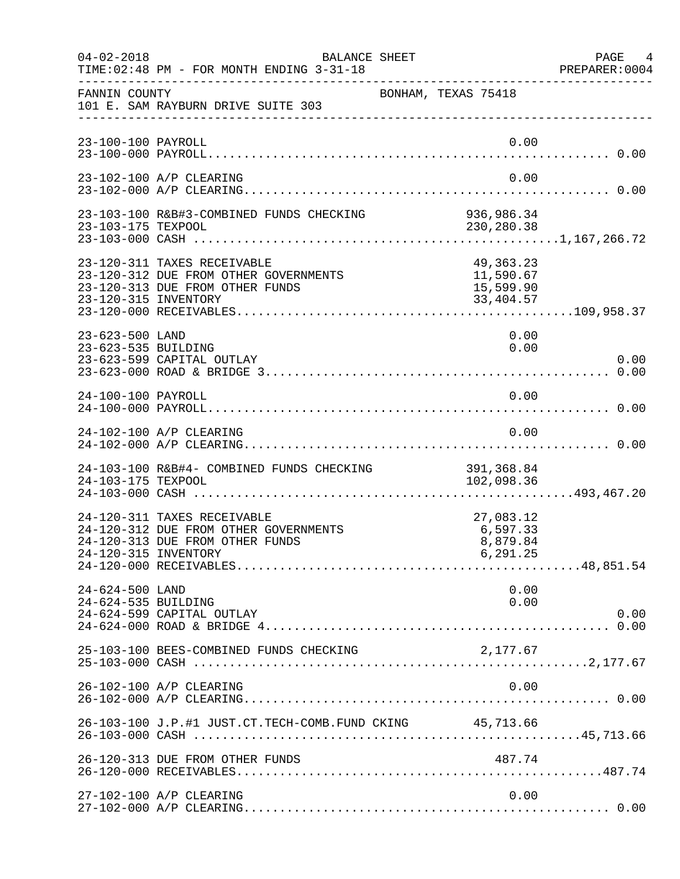FANNIN COUNTY  BONHAM, TEXAS 75418
101 E. SAM RAYBURN DRIVE SUITE 303

BALANCE SHEET
04-02-2018 TIME:02:48 PM - FOR MONTH ENDING 3-31-18
PREPARER:0004

| Account | Description | Amount | Total |
|---|---|---|---|
| 23-100-100 | PAYROLL | 0.00 | |
| 23-100-000 | PAYROLL | | 0.00 |
| 23-102-100 | A/P CLEARING | 0.00 | |
| 23-102-000 | A/P CLEARING | | 0.00 |
| 23-103-100 | R&B#3-COMBINED FUNDS CHECKING | 936,986.34 | |
| 23-103-175 | TEXPOOL | 230,280.38 | |
| 23-103-000 | CASH | | 1,167,266.72 |
| 23-120-311 | TAXES RECEIVABLE | 49,363.23 | |
| 23-120-312 | DUE FROM OTHER GOVERNMENTS | 11,590.67 | |
| 23-120-313 | DUE FROM OTHER FUNDS | 15,599.90 | |
| 23-120-315 | INVENTORY | 33,404.57 | |
| 23-120-000 | RECEIVABLES | | 109,958.37 |
| 23-623-500 | LAND | 0.00 | |
| 23-623-535 | BUILDING | 0.00 | |
| 23-623-599 | CAPITAL OUTLAY | | 0.00 |
| 23-623-000 | ROAD & BRIDGE 3 | | 0.00 |
| 24-100-100 | PAYROLL | 0.00 | |
| 24-100-000 | PAYROLL | | 0.00 |
| 24-102-100 | A/P CLEARING | 0.00 | |
| 24-102-000 | A/P CLEARING | | 0.00 |
| 24-103-100 | R&B#4- COMBINED FUNDS CHECKING | 391,368.84 | |
| 24-103-175 | TEXPOOL | 102,098.36 | |
| 24-103-000 | CASH | | 493,467.20 |
| 24-120-311 | TAXES RECEIVABLE | 27,083.12 | |
| 24-120-312 | DUE FROM OTHER GOVERNMENTS | 6,597.33 | |
| 24-120-313 | DUE FROM OTHER FUNDS | 8,879.84 | |
| 24-120-315 | INVENTORY | 6,291.25 | |
| 24-120-000 | RECEIVABLES | | 48,851.54 |
| 24-624-500 | LAND | 0.00 | |
| 24-624-535 | BUILDING | 0.00 | |
| 24-624-599 | CAPITAL OUTLAY | | 0.00 |
| 24-624-000 | ROAD & BRIDGE 4 | | 0.00 |
| 25-103-100 | BEES-COMBINED FUNDS CHECKING | 2,177.67 | |
| 25-103-000 | CASH | | 2,177.67 |
| 26-102-100 | A/P CLEARING | 0.00 | |
| 26-102-000 | A/P CLEARING | | 0.00 |
| 26-103-100 | J.P.#1 JUST.CT.TECH-COMB.FUND CKING | 45,713.66 | |
| 26-103-000 | CASH | | 45,713.66 |
| 26-120-313 | DUE FROM OTHER FUNDS | 487.74 | |
| 26-120-000 | RECEIVABLES | | 487.74 |
| 27-102-100 | A/P CLEARING | 0.00 | |
| 27-102-000 | A/P CLEARING | | 0.00 |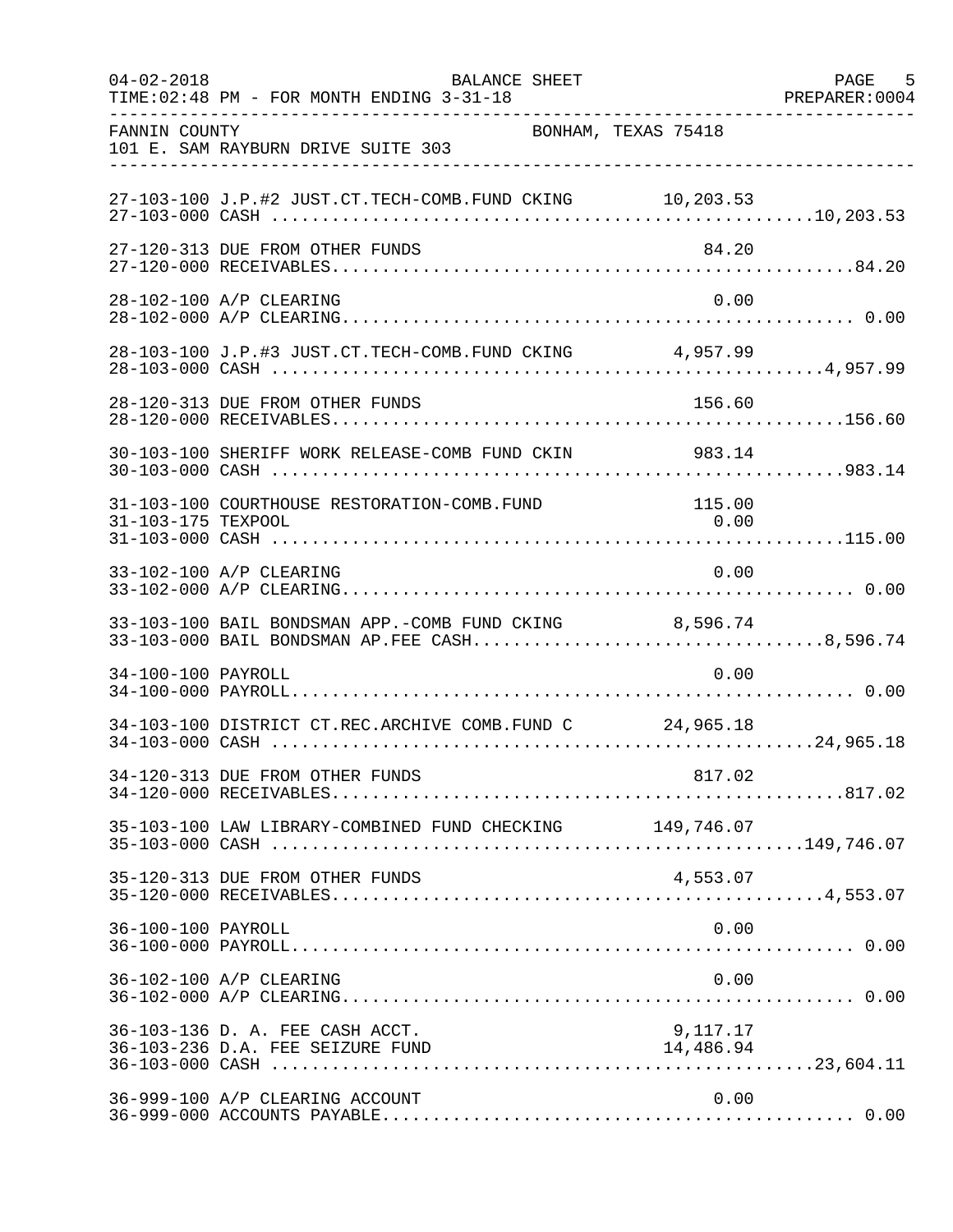FANNIN COUNTY BONHAM, TEXAS 75418
101 E. SAM RAYBURN DRIVE SUITE 303

BALANCE SHEET
FOR MONTH ENDING 3-31-18

| Account | Description | Detail | Total |
|---|---|---|---|
| 27-103-100 | J.P.#2 JUST.CT.TECH-COMB.FUND CKING | 10,203.53 | |
| 27-103-000 | CASH | | 10,203.53 |
| 27-120-313 | DUE FROM OTHER FUNDS | 84.20 | |
| 27-120-000 | RECEIVABLES | | 84.20 |
| 28-102-100 | A/P CLEARING | 0.00 | |
| 28-102-000 | A/P CLEARING | | 0.00 |
| 28-103-100 | J.P.#3 JUST.CT.TECH-COMB.FUND CKING | 4,957.99 | |
| 28-103-000 | CASH | | 4,957.99 |
| 28-120-313 | DUE FROM OTHER FUNDS | 156.60 | |
| 28-120-000 | RECEIVABLES | | 156.60 |
| 30-103-100 | SHERIFF WORK RELEASE-COMB FUND CKIN | 983.14 | |
| 30-103-000 | CASH | | 983.14 |
| 31-103-100 | COURTHOUSE RESTORATION-COMB.FUND | 115.00 | |
| 31-103-175 | TEXPOOL | 0.00 | |
| 31-103-000 | CASH | | 115.00 |
| 33-102-100 | A/P CLEARING | 0.00 | |
| 33-102-000 | A/P CLEARING | | 0.00 |
| 33-103-100 | BAIL BONDSMAN APP.-COMB FUND CKING | 8,596.74 | |
| 33-103-000 | BAIL BONDSMAN AP.FEE CASH | | 8,596.74 |
| 34-100-100 | PAYROLL | 0.00 | |
| 34-100-000 | PAYROLL | | 0.00 |
| 34-103-100 | DISTRICT CT.REC.ARCHIVE COMB.FUND C | 24,965.18 | |
| 34-103-000 | CASH | | 24,965.18 |
| 34-120-313 | DUE FROM OTHER FUNDS | 817.02 | |
| 34-120-000 | RECEIVABLES | | 817.02 |
| 35-103-100 | LAW LIBRARY-COMBINED FUND CHECKING | 149,746.07 | |
| 35-103-000 | CASH | | 149,746.07 |
| 35-120-313 | DUE FROM OTHER FUNDS | 4,553.07 | |
| 35-120-000 | RECEIVABLES | | 4,553.07 |
| 36-100-100 | PAYROLL | 0.00 | |
| 36-100-000 | PAYROLL | | 0.00 |
| 36-102-100 | A/P CLEARING | 0.00 | |
| 36-102-000 | A/P CLEARING | | 0.00 |
| 36-103-136 | D. A. FEE CASH ACCT. | 9,117.17 | |
| 36-103-236 | D.A. FEE SEIZURE FUND | 14,486.94 | |
| 36-103-000 | CASH | | 23,604.11 |
| 36-999-100 | A/P CLEARING ACCOUNT | 0.00 | |
| 36-999-000 | ACCOUNTS PAYABLE | | 0.00 |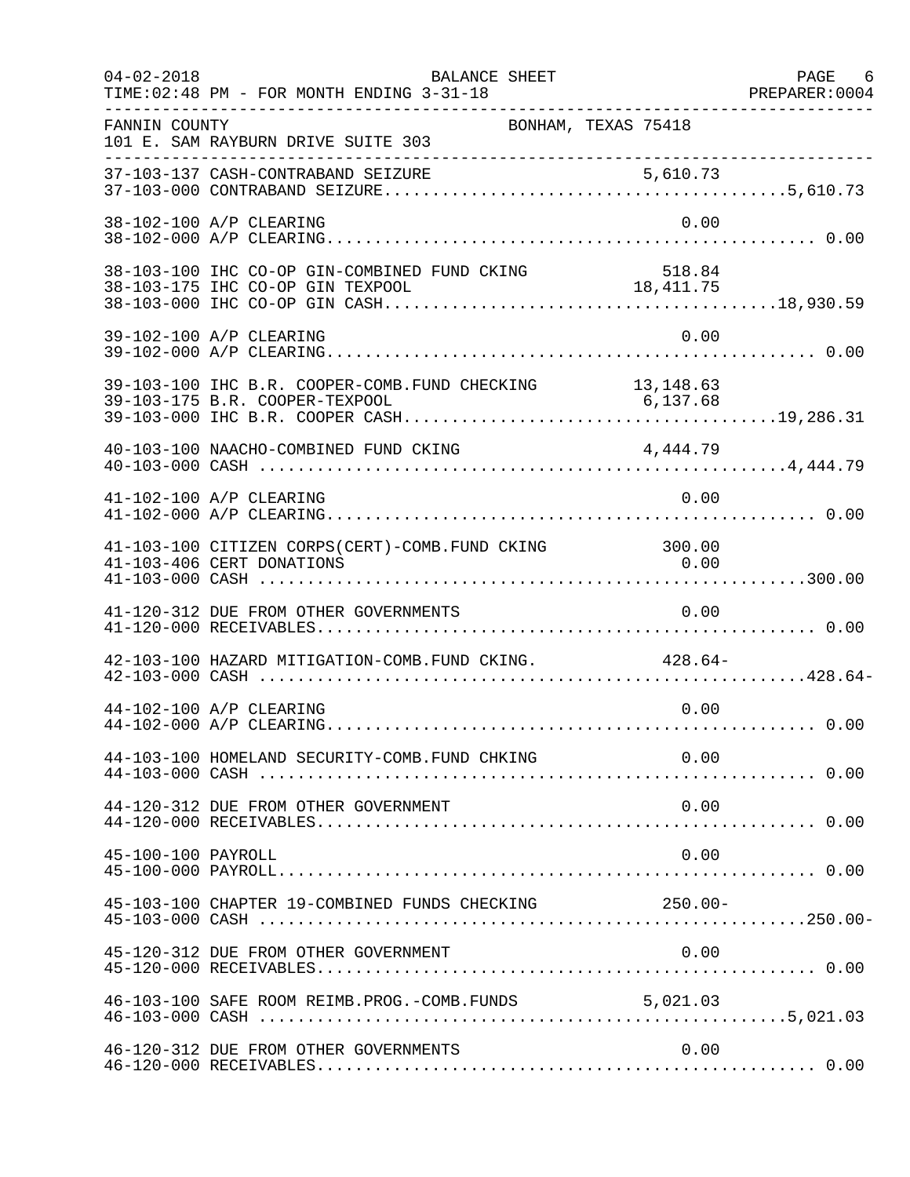FANNIN COUNTY BONHAM, TEXAS 75418
101 E. SAM RAYBURN DRIVE SUITE 303

| Account | Description | Amount | Total |
|---|---|---|---|
| 37-103-137 | CASH-CONTRABAND SEIZURE | 5,610.73 | |
| 37-103-000 | CONTRABAND SEIZURE | | 5,610.73 |
| 38-102-100 | A/P CLEARING | 0.00 | |
| 38-102-000 | A/P CLEARING | | 0.00 |
| 38-103-100 | IHC CO-OP GIN-COMBINED FUND CKING | 518.84 | |
| 38-103-175 | IHC CO-OP GIN TEXPOOL | 18,411.75 | |
| 38-103-000 | IHC CO-OP GIN CASH | | 18,930.59 |
| 39-102-100 | A/P CLEARING | 0.00 | |
| 39-102-000 | A/P CLEARING | | 0.00 |
| 39-103-100 | IHC B.R. COOPER-COMB.FUND CHECKING | 13,148.63 | |
| 39-103-175 | B.R. COOPER-TEXPOOL | 6,137.68 | |
| 39-103-000 | IHC B.R. COOPER CASH | | 19,286.31 |
| 40-103-100 | NAACHO-COMBINED FUND CKING | 4,444.79 | |
| 40-103-000 | CASH | | 4,444.79 |
| 41-102-100 | A/P CLEARING | 0.00 | |
| 41-102-000 | A/P CLEARING | | 0.00 |
| 41-103-100 | CITIZEN CORPS(CERT)-COMB.FUND CKING | 300.00 | |
| 41-103-406 | CERT DONATIONS | 0.00 | |
| 41-103-000 | CASH | | 300.00 |
| 41-120-312 | DUE FROM OTHER GOVERNMENTS | 0.00 | |
| 41-120-000 | RECEIVABLES | | 0.00 |
| 42-103-100 | HAZARD MITIGATION-COMB.FUND CKING. | 428.64- | |
| 42-103-000 | CASH | | 428.64- |
| 44-102-100 | A/P CLEARING | 0.00 | |
| 44-102-000 | A/P CLEARING | | 0.00 |
| 44-103-100 | HOMELAND SECURITY-COMB.FUND CHKING | 0.00 | |
| 44-103-000 | CASH | | 0.00 |
| 44-120-312 | DUE FROM OTHER GOVERNMENT | 0.00 | |
| 44-120-000 | RECEIVABLES | | 0.00 |
| 45-100-100 | PAYROLL | 0.00 | |
| 45-100-000 | PAYROLL | | 0.00 |
| 45-103-100 | CHAPTER 19-COMBINED FUNDS CHECKING | 250.00- | |
| 45-103-000 | CASH | | 250.00- |
| 45-120-312 | DUE FROM OTHER GOVERNMENT | 0.00 | |
| 45-120-000 | RECEIVABLES | | 0.00 |
| 46-103-100 | SAFE ROOM REIMB.PROG.-COMB.FUNDS | 5,021.03 | |
| 46-103-000 | CASH | | 5,021.03 |
| 46-120-312 | DUE FROM OTHER GOVERNMENTS | 0.00 | |
| 46-120-000 | RECEIVABLES | | 0.00 |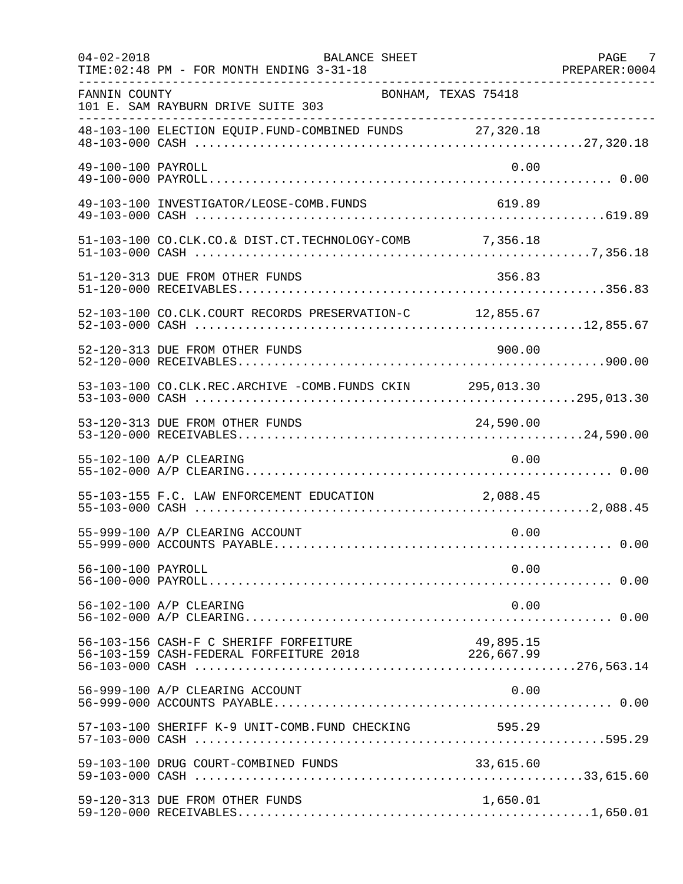FANNIN COUNTY BONHAM, TEXAS 75418
101 E. SAM RAYBURN DRIVE SUITE 303

| Account | Description | Amount | Total |
|---|---|---|---|
| 48-103-100 | ELECTION EQUIP.FUND-COMBINED FUNDS | 27,320.18 | |
| 48-103-000 | CASH | | 27,320.18 |
| 49-100-100 | PAYROLL | 0.00 | |
| 49-100-000 | PAYROLL | | 0.00 |
| 49-103-100 | INVESTIGATOR/LEOSE-COMB.FUNDS | 619.89 | |
| 49-103-000 | CASH | | 619.89 |
| 51-103-100 | CO.CLK.CO.& DIST.CT.TECHNOLOGY-COMB | 7,356.18 | |
| 51-103-000 | CASH | | 7,356.18 |
| 51-120-313 | DUE FROM OTHER FUNDS | 356.83 | |
| 51-120-000 | RECEIVABLES | | 356.83 |
| 52-103-100 | CO.CLK.COURT RECORDS PRESERVATION-C | 12,855.67 | |
| 52-103-000 | CASH | | 12,855.67 |
| 52-120-313 | DUE FROM OTHER FUNDS | 900.00 | |
| 52-120-000 | RECEIVABLES | | 900.00 |
| 53-103-100 | CO.CLK.REC.ARCHIVE -COMB.FUNDS CKIN | 295,013.30 | |
| 53-103-000 | CASH | | 295,013.30 |
| 53-120-313 | DUE FROM OTHER FUNDS | 24,590.00 | |
| 53-120-000 | RECEIVABLES | | 24,590.00 |
| 55-102-100 | A/P CLEARING | 0.00 | |
| 55-102-000 | A/P CLEARING | | 0.00 |
| 55-103-155 | F.C. LAW ENFORCEMENT EDUCATION | 2,088.45 | |
| 55-103-000 | CASH | | 2,088.45 |
| 55-999-100 | A/P CLEARING ACCOUNT | 0.00 | |
| 55-999-000 | ACCOUNTS PAYABLE | | 0.00 |
| 56-100-100 | PAYROLL | 0.00 | |
| 56-100-000 | PAYROLL | | 0.00 |
| 56-102-100 | A/P CLEARING | 0.00 | |
| 56-102-000 | A/P CLEARING | | 0.00 |
| 56-103-156 | CASH-F C SHERIFF FORFEITURE | 49,895.15 | |
| 56-103-159 | CASH-FEDERAL FORFEITURE 2018 | 226,667.99 | |
| 56-103-000 | CASH | | 276,563.14 |
| 56-999-100 | A/P CLEARING ACCOUNT | 0.00 | |
| 56-999-000 | ACCOUNTS PAYABLE | | 0.00 |
| 57-103-100 | SHERIFF K-9 UNIT-COMB.FUND CHECKING | 595.29 | |
| 57-103-000 | CASH | | 595.29 |
| 59-103-100 | DRUG COURT-COMBINED FUNDS | 33,615.60 | |
| 59-103-000 | CASH | | 33,615.60 |
| 59-120-313 | DUE FROM OTHER FUNDS | 1,650.01 | |
| 59-120-000 | RECEIVABLES | | 1,650.01 |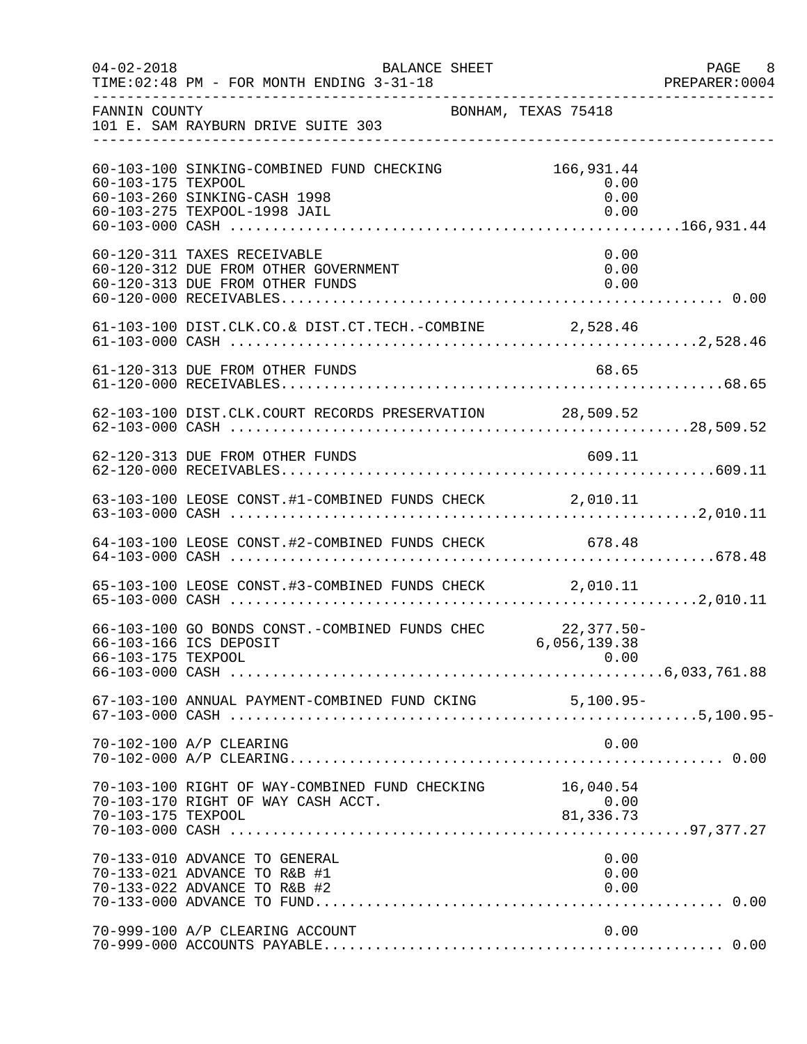04-02-2018 BALANCE SHEET
TIME:02:48 PM - FOR MONTH ENDING 3-31-18

FANNIN COUNTY BONHAM, TEXAS 75418
101 E. SAM RAYBURN DRIVE SUITE 303

| Account | Description | Amount | Total |
|---|---|---|---|
| 60-103-100 | SINKING-COMBINED FUND CHECKING | 166,931.44 | |
| 60-103-175 | TEXPOOL | 0.00 | |
| 60-103-260 | SINKING-CASH 1998 | 0.00 | |
| 60-103-275 | TEXPOOL-1998 JAIL | 0.00 | |
| 60-103-000 | CASH | | 166,931.44 |
| 60-120-311 | TAXES RECEIVABLE | 0.00 | |
| 60-120-312 | DUE FROM OTHER GOVERNMENT | 0.00 | |
| 60-120-313 | DUE FROM OTHER FUNDS | 0.00 | |
| 60-120-000 | RECEIVABLES | | 0.00 |
| 61-103-100 | DIST.CLK.CO.& DIST.CT.TECH.-COMBINE | 2,528.46 | |
| 61-103-000 | CASH | | 2,528.46 |
| 61-120-313 | DUE FROM OTHER FUNDS | 68.65 | |
| 61-120-000 | RECEIVABLES | | 68.65 |
| 62-103-100 | DIST.CLK.COURT RECORDS PRESERVATION | 28,509.52 | |
| 62-103-000 | CASH | | 28,509.52 |
| 62-120-313 | DUE FROM OTHER FUNDS | 609.11 | |
| 62-120-000 | RECEIVABLES | | 609.11 |
| 63-103-100 | LEOSE CONST.#1-COMBINED FUNDS CHECK | 2,010.11 | |
| 63-103-000 | CASH | | 2,010.11 |
| 64-103-100 | LEOSE CONST.#2-COMBINED FUNDS CHECK | 678.48 | |
| 64-103-000 | CASH | | 678.48 |
| 65-103-100 | LEOSE CONST.#3-COMBINED FUNDS CHECK | 2,010.11 | |
| 65-103-000 | CASH | | 2,010.11 |
| 66-103-100 | GO BONDS CONST.-COMBINED FUNDS CHEC | 22,377.50- | |
| 66-103-166 | ICS DEPOSIT | 6,056,139.38 | |
| 66-103-175 | TEXPOOL | 0.00 | |
| 66-103-000 | CASH | | 6,033,761.88 |
| 67-103-100 | ANNUAL PAYMENT-COMBINED FUND CKING | 5,100.95- | |
| 67-103-000 | CASH | | 5,100.95- |
| 70-102-100 | A/P CLEARING | 0.00 | |
| 70-102-000 | A/P CLEARING | | 0.00 |
| 70-103-100 | RIGHT OF WAY-COMBINED FUND CHECKING | 16,040.54 | |
| 70-103-170 | RIGHT OF WAY CASH ACCT. | 0.00 | |
| 70-103-175 | TEXPOOL | 81,336.73 | |
| 70-103-000 | CASH | | 97,377.27 |
| 70-133-010 | ADVANCE TO GENERAL | 0.00 | |
| 70-133-021 | ADVANCE TO R&B #1 | 0.00 | |
| 70-133-022 | ADVANCE TO R&B #2 | 0.00 | |
| 70-133-000 | ADVANCE TO FUND | | 0.00 |
| 70-999-100 | A/P CLEARING ACCOUNT | 0.00 | |
| 70-999-000 | ACCOUNTS PAYABLE | | 0.00 |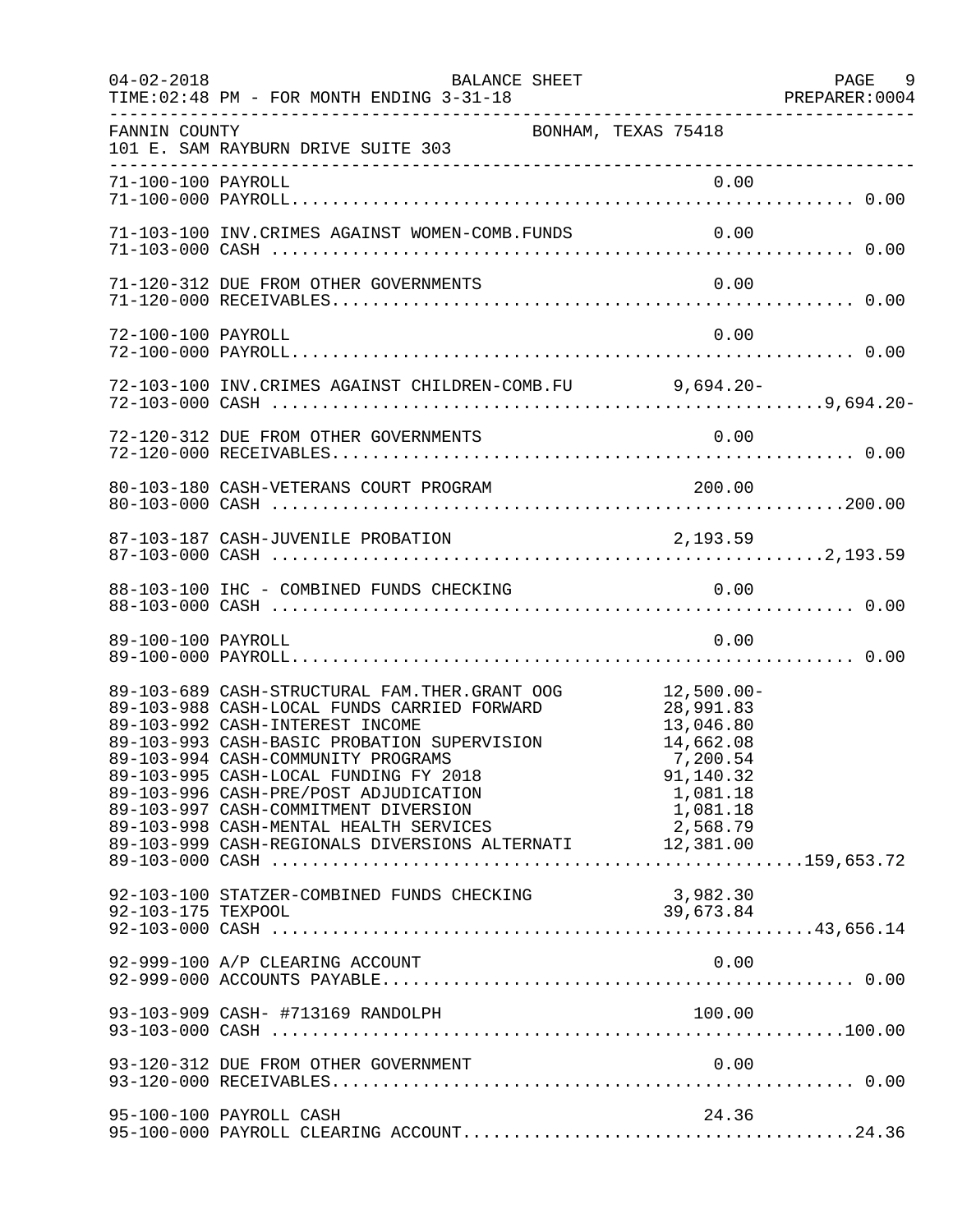FANNIN COUNTY BONHAM, TEXAS 75418
101 E. SAM RAYBURN DRIVE SUITE 303

BALANCE SHEET
FOR MONTH ENDING 3-31-18

| Account | Description | Detail | Total |
|---|---|---|---|
| 71-100-100 | PAYROLL | 0.00 | |
| 71-100-000 | PAYROLL | | 0.00 |
| 71-103-100 | INV.CRIMES AGAINST WOMEN-COMB.FUNDS | 0.00 | |
| 71-103-000 | CASH | | 0.00 |
| 71-120-312 | DUE FROM OTHER GOVERNMENTS | 0.00 | |
| 71-120-000 | RECEIVABLES | | 0.00 |
| 72-100-100 | PAYROLL | 0.00 | |
| 72-100-000 | PAYROLL | | 0.00 |
| 72-103-100 | INV.CRIMES AGAINST CHILDREN-COMB.FU | 9,694.20- | |
| 72-103-000 | CASH | | 9,694.20- |
| 72-120-312 | DUE FROM OTHER GOVERNMENTS | 0.00 | |
| 72-120-000 | RECEIVABLES | | 0.00 |
| 80-103-180 | CASH-VETERANS COURT PROGRAM | 200.00 | |
| 80-103-000 | CASH | | 200.00 |
| 87-103-187 | CASH-JUVENILE PROBATION | 2,193.59 | |
| 87-103-000 | CASH | | 2,193.59 |
| 88-103-100 | IHC - COMBINED FUNDS CHECKING | 0.00 | |
| 88-103-000 | CASH | | 0.00 |
| 89-100-100 | PAYROLL | 0.00 | |
| 89-100-000 | PAYROLL | | 0.00 |
| 89-103-689 | CASH-STRUCTURAL FAM.THER.GRANT OOG | 12,500.00- | |
| 89-103-988 | CASH-LOCAL FUNDS CARRIED FORWARD | 28,991.83 | |
| 89-103-992 | CASH-INTEREST INCOME | 13,046.80 | |
| 89-103-993 | CASH-BASIC PROBATION SUPERVISION | 14,662.08 | |
| 89-103-994 | CASH-COMMUNITY PROGRAMS | 7,200.54 | |
| 89-103-995 | CASH-LOCAL FUNDING FY 2018 | 91,140.32 | |
| 89-103-996 | CASH-PRE/POST ADJUDICATION | 1,081.18 | |
| 89-103-997 | CASH-COMMITMENT DIVERSION | 1,081.18 | |
| 89-103-998 | CASH-MENTAL HEALTH SERVICES | 2,568.79 | |
| 89-103-999 | CASH-REGIONALS DIVERSIONS ALTERNATI | 12,381.00 | |
| 89-103-000 | CASH | | 159,653.72 |
| 92-103-100 | STATZER-COMBINED FUNDS CHECKING | 3,982.30 | |
| 92-103-175 | TEXPOOL | 39,673.84 | |
| 92-103-000 | CASH | | 43,656.14 |
| 92-999-100 | A/P CLEARING ACCOUNT | 0.00 | |
| 92-999-000 | ACCOUNTS PAYABLE | | 0.00 |
| 93-103-909 | CASH- #713169 RANDOLPH | 100.00 | |
| 93-103-000 | CASH | | 100.00 |
| 93-120-312 | DUE FROM OTHER GOVERNMENT | 0.00 | |
| 93-120-000 | RECEIVABLES | | 0.00 |
| 95-100-100 | PAYROLL CASH | 24.36 | |
| 95-100-000 | PAYROLL CLEARING ACCOUNT | | 24.36 |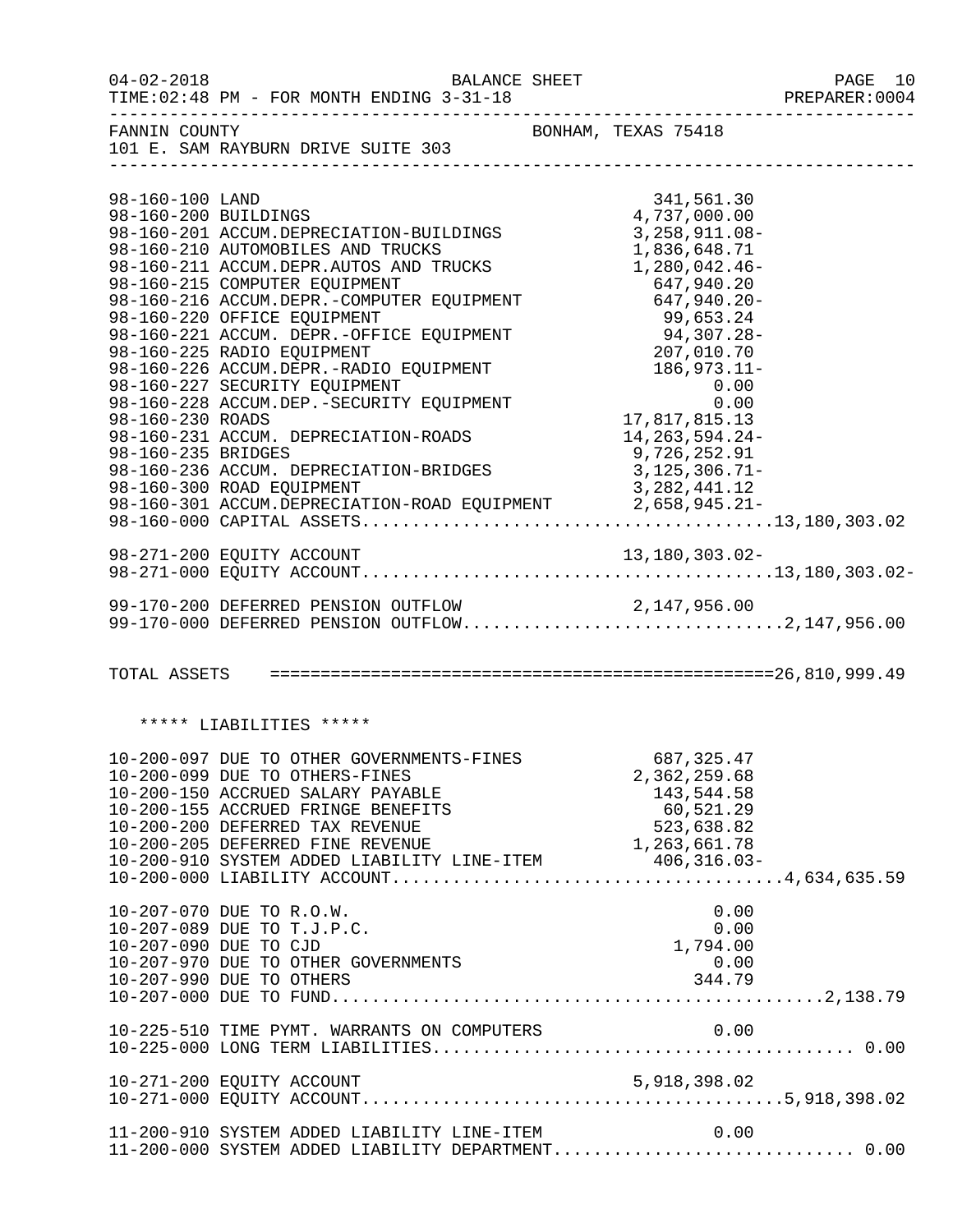FANNIN COUNTY BONHAM, TEXAS 75418
101 E. SAM RAYBURN DRIVE SUITE 303

| Account | Description | Amount | Total |
|---|---|---|---|
| 98-160-100 | LAND | 341,561.30 | |
| 98-160-200 | BUILDINGS | 4,737,000.00 | |
| 98-160-201 | ACCUM.DEPRECIATION-BUILDINGS | 3,258,911.08- | |
| 98-160-210 | AUTOMOBILES AND TRUCKS | 1,836,648.71 | |
| 98-160-211 | ACCUM.DEPR.AUTOS AND TRUCKS | 1,280,042.46- | |
| 98-160-215 | COMPUTER EQUIPMENT | 647,940.20 | |
| 98-160-216 | ACCUM.DEPR.-COMPUTER EQUIPMENT | 647,940.20- | |
| 98-160-220 | OFFICE EQUIPMENT | 99,653.24 | |
| 98-160-221 | ACCUM. DEPR.-OFFICE EQUIPMENT | 94,307.28- | |
| 98-160-225 | RADIO EQUIPMENT | 207,010.70 | |
| 98-160-226 | ACCUM.DEPR.-RADIO EQUIPMENT | 186,973.11- | |
| 98-160-227 | SECURITY EQUIPMENT | 0.00 | |
| 98-160-228 | ACCUM.DEP.-SECURITY EQUIPMENT | 0.00 | |
| 98-160-230 | ROADS | 17,817,815.13 | |
| 98-160-231 | ACCUM. DEPRECIATION-ROADS | 14,263,594.24- | |
| 98-160-235 | BRIDGES | 9,726,252.91 | |
| 98-160-236 | ACCUM. DEPRECIATION-BRIDGES | 3,125,306.71- | |
| 98-160-300 | ROAD EQUIPMENT | 3,282,441.12 | |
| 98-160-301 | ACCUM.DEPRECIATION-ROAD EQUIPMENT | 2,658,945.21- | |
| 98-160-000 | CAPITAL ASSETS | | 13,180,303.02 |
| 98-271-200 | EQUITY ACCOUNT | 13,180,303.02- | |
| 98-271-000 | EQUITY ACCOUNT | | 13,180,303.02- |
| 99-170-200 | DEFERRED PENSION OUTFLOW | 2,147,956.00 | |
| 99-170-000 | DEFERRED PENSION OUTFLOW | | 2,147,956.00 |
| TOTAL ASSETS | | | 26,810,999.49 |

***** LIABILITIES *****

| Account | Description | Amount | Total |
|---|---|---|---|
| 10-200-097 | DUE TO OTHER GOVERNMENTS-FINES | 687,325.47 | |
| 10-200-099 | DUE TO OTHERS-FINES | 2,362,259.68 | |
| 10-200-150 | ACCRUED SALARY PAYABLE | 143,544.58 | |
| 10-200-155 | ACCRUED FRINGE BENEFITS | 60,521.29 | |
| 10-200-200 | DEFERRED TAX REVENUE | 523,638.82 | |
| 10-200-205 | DEFERRED FINE REVENUE | 1,263,661.78 | |
| 10-200-910 | SYSTEM ADDED LIABILITY LINE-ITEM | 406,316.03- | |
| 10-200-000 | LIABILITY ACCOUNT | | 4,634,635.59 |
| 10-207-070 | DUE TO R.O.W. | 0.00 | |
| 10-207-089 | DUE TO T.J.P.C. | 0.00 | |
| 10-207-090 | DUE TO CJD | 1,794.00 | |
| 10-207-970 | DUE TO OTHER GOVERNMENTS | 0.00 | |
| 10-207-990 | DUE TO OTHERS | 344.79 | |
| 10-207-000 | DUE TO FUND | | 2,138.79 |
| 10-225-510 | TIME PYMT. WARRANTS ON COMPUTERS | 0.00 | |
| 10-225-000 | LONG TERM LIABILITIES | | 0.00 |
| 10-271-200 | EQUITY ACCOUNT | 5,918,398.02 | |
| 10-271-000 | EQUITY ACCOUNT | | 5,918,398.02 |
| 11-200-910 | SYSTEM ADDED LIABILITY LINE-ITEM | 0.00 | |
| 11-200-000 | SYSTEM ADDED LIABILITY DEPARTMENT | | 0.00 |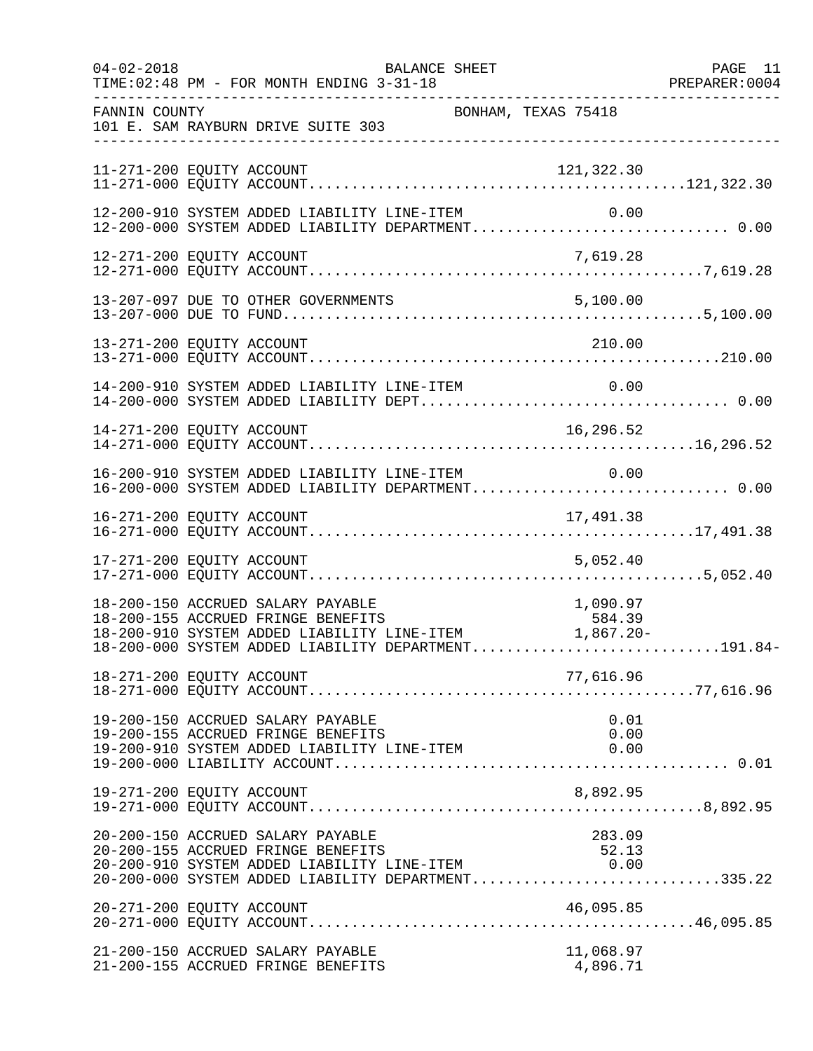FANNIN COUNTY BONHAM, TEXAS 75418
101 E. SAM RAYBURN DRIVE SUITE 303

| Account | Description | Amount | Total |
|---|---|---|---|
| 11-271-200 | EQUITY ACCOUNT | 121,322.30 | |
| 11-271-000 | EQUITY ACCOUNT | | 121,322.30 |
| 12-200-910 | SYSTEM ADDED LIABILITY LINE-ITEM | 0.00 | |
| 12-200-000 | SYSTEM ADDED LIABILITY DEPARTMENT | | 0.00 |
| 12-271-200 | EQUITY ACCOUNT | 7,619.28 | |
| 12-271-000 | EQUITY ACCOUNT | | 7,619.28 |
| 13-207-097 | DUE TO OTHER GOVERNMENTS | 5,100.00 | |
| 13-207-000 | DUE TO FUND | | 5,100.00 |
| 13-271-200 | EQUITY ACCOUNT | 210.00 | |
| 13-271-000 | EQUITY ACCOUNT | | 210.00 |
| 14-200-910 | SYSTEM ADDED LIABILITY LINE-ITEM | 0.00 | |
| 14-200-000 | SYSTEM ADDED LIABILITY DEPT | | 0.00 |
| 14-271-200 | EQUITY ACCOUNT | 16,296.52 | |
| 14-271-000 | EQUITY ACCOUNT | | 16,296.52 |
| 16-200-910 | SYSTEM ADDED LIABILITY LINE-ITEM | 0.00 | |
| 16-200-000 | SYSTEM ADDED LIABILITY DEPARTMENT | | 0.00 |
| 16-271-200 | EQUITY ACCOUNT | 17,491.38 | |
| 16-271-000 | EQUITY ACCOUNT | | 17,491.38 |
| 17-271-200 | EQUITY ACCOUNT | 5,052.40 | |
| 17-271-000 | EQUITY ACCOUNT | | 5,052.40 |
| 18-200-150 | ACCRUED SALARY PAYABLE | 1,090.97 | |
| 18-200-155 | ACCRUED FRINGE BENEFITS | 584.39 | |
| 18-200-910 | SYSTEM ADDED LIABILITY LINE-ITEM | 1,867.20- | |
| 18-200-000 | SYSTEM ADDED LIABILITY DEPARTMENT | | 191.84- |
| 18-271-200 | EQUITY ACCOUNT | 77,616.96 | |
| 18-271-000 | EQUITY ACCOUNT | | 77,616.96 |
| 19-200-150 | ACCRUED SALARY PAYABLE | 0.01 | |
| 19-200-155 | ACCRUED FRINGE BENEFITS | 0.00 | |
| 19-200-910 | SYSTEM ADDED LIABILITY LINE-ITEM | 0.00 | |
| 19-200-000 | LIABILITY ACCOUNT | | 0.01 |
| 19-271-200 | EQUITY ACCOUNT | 8,892.95 | |
| 19-271-000 | EQUITY ACCOUNT | | 8,892.95 |
| 20-200-150 | ACCRUED SALARY PAYABLE | 283.09 | |
| 20-200-155 | ACCRUED FRINGE BENEFITS | 52.13 | |
| 20-200-910 | SYSTEM ADDED LIABILITY LINE-ITEM | 0.00 | |
| 20-200-000 | SYSTEM ADDED LIABILITY DEPARTMENT | | 335.22 |
| 20-271-200 | EQUITY ACCOUNT | 46,095.85 | |
| 20-271-000 | EQUITY ACCOUNT | | 46,095.85 |
| 21-200-150 | ACCRUED SALARY PAYABLE | 11,068.97 | |
| 21-200-155 | ACCRUED FRINGE BENEFITS | 4,896.71 | |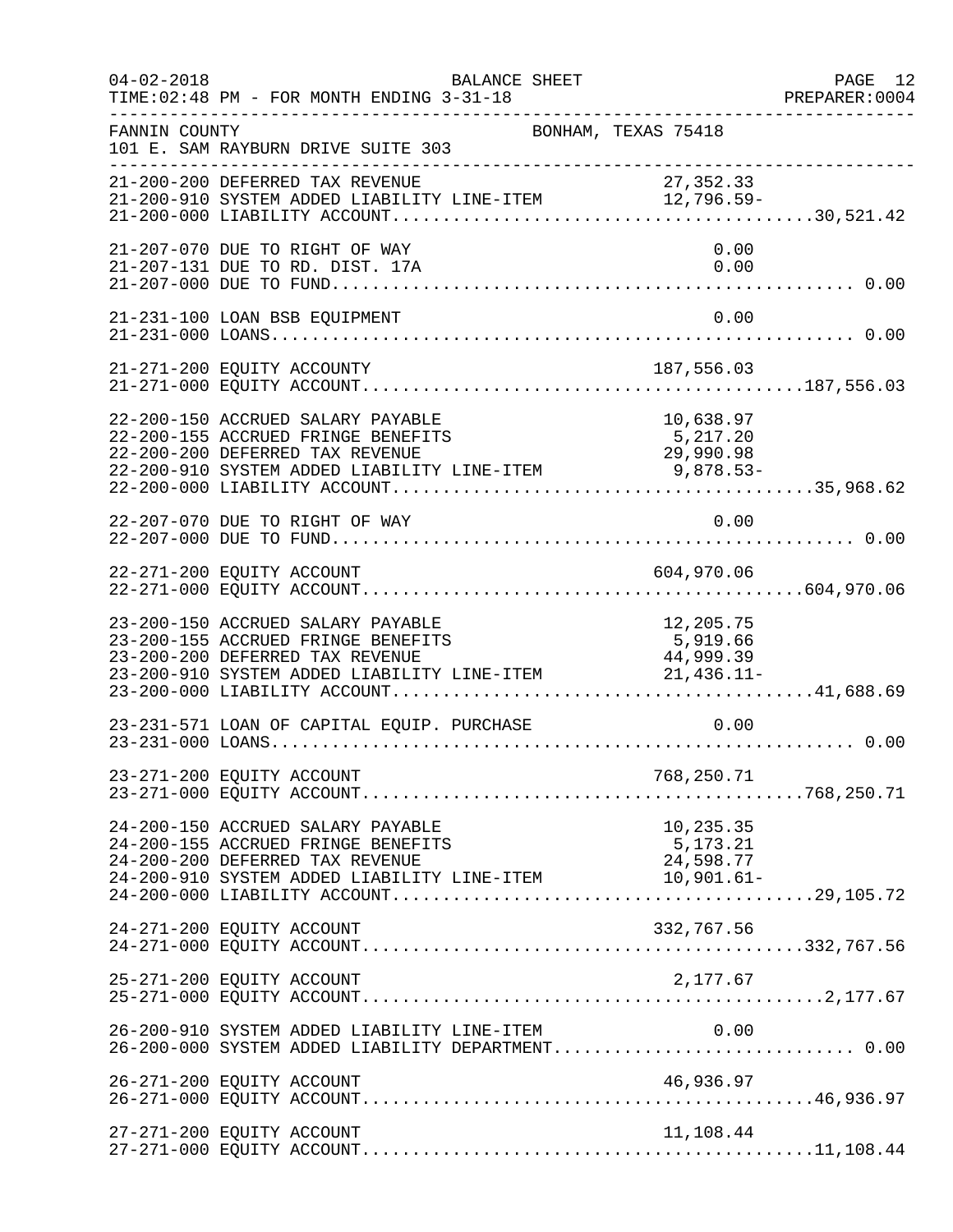FANNIN COUNTY BONHAM, TEXAS 75418
101 E. SAM RAYBURN DRIVE SUITE 303

| Account | Description | Amount | Total |
|---|---|---|---|
| 21-200-200 | DEFERRED TAX REVENUE | 27,352.33 | |
| 21-200-910 | SYSTEM ADDED LIABILITY LINE-ITEM | 12,796.59- | |
| 21-200-000 | LIABILITY ACCOUNT | | 30,521.42 |
| 21-207-070 | DUE TO RIGHT OF WAY | 0.00 | |
| 21-207-131 | DUE TO RD. DIST. 17A | 0.00 | |
| 21-207-000 | DUE TO FUND | | 0.00 |
| 21-231-100 | LOAN BSB EQUIPMENT | 0.00 | |
| 21-231-000 | LOANS | | 0.00 |
| 21-271-200 | EQUITY ACCOUNTY | 187,556.03 | |
| 21-271-000 | EQUITY ACCOUNT | | 187,556.03 |
| 22-200-150 | ACCRUED SALARY PAYABLE | 10,638.97 | |
| 22-200-155 | ACCRUED FRINGE BENEFITS | 5,217.20 | |
| 22-200-200 | DEFERRED TAX REVENUE | 29,990.98 | |
| 22-200-910 | SYSTEM ADDED LIABILITY LINE-ITEM | 9,878.53- | |
| 22-200-000 | LIABILITY ACCOUNT | | 35,968.62 |
| 22-207-070 | DUE TO RIGHT OF WAY | 0.00 | |
| 22-207-000 | DUE TO FUND | | 0.00 |
| 22-271-200 | EQUITY ACCOUNT | 604,970.06 | |
| 22-271-000 | EQUITY ACCOUNT | | 604,970.06 |
| 23-200-150 | ACCRUED SALARY PAYABLE | 12,205.75 | |
| 23-200-155 | ACCRUED FRINGE BENEFITS | 5,919.66 | |
| 23-200-200 | DEFERRED TAX REVENUE | 44,999.39 | |
| 23-200-910 | SYSTEM ADDED LIABILITY LINE-ITEM | 21,436.11- | |
| 23-200-000 | LIABILITY ACCOUNT | | 41,688.69 |
| 23-231-571 | LOAN OF CAPITAL EQUIP. PURCHASE | 0.00 | |
| 23-231-000 | LOANS | | 0.00 |
| 23-271-200 | EQUITY ACCOUNT | 768,250.71 | |
| 23-271-000 | EQUITY ACCOUNT | | 768,250.71 |
| 24-200-150 | ACCRUED SALARY PAYABLE | 10,235.35 | |
| 24-200-155 | ACCRUED FRINGE BENEFITS | 5,173.21 | |
| 24-200-200 | DEFERRED TAX REVENUE | 24,598.77 | |
| 24-200-910 | SYSTEM ADDED LIABILITY LINE-ITEM | 10,901.61- | |
| 24-200-000 | LIABILITY ACCOUNT | | 29,105.72 |
| 24-271-200 | EQUITY ACCOUNT | 332,767.56 | |
| 24-271-000 | EQUITY ACCOUNT | | 332,767.56 |
| 25-271-200 | EQUITY ACCOUNT | 2,177.67 | |
| 25-271-000 | EQUITY ACCOUNT | | 2,177.67 |
| 26-200-910 | SYSTEM ADDED LIABILITY LINE-ITEM | 0.00 | |
| 26-200-000 | SYSTEM ADDED LIABILITY DEPARTMENT | | 0.00 |
| 26-271-200 | EQUITY ACCOUNT | 46,936.97 | |
| 26-271-000 | EQUITY ACCOUNT | | 46,936.97 |
| 27-271-200 | EQUITY ACCOUNT | 11,108.44 | |
| 27-271-000 | EQUITY ACCOUNT | | 11,108.44 |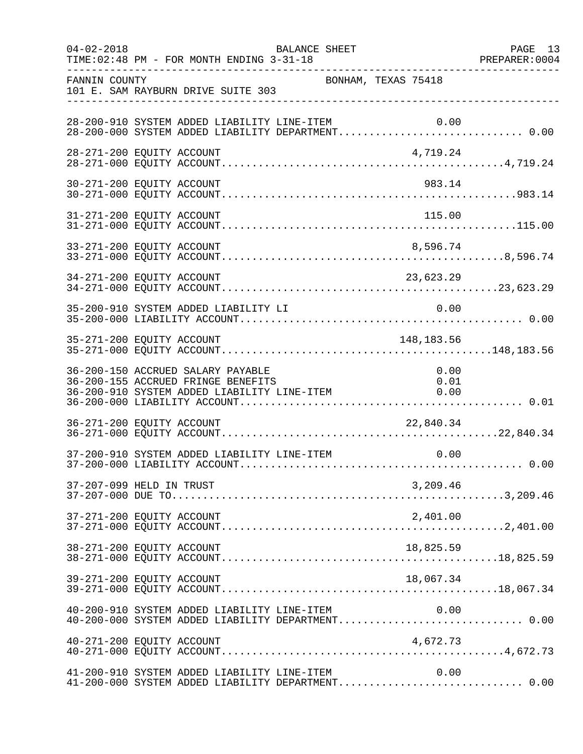FANNIN COUNTY BONHAM, TEXAS 75418
101 E. SAM RAYBURN DRIVE SUITE 303

BALANCE SHEET
04-02-2018
TIME:02:48 PM - FOR MONTH ENDING 3-31-18
PREPARER:0004

| Account | Description | Line-Item | Total |
|---|---|---|---|
| 28-200-910 | SYSTEM ADDED LIABILITY LINE-ITEM | 0.00 | |
| 28-200-000 | SYSTEM ADDED LIABILITY DEPARTMENT | | 0.00 |
| 28-271-200 | EQUITY ACCOUNT | 4,719.24 | |
| 28-271-000 | EQUITY ACCOUNT | | 4,719.24 |
| 30-271-200 | EQUITY ACCOUNT | 983.14 | |
| 30-271-000 | EQUITY ACCOUNT | | 983.14 |
| 31-271-200 | EQUITY ACCOUNT | 115.00 | |
| 31-271-000 | EQUITY ACCOUNT | | 115.00 |
| 33-271-200 | EQUITY ACCOUNT | 8,596.74 | |
| 33-271-000 | EQUITY ACCOUNT | | 8,596.74 |
| 34-271-200 | EQUITY ACCOUNT | 23,623.29 | |
| 34-271-000 | EQUITY ACCOUNT | | 23,623.29 |
| 35-200-910 | SYSTEM ADDED LIABILITY LI | 0.00 | |
| 35-200-000 | LIABILITY ACCOUNT | | 0.00 |
| 35-271-200 | EQUITY ACCOUNT | 148,183.56 | |
| 35-271-000 | EQUITY ACCOUNT | | 148,183.56 |
| 36-200-150 | ACCRUED SALARY PAYABLE | 0.00 | |
| 36-200-155 | ACCRUED FRINGE BENEFITS | 0.01 | |
| 36-200-910 | SYSTEM ADDED LIABILITY LINE-ITEM | 0.00 | |
| 36-200-000 | LIABILITY ACCOUNT | | 0.01 |
| 36-271-200 | EQUITY ACCOUNT | 22,840.34 | |
| 36-271-000 | EQUITY ACCOUNT | | 22,840.34 |
| 37-200-910 | SYSTEM ADDED LIABILITY LINE-ITEM | 0.00 | |
| 37-200-000 | LIABILITY ACCOUNT | | 0.00 |
| 37-207-099 | HELD IN TRUST | 3,209.46 | |
| 37-207-000 | DUE TO | | 3,209.46 |
| 37-271-200 | EQUITY ACCOUNT | 2,401.00 | |
| 37-271-000 | EQUITY ACCOUNT | | 2,401.00 |
| 38-271-200 | EQUITY ACCOUNT | 18,825.59 | |
| 38-271-000 | EQUITY ACCOUNT | | 18,825.59 |
| 39-271-200 | EQUITY ACCOUNT | 18,067.34 | |
| 39-271-000 | EQUITY ACCOUNT | | 18,067.34 |
| 40-200-910 | SYSTEM ADDED LIABILITY LINE-ITEM | 0.00 | |
| 40-200-000 | SYSTEM ADDED LIABILITY DEPARTMENT | | 0.00 |
| 40-271-200 | EQUITY ACCOUNT | 4,672.73 | |
| 40-271-000 | EQUITY ACCOUNT | | 4,672.73 |
| 41-200-910 | SYSTEM ADDED LIABILITY LINE-ITEM | 0.00 | |
| 41-200-000 | SYSTEM ADDED LIABILITY DEPARTMENT | | 0.00 |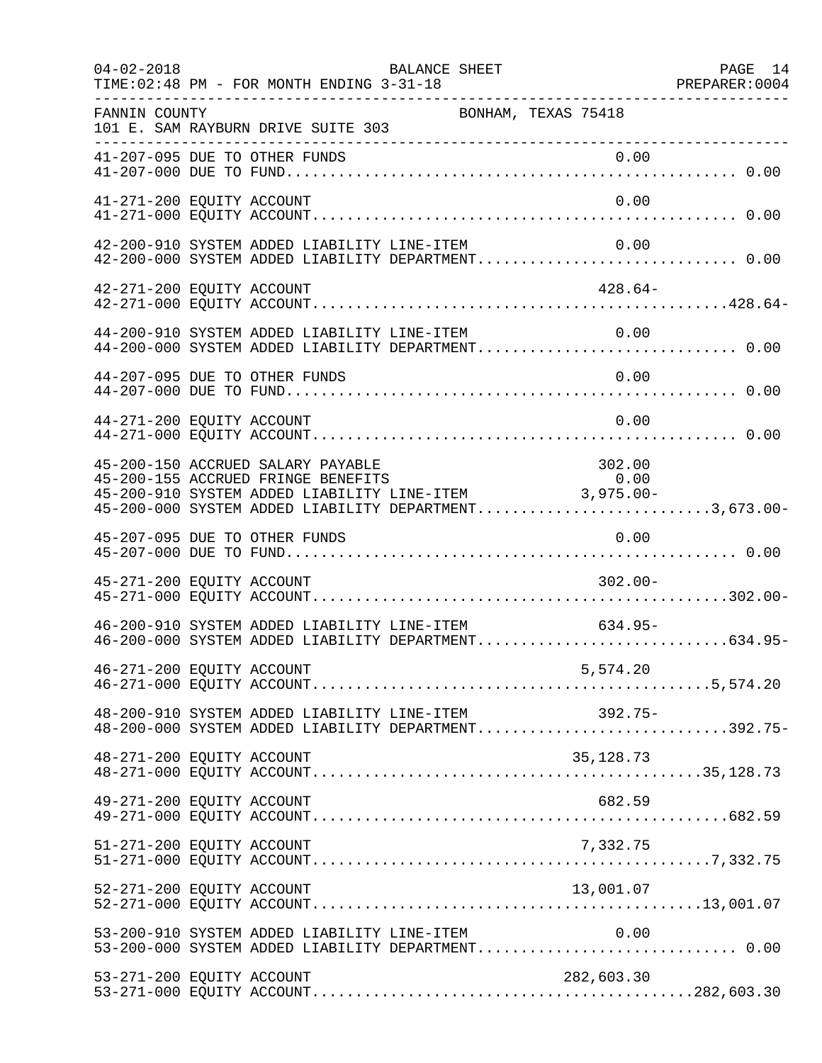FANNIN COUNTY BONHAM, TEXAS 75418
101 E. SAM RAYBURN DRIVE SUITE 303

| Account | Description | Line Amount | Department Total |
|---|---|---|---|
| 41-207-095 | DUE TO OTHER FUNDS | 0.00 | |
| 41-207-000 | DUE TO FUND | | 0.00 |
| 41-271-200 | EQUITY ACCOUNT | 0.00 | |
| 41-271-000 | EQUITY ACCOUNT | | 0.00 |
| 42-200-910 | SYSTEM ADDED LIABILITY LINE-ITEM | 0.00 | |
| 42-200-000 | SYSTEM ADDED LIABILITY DEPARTMENT | | 0.00 |
| 42-271-200 | EQUITY ACCOUNT | 428.64- | |
| 42-271-000 | EQUITY ACCOUNT | | 428.64- |
| 44-200-910 | SYSTEM ADDED LIABILITY LINE-ITEM | 0.00 | |
| 44-200-000 | SYSTEM ADDED LIABILITY DEPARTMENT | | 0.00 |
| 44-207-095 | DUE TO OTHER FUNDS | 0.00 | |
| 44-207-000 | DUE TO FUND | | 0.00 |
| 44-271-200 | EQUITY ACCOUNT | 0.00 | |
| 44-271-000 | EQUITY ACCOUNT | | 0.00 |
| 45-200-150 | ACCRUED SALARY PAYABLE | 302.00 | |
| 45-200-155 | ACCRUED FRINGE BENEFITS | 0.00 | |
| 45-200-910 | SYSTEM ADDED LIABILITY LINE-ITEM | 3,975.00- | |
| 45-200-000 | SYSTEM ADDED LIABILITY DEPARTMENT | | 3,673.00- |
| 45-207-095 | DUE TO OTHER FUNDS | 0.00 | |
| 45-207-000 | DUE TO FUND | | 0.00 |
| 45-271-200 | EQUITY ACCOUNT | 302.00- | |
| 45-271-000 | EQUITY ACCOUNT | | 302.00- |
| 46-200-910 | SYSTEM ADDED LIABILITY LINE-ITEM | 634.95- | |
| 46-200-000 | SYSTEM ADDED LIABILITY DEPARTMENT | | 634.95- |
| 46-271-200 | EQUITY ACCOUNT | 5,574.20 | |
| 46-271-000 | EQUITY ACCOUNT | | 5,574.20 |
| 48-200-910 | SYSTEM ADDED LIABILITY LINE-ITEM | 392.75- | |
| 48-200-000 | SYSTEM ADDED LIABILITY DEPARTMENT | | 392.75- |
| 48-271-200 | EQUITY ACCOUNT | 35,128.73 | |
| 48-271-000 | EQUITY ACCOUNT | | 35,128.73 |
| 49-271-200 | EQUITY ACCOUNT | 682.59 | |
| 49-271-000 | EQUITY ACCOUNT | | 682.59 |
| 51-271-200 | EQUITY ACCOUNT | 7,332.75 | |
| 51-271-000 | EQUITY ACCOUNT | | 7,332.75 |
| 52-271-200 | EQUITY ACCOUNT | 13,001.07 | |
| 52-271-000 | EQUITY ACCOUNT | | 13,001.07 |
| 53-200-910 | SYSTEM ADDED LIABILITY LINE-ITEM | 0.00 | |
| 53-200-000 | SYSTEM ADDED LIABILITY DEPARTMENT | | 0.00 |
| 53-271-200 | EQUITY ACCOUNT | 282,603.30 | |
| 53-271-000 | EQUITY ACCOUNT | | 282,603.30 |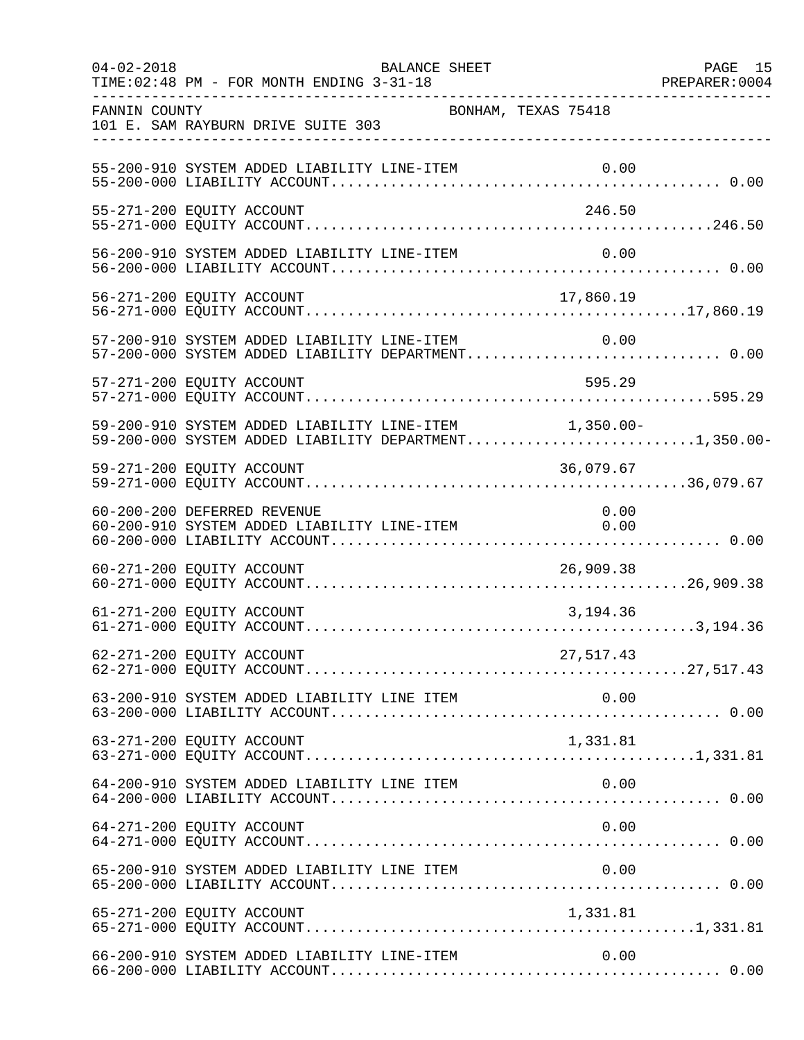FANNIN COUNTY BONHAM, TEXAS 75418
101 E. SAM RAYBURN DRIVE SUITE 303

BALANCE SHEET
TIME:02:48 PM - FOR MONTH ENDING 3-31-18

| Account | Description | Line Item | Total |
|---|---|---|---|
| 55-200-910 | SYSTEM ADDED LIABILITY LINE-ITEM | 0.00 | |
| 55-200-000 | LIABILITY ACCOUNT | | 0.00 |
| 55-271-200 | EQUITY ACCOUNT | 246.50 | |
| 55-271-000 | EQUITY ACCOUNT | | 246.50 |
| 56-200-910 | SYSTEM ADDED LIABILITY LINE-ITEM | 0.00 | |
| 56-200-000 | LIABILITY ACCOUNT | | 0.00 |
| 56-271-200 | EQUITY ACCOUNT | 17,860.19 | |
| 56-271-000 | EQUITY ACCOUNT | | 17,860.19 |
| 57-200-910 | SYSTEM ADDED LIABILITY LINE-ITEM | 0.00 | |
| 57-200-000 | SYSTEM ADDED LIABILITY DEPARTMENT | | 0.00 |
| 57-271-200 | EQUITY ACCOUNT | 595.29 | |
| 57-271-000 | EQUITY ACCOUNT | | 595.29 |
| 59-200-910 | SYSTEM ADDED LIABILITY LINE-ITEM | 1,350.00- | |
| 59-200-000 | SYSTEM ADDED LIABILITY DEPARTMENT | | 1,350.00- |
| 59-271-200 | EQUITY ACCOUNT | 36,079.67 | |
| 59-271-000 | EQUITY ACCOUNT | | 36,079.67 |
| 60-200-200 | DEFERRED REVENUE | 0.00 | |
| 60-200-910 | SYSTEM ADDED LIABILITY LINE-ITEM | 0.00 | |
| 60-200-000 | LIABILITY ACCOUNT | | 0.00 |
| 60-271-200 | EQUITY ACCOUNT | 26,909.38 | |
| 60-271-000 | EQUITY ACCOUNT | | 26,909.38 |
| 61-271-200 | EQUITY ACCOUNT | 3,194.36 | |
| 61-271-000 | EQUITY ACCOUNT | | 3,194.36 |
| 62-271-200 | EQUITY ACCOUNT | 27,517.43 | |
| 62-271-000 | EQUITY ACCOUNT | | 27,517.43 |
| 63-200-910 | SYSTEM ADDED LIABILITY LINE ITEM | 0.00 | |
| 63-200-000 | LIABILITY ACCOUNT | | 0.00 |
| 63-271-200 | EQUITY ACCOUNT | 1,331.81 | |
| 63-271-000 | EQUITY ACCOUNT | | 1,331.81 |
| 64-200-910 | SYSTEM ADDED LIABILITY LINE ITEM | 0.00 | |
| 64-200-000 | LIABILITY ACCOUNT | | 0.00 |
| 64-271-200 | EQUITY ACCOUNT | 0.00 | |
| 64-271-000 | EQUITY ACCOUNT | | 0.00 |
| 65-200-910 | SYSTEM ADDED LIABILITY LINE ITEM | 0.00 | |
| 65-200-000 | LIABILITY ACCOUNT | | 0.00 |
| 65-271-200 | EQUITY ACCOUNT | 1,331.81 | |
| 65-271-000 | EQUITY ACCOUNT | | 1,331.81 |
| 66-200-910 | SYSTEM ADDED LIABILITY LINE-ITEM | 0.00 | |
| 66-200-000 | LIABILITY ACCOUNT | | 0.00 |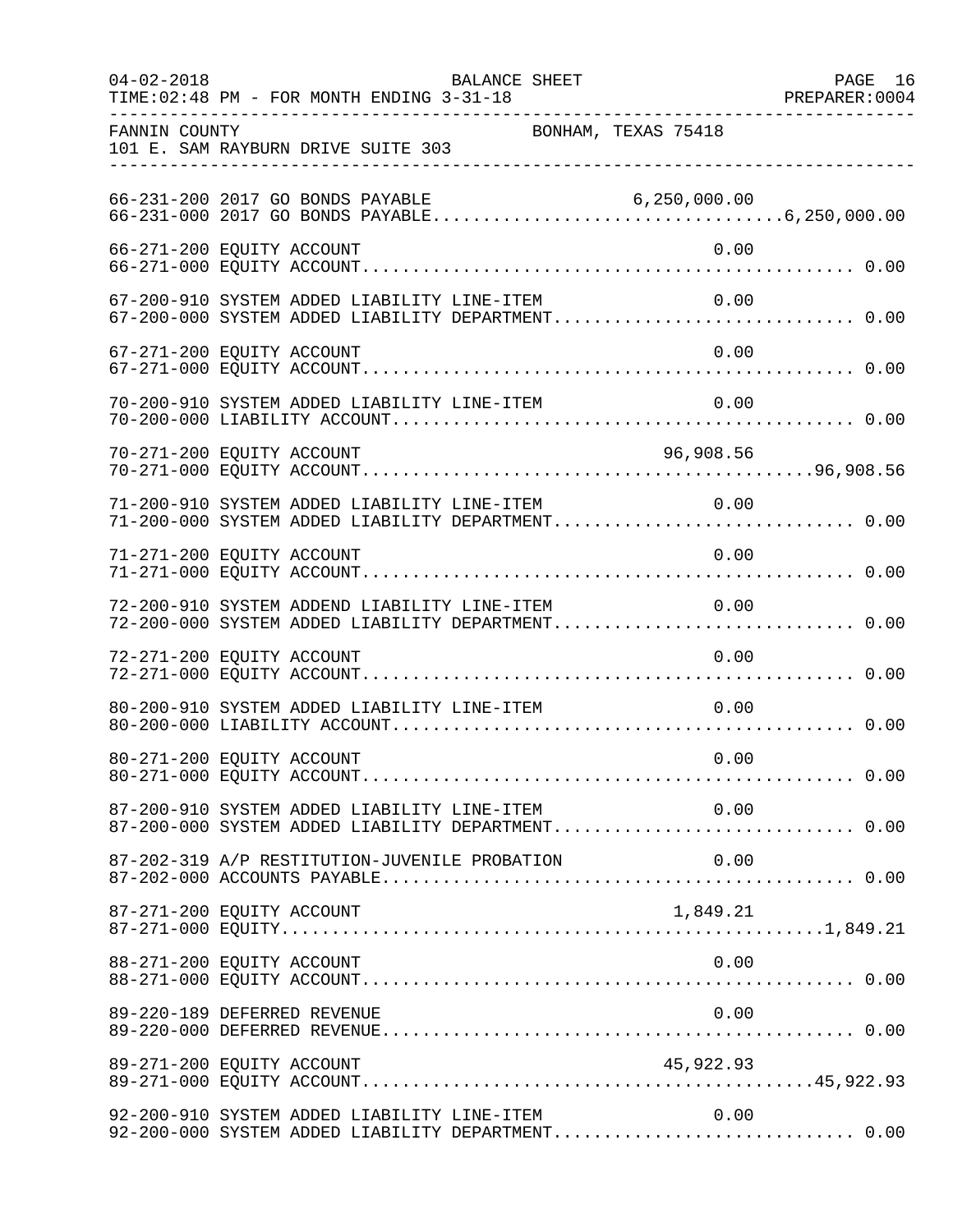FANNIN COUNTY BONHAM, TEXAS 75418
101 E. SAM RAYBURN DRIVE SUITE 303

```
66-231-200 2017 GO BONDS PAYABLE                             6,250,000.00
66-231-000 2017 GO BONDS PAYABLE.................................6,250,000.00

66-271-200 EQUITY ACCOUNT                                            0.00
66-271-000 EQUITY ACCOUNT............................................... 0.00

67-200-910 SYSTEM ADDED LIABILITY LINE-ITEM                          0.00
67-200-000 SYSTEM ADDED LIABILITY DEPARTMENT............................ 0.00

67-271-200 EQUITY ACCOUNT                                            0.00
67-271-000 EQUITY ACCOUNT............................................... 0.00

70-200-910 SYSTEM ADDED LIABILITY LINE-ITEM                          0.00
70-200-000 LIABILITY ACCOUNT............................................ 0.00

70-271-200 EQUITY ACCOUNT                                       96,908.56
70-271-000 EQUITY ACCOUNT...........................................96,908.56

71-200-910 SYSTEM ADDED LIABILITY LINE-ITEM                          0.00
71-200-000 SYSTEM ADDED LIABILITY DEPARTMENT............................ 0.00

71-271-200 EQUITY ACCOUNT                                            0.00
71-271-000 EQUITY ACCOUNT............................................... 0.00

72-200-910 SYSTEM ADDEND LIABILITY LINE-ITEM                         0.00
72-200-000 SYSTEM ADDED LIABILITY DEPARTMENT............................ 0.00

72-271-200 EQUITY ACCOUNT                                            0.00
72-271-000 EQUITY ACCOUNT............................................... 0.00

80-200-910 SYSTEM ADDED LIABILITY LINE-ITEM                          0.00
80-200-000 LIABILITY ACCOUNT............................................ 0.00

80-271-200 EQUITY ACCOUNT                                            0.00
80-271-000 EQUITY ACCOUNT............................................... 0.00

87-200-910 SYSTEM ADDED LIABILITY LINE-ITEM                          0.00
87-200-000 SYSTEM ADDED LIABILITY DEPARTMENT............................ 0.00

87-202-319 A/P RESTITUTION-JUVENILE PROBATION                        0.00
87-202-000 ACCOUNTS PAYABLE............................................. 0.00

87-271-200 EQUITY ACCOUNT                                        1,849.21
87-271-000 EQUITY...................................................1,849.21

88-271-200 EQUITY ACCOUNT                                            0.00
88-271-000 EQUITY ACCOUNT............................................... 0.00

89-220-189 DEFERRED REVENUE                                          0.00
89-220-000 DEFERRED REVENUE............................................. 0.00

89-271-200 EQUITY ACCOUNT                                       45,922.93
89-271-000 EQUITY ACCOUNT...........................................45,922.93

92-200-910 SYSTEM ADDED LIABILITY LINE-ITEM                          0.00
92-200-000 SYSTEM ADDED LIABILITY DEPARTMENT............................ 0.00
```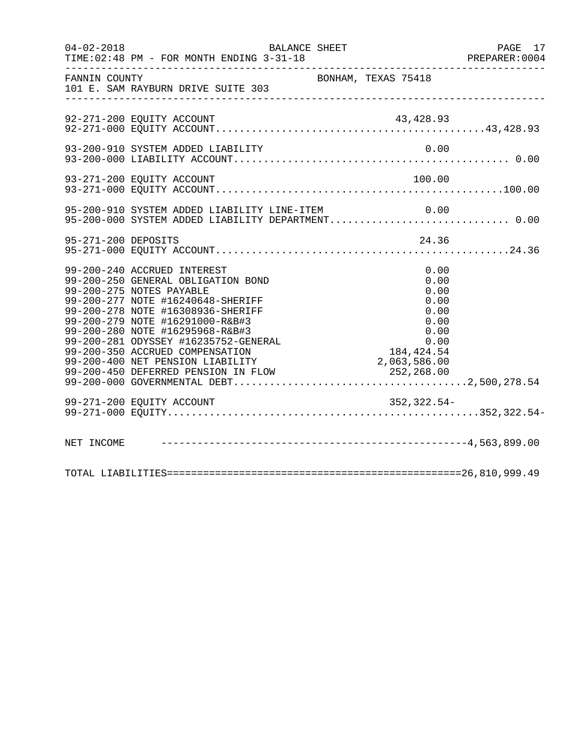FANNIN COUNTY BONHAM, TEXAS 75418
101 E. SAM RAYBURN DRIVE SUITE 303

BALANCE SHEET
TIME:02:48 PM - FOR MONTH ENDING 3-31-18
04-02-2018
PREPARER:0004

| | | |
|---|---|---|
| 92-271-200 EQUITY ACCOUNT | 43,428.93 | |
| 92-271-000 EQUITY ACCOUNT | | 43,428.93 |
| 93-200-910 SYSTEM ADDED LIABILITY | 0.00 | |
| 93-200-000 LIABILITY ACCOUNT | | 0.00 |
| 93-271-200 EQUITY ACCOUNT | 100.00 | |
| 93-271-000 EQUITY ACCOUNT | | 100.00 |
| 95-200-910 SYSTEM ADDED LIABILITY LINE-ITEM | 0.00 | |
| 95-200-000 SYSTEM ADDED LIABILITY DEPARTMENT | | 0.00 |
| 95-271-200 DEPOSITS | 24.36 | |
| 95-271-000 EQUITY ACCOUNT | | 24.36 |
| 99-200-240 ACCRUED INTEREST | 0.00 | |
| 99-200-250 GENERAL OBLIGATION BOND | 0.00 | |
| 99-200-275 NOTES PAYABLE | 0.00 | |
| 99-200-277 NOTE #16240648-SHERIFF | 0.00 | |
| 99-200-278 NOTE #16308936-SHERIFF | 0.00 | |
| 99-200-279 NOTE #16291000-R&B#3 | 0.00 | |
| 99-200-280 NOTE #16295968-R&B#3 | 0.00 | |
| 99-200-281 ODYSSEY #16235752-GENERAL | 0.00 | |
| 99-200-350 ACCRUED COMPENSATION | 184,424.54 | |
| 99-200-400 NET PENSION LIABILITY | 2,063,586.00 | |
| 99-200-450 DEFERRED PENSION IN FLOW | 252,268.00 | |
| 99-200-000 GOVERNMENTAL DEBT | | 2,500,278.54 |
| 99-271-200 EQUITY ACCOUNT | 352,322.54- | |
| 99-271-000 EQUITY | | 352,322.54- |
| NET INCOME | | 4,563,899.00 |
| TOTAL LIABILITIES | | 26,810,999.49 |